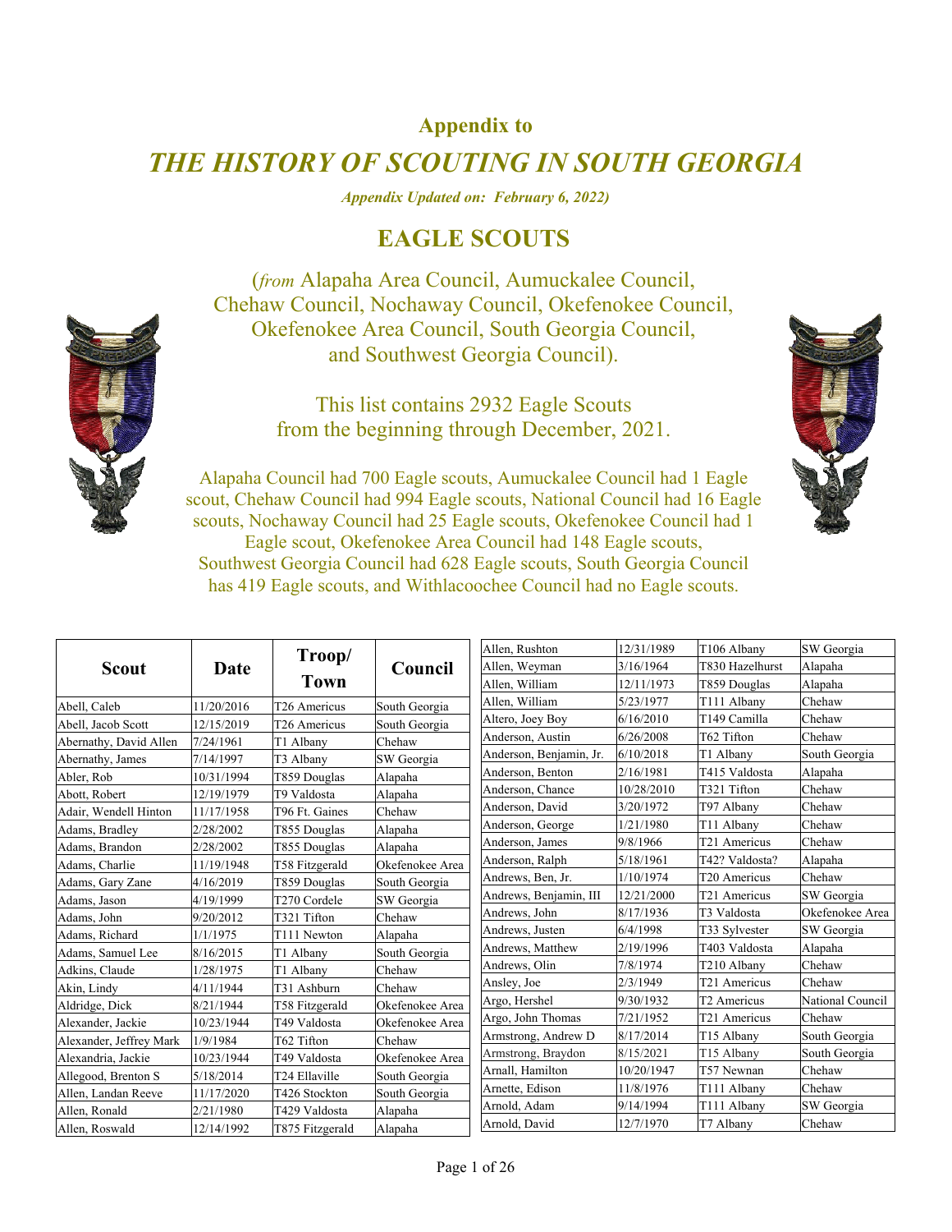### Appendix to

# *THE HISTORY OF SCOUTING IN SOUTH GEORGIA*

***Appendix Updated on: February 6, 2022)***

## EAGLE SCOUTS

(*from* Alapaha Area Council, Aumuckalee Council, Chehaw Council, Nochaway Council, Okefenokee Council, Okefenokee Area Council, South Georgia Council, and Southwest Georgia Council).

This list contains 2932 Eagle Scouts from the beginning through December, 2021.

Alapaha Council had 700 Eagle scouts, Aumuckalee Council had 1 Eagle scout, Chehaw Council had 994 Eagle scouts, National Council had 16 Eagle scouts, Nochaway Council had 25 Eagle scouts, Okefenokee Council had 1 Eagle scout, Okefenokee Area Council had 148 Eagle scouts, Southwest Georgia Council had 628 Eagle scouts, South Georgia Council has 419 Eagle scouts, and Withlacoochee Council had no Eagle scouts.

| Scout | Date | Troop/ Town | Council |
|---|---|---|---|
| Abell, Caleb | 11/20/2016 | T26 Americus | South Georgia |
| Abell, Jacob Scott | 12/15/2019 | T26 Americus | South Georgia |
| Abernathy, David Allen | 7/24/1961 | T1 Albany | Chehaw |
| Abernathy, James | 7/14/1997 | T3 Albany | SW Georgia |
| Abler, Rob | 10/31/1994 | T859 Douglas | Alapaha |
| Abott, Robert | 12/19/1979 | T9 Valdosta | Alapaha |
| Adair, Wendell Hinton | 11/17/1958 | T96 Ft. Gaines | Chehaw |
| Adams, Bradley | 2/28/2002 | T855 Douglas | Alapaha |
| Adams, Brandon | 2/28/2002 | T855 Douglas | Alapaha |
| Adams, Charlie | 11/19/1948 | T58 Fitzgerald | Okefenokee Area |
| Adams, Gary Zane | 4/16/2019 | T859 Douglas | South Georgia |
| Adams, Jason | 4/19/1999 | T270 Cordele | SW Georgia |
| Adams, John | 9/20/2012 | T321 Tifton | Chehaw |
| Adams, Richard | 1/1/1975 | T111 Newton | Alapaha |
| Adams, Samuel Lee | 8/16/2015 | T1 Albany | South Georgia |
| Adkins, Claude | 1/28/1975 | T1 Albany | Chehaw |
| Akin, Lindy | 4/11/1944 | T31 Ashburn | Chehaw |
| Aldridge, Dick | 8/21/1944 | T58 Fitzgerald | Okefenokee Area |
| Alexander, Jackie | 10/23/1944 | T49 Valdosta | Okefenokee Area |
| Alexander, Jeffrey Mark | 1/9/1984 | T62 Tifton | Chehaw |
| Alexandria, Jackie | 10/23/1944 | T49 Valdosta | Okefenokee Area |
| Allegood, Brenton S | 5/18/2014 | T24 Ellaville | South Georgia |
| Allen, Landan Reeve | 11/17/2020 | T426 Stockton | South Georgia |
| Allen, Ronald | 2/21/1980 | T429 Valdosta | Alapaha |
| Allen, Roswald | 12/14/1992 | T875 Fitzgerald | Alapaha |
| Allen, Rushton | 12/31/1989 | T106 Albany | SW Georgia |
| Allen, Weyman | 3/16/1964 | T830 Hazelhurst | Alapaha |
| Allen, William | 12/11/1973 | T859 Douglas | Alapaha |
| Allen, William | 5/23/1977 | T111 Albany | Chehaw |
| Altero, Joey Boy | 6/16/2010 | T149 Camilla | Chehaw |
| Anderson, Austin | 6/26/2008 | T62 Tifton | Chehaw |
| Anderson, Benjamin, Jr. | 6/10/2018 | T1 Albany | South Georgia |
| Anderson, Benton | 2/16/1981 | T415 Valdosta | Alapaha |
| Anderson, Chance | 10/28/2010 | T321 Tifton | Chehaw |
| Anderson, David | 3/20/1972 | T97 Albany | Chehaw |
| Anderson, George | 1/21/1980 | T11 Albany | Chehaw |
| Anderson, James | 9/8/1966 | T21 Americus | Chehaw |
| Anderson, Ralph | 5/18/1961 | T42? Valdosta? | Alapaha |
| Andrews, Ben, Jr. | 1/10/1974 | T20 Americus | Chehaw |
| Andrews, Benjamin, III | 12/21/2000 | T21 Americus | SW Georgia |
| Andrews, John | 8/17/1936 | T3 Valdosta | Okefenokee Area |
| Andrews, Justen | 6/4/1998 | T33 Sylvester | SW Georgia |
| Andrews, Matthew | 2/19/1996 | T403 Valdosta | Alapaha |
| Andrews, Olin | 7/8/1974 | T210 Albany | Chehaw |
| Ansley, Joe | 2/3/1949 | T21 Americus | Chehaw |
| Argo, Hershel | 9/30/1932 | T2 Americus | National Council |
| Argo, John Thomas | 7/21/1952 | T21 Americus | Chehaw |
| Armstrong, Andrew D | 8/17/2014 | T15 Albany | South Georgia |
| Armstrong, Braydon | 8/15/2021 | T15 Albany | South Georgia |
| Arnall, Hamilton | 10/20/1947 | T57 Newnan | Chehaw |
| Arnette, Edison | 11/8/1976 | T111 Albany | Chehaw |
| Arnold, Adam | 9/14/1994 | T111 Albany | SW Georgia |
| Arnold, David | 12/7/1970 | T7 Albany | Chehaw |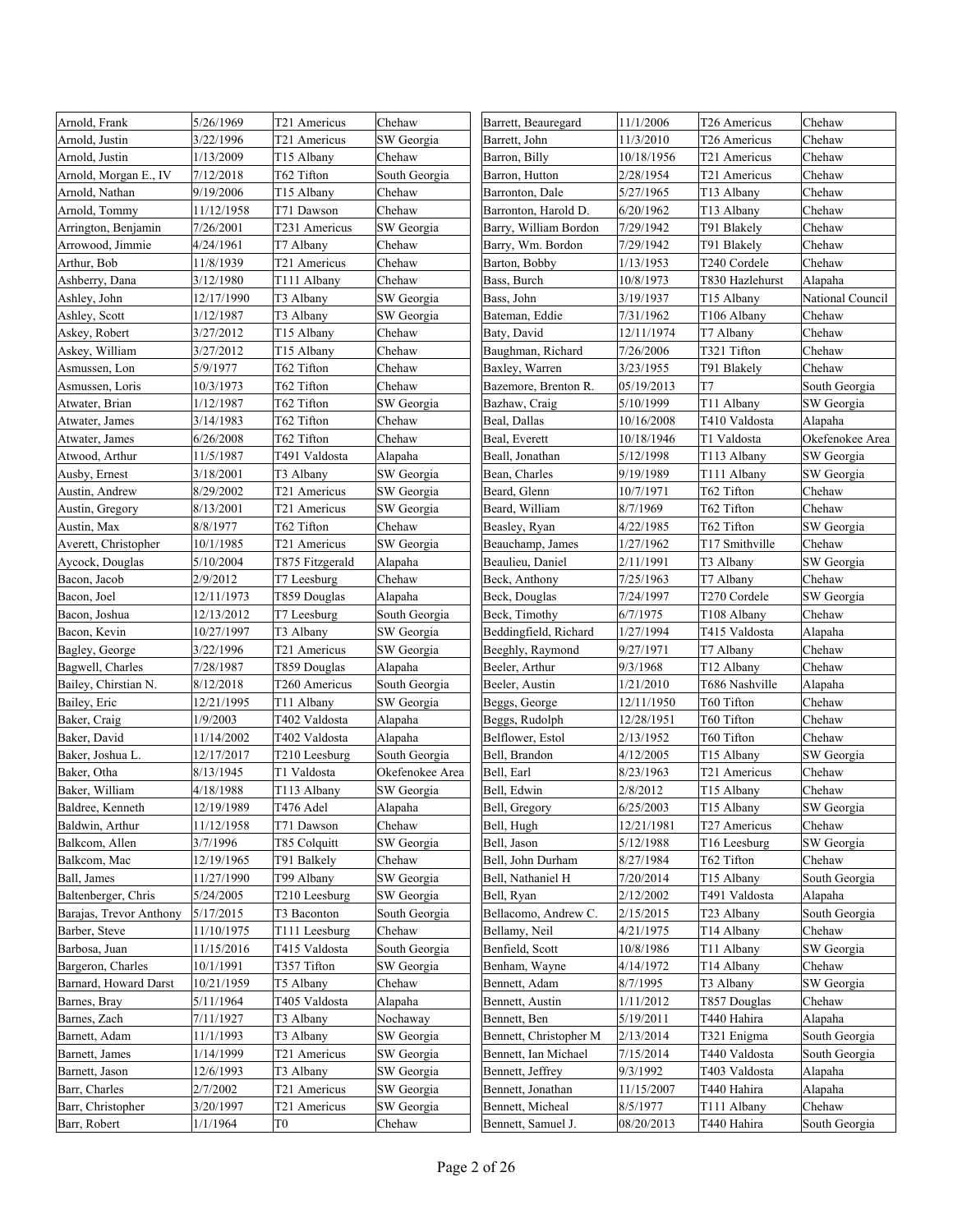| | | | |
|---|---|---|---|
| Arnold, Frank | 5/26/1969 | T21 Americus | Chehaw |
| Arnold, Justin | 3/22/1996 | T21 Americus | SW Georgia |
| Arnold, Justin | 1/13/2009 | T15 Albany | Chehaw |
| Arnold, Morgan E., IV | 7/12/2018 | T62 Tifton | South Georgia |
| Arnold, Nathan | 9/19/2006 | T15 Albany | Chehaw |
| Arnold, Tommy | 11/12/1958 | T71 Dawson | Chehaw |
| Arrington, Benjamin | 7/26/2001 | T231 Americus | SW Georgia |
| Arrowood, Jimmie | 4/24/1961 | T7 Albany | Chehaw |
| Arthur, Bob | 11/8/1939 | T21 Americus | Chehaw |
| Ashberry, Dana | 3/12/1980 | T111 Albany | Chehaw |
| Ashley, John | 12/17/1990 | T3 Albany | SW Georgia |
| Ashley, Scott | 1/12/1987 | T3 Albany | SW Georgia |
| Askey, Robert | 3/27/2012 | T15 Albany | Chehaw |
| Askey, William | 3/27/2012 | T15 Albany | Chehaw |
| Asmussen, Lon | 5/9/1977 | T62 Tifton | Chehaw |
| Asmussen, Loris | 10/3/1973 | T62 Tifton | Chehaw |
| Atwater, Brian | 1/12/1987 | T62 Tifton | SW Georgia |
| Atwater, James | 3/14/1983 | T62 Tifton | Chehaw |
| Atwater, James | 6/26/2008 | T62 Tifton | Chehaw |
| Atwood, Arthur | 11/5/1987 | T491 Valdosta | Alapaha |
| Ausby, Ernest | 3/18/2001 | T3 Albany | SW Georgia |
| Austin, Andrew | 8/29/2002 | T21 Americus | SW Georgia |
| Austin, Gregory | 8/13/2001 | T21 Americus | SW Georgia |
| Austin, Max | 8/8/1977 | T62 Tifton | Chehaw |
| Averett, Christopher | 10/1/1985 | T21 Americus | SW Georgia |
| Aycock, Douglas | 5/10/2004 | T875 Fitzgerald | Alapaha |
| Bacon, Jacob | 2/9/2012 | T7 Leesburg | Chehaw |
| Bacon, Joel | 12/11/1973 | T859 Douglas | Alapaha |
| Bacon, Joshua | 12/13/2012 | T7 Leesburg | South Georgia |
| Bacon, Kevin | 10/27/1997 | T3 Albany | SW Georgia |
| Bagley, George | 3/22/1996 | T21 Americus | SW Georgia |
| Bagwell, Charles | 7/28/1987 | T859 Douglas | Alapaha |
| Bailey, Christian N. | 8/12/2018 | T260 Americus | South Georgia |
| Bailey, Eric | 12/21/1995 | T11 Albany | SW Georgia |
| Baker, Craig | 1/9/2003 | T402 Valdosta | Alapaha |
| Baker, David | 11/14/2002 | T402 Valdosta | Alapaha |
| Baker, Joshua L. | 12/17/2017 | T210 Leesburg | South Georgia |
| Baker, Otha | 8/13/1945 | T1 Valdosta | Okefenokee Area |
| Baker, William | 4/18/1988 | T113 Albany | SW Georgia |
| Baldree, Kenneth | 12/19/1989 | T476 Adel | Alapaha |
| Baldwin, Arthur | 11/12/1958 | T71 Dawson | Chehaw |
| Balkcom, Allen | 3/7/1996 | T85 Colquitt | SW Georgia |
| Balkcom, Mac | 12/19/1965 | T91 Balkely | Chehaw |
| Ball, James | 11/27/1990 | T99 Albany | SW Georgia |
| Baltenberger, Chris | 5/24/2005 | T210 Leesburg | SW Georgia |
| Barajas, Trevor Anthony | 5/17/2015 | T3 Baconton | South Georgia |
| Barber, Steve | 11/10/1975 | T111 Leesburg | Chehaw |
| Barbosa, Juan | 11/15/2016 | T415 Valdosta | South Georgia |
| Bargeron, Charles | 10/1/1991 | T357 Tifton | SW Georgia |
| Barnard, Howard Darst | 10/21/1959 | T5 Albany | Chehaw |
| Barnes, Bray | 5/11/1964 | T405 Valdosta | Alapaha |
| Barnes, Zach | 7/11/1927 | T3 Albany | Nochaway |
| Barnett, Adam | 11/1/1993 | T3 Albany | SW Georgia |
| Barnett, James | 1/14/1999 | T21 Americus | SW Georgia |
| Barnett, Jason | 12/6/1993 | T3 Albany | SW Georgia |
| Barr, Charles | 2/7/2002 | T21 Americus | SW Georgia |
| Barr, Christopher | 3/20/1997 | T21 Americus | SW Georgia |
| Barr, Robert | 1/1/1964 | T0 | Chehaw |
| Barrett, Beauregard | 11/1/2006 | T26 Americus | Chehaw |
| Barrett, John | 11/3/2010 | T26 Americus | Chehaw |
| Barron, Billy | 10/18/1956 | T21 Americus | Chehaw |
| Barron, Hutton | 2/28/1954 | T21 Americus | Chehaw |
| Barronton, Dale | 5/27/1965 | T13 Albany | Chehaw |
| Barronton, Harold D. | 6/20/1962 | T13 Albany | Chehaw |
| Barry, William Bordon | 7/29/1942 | T91 Blakely | Chehaw |
| Barry, Wm. Bordon | 7/29/1942 | T91 Blakely | Chehaw |
| Barton, Bobby | 1/13/1953 | T240 Cordele | Chehaw |
| Bass, Burch | 10/8/1973 | T830 Hazlehurst | Alapaha |
| Bass, John | 3/19/1937 | T15 Albany | National Council |
| Bateman, Eddie | 7/31/1962 | T106 Albany | Chehaw |
| Baty, David | 12/11/1974 | T7 Albany | Chehaw |
| Baughman, Richard | 7/26/2006 | T321 Tifton | Chehaw |
| Baxley, Warren | 3/23/1955 | T91 Blakely | Chehaw |
| Bazemore, Brenton R. | 05/19/2013 | T7 | South Georgia |
| Bazhaw, Craig | 5/10/1999 | T11 Albany | SW Georgia |
| Beal, Dallas | 10/16/2008 | T410 Valdosta | Alapaha |
| Beal, Everett | 10/18/1946 | T1 Valdosta | Okefenokee Area |
| Beall, Jonathan | 5/12/1998 | T113 Albany | SW Georgia |
| Bean, Charles | 9/19/1989 | T111 Albany | SW Georgia |
| Beard, Glenn | 10/7/1971 | T62 Tifton | Chehaw |
| Beard, William | 8/7/1969 | T62 Tifton | Chehaw |
| Beasley, Ryan | 4/22/1985 | T62 Tifton | SW Georgia |
| Beauchamp, James | 1/27/1962 | T17 Smithville | Chehaw |
| Beaulieu, Daniel | 2/11/1991 | T3 Albany | SW Georgia |
| Beck, Anthony | 7/25/1963 | T7 Albany | Chehaw |
| Beck, Douglas | 7/24/1997 | T270 Cordele | SW Georgia |
| Beck, Timothy | 6/7/1975 | T108 Albany | Chehaw |
| Beddingfield, Richard | 1/27/1994 | T415 Valdosta | Alapaha |
| Beeghly, Raymond | 9/27/1971 | T7 Albany | Chehaw |
| Beeler, Arthur | 9/3/1968 | T12 Albany | Chehaw |
| Beeler, Austin | 1/21/2010 | T686 Nashville | Alapaha |
| Beggs, George | 12/11/1950 | T60 Tifton | Chehaw |
| Beggs, Rudolph | 12/28/1951 | T60 Tifton | Chehaw |
| Belflower, Estol | 2/13/1952 | T60 Tifton | Chehaw |
| Bell, Brandon | 4/12/2005 | T15 Albany | SW Georgia |
| Bell, Earl | 8/23/1963 | T21 Americus | Chehaw |
| Bell, Edwin | 2/8/2012 | T15 Albany | Chehaw |
| Bell, Gregory | 6/25/2003 | T15 Albany | SW Georgia |
| Bell, Hugh | 12/21/1981 | T27 Americus | Chehaw |
| Bell, Jason | 5/12/1988 | T16 Leesburg | SW Georgia |
| Bell, John Durham | 8/27/1984 | T62 Tifton | Chehaw |
| Bell, Nathaniel H | 7/20/2014 | T15 Albany | South Georgia |
| Bell, Ryan | 2/12/2002 | T491 Valdosta | Alapaha |
| Bellacomo, Andrew C. | 2/15/2015 | T23 Albany | South Georgia |
| Bellamy, Neil | 4/21/1975 | T14 Albany | Chehaw |
| Benfield, Scott | 10/8/1986 | T11 Albany | SW Georgia |
| Benham, Wayne | 4/14/1972 | T14 Albany | Chehaw |
| Bennett, Adam | 8/7/1995 | T3 Albany | SW Georgia |
| Bennett, Austin | 1/11/2012 | T857 Douglas | Chehaw |
| Bennett, Ben | 5/19/2011 | T440 Hahira | Alapaha |
| Bennett, Christopher M | 2/13/2014 | T321 Enigma | South Georgia |
| Bennett, Ian Michael | 7/15/2014 | T440 Valdosta | South Georgia |
| Bennett, Jeffrey | 9/3/1992 | T403 Valdosta | Alapaha |
| Bennett, Jonathan | 11/15/2007 | T440 Hahira | Alapaha |
| Bennett, Micheal | 8/5/1977 | T111 Albany | Chehaw |
| Bennett, Samuel J. | 08/20/2013 | T440 Hahira | South Georgia |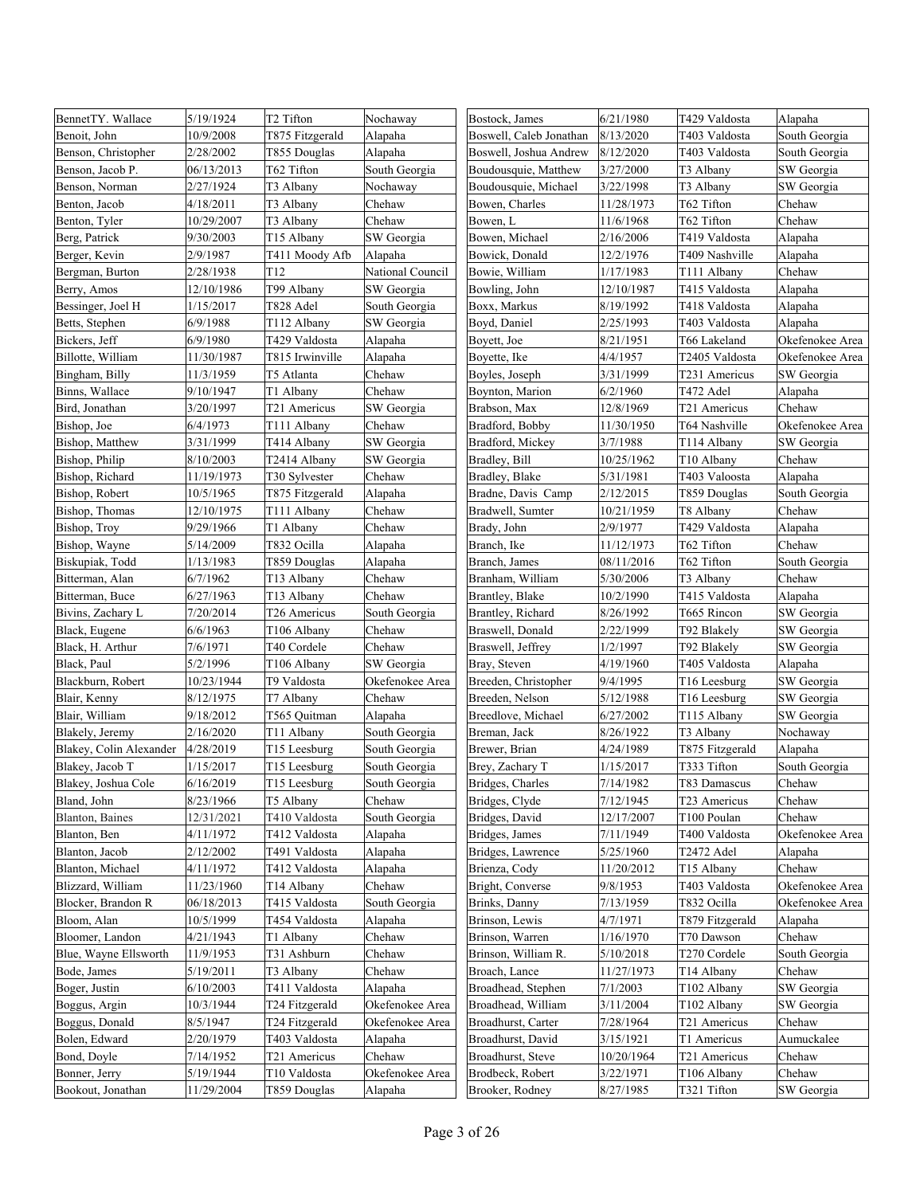| | | | |
|---|---|---|---|
| BennetTY. Wallace | 5/19/1924 | T2 Tifton | Nochaway |
| Benoit, John | 10/9/2008 | T875 Fitzgerald | Alapaha |
| Benson, Christopher | 2/28/2002 | T855 Douglas | Alapaha |
| Benson, Jacob P. | 06/13/2013 | T62 Tifton | South Georgia |
| Benson, Norman | 2/27/1924 | T3 Albany | Nochaway |
| Benton, Jacob | 4/18/2011 | T3 Albany | Chehaw |
| Benton, Tyler | 10/29/2007 | T3 Albany | Chehaw |
| Berg, Patrick | 9/30/2003 | T15 Albany | SW Georgia |
| Berger, Kevin | 2/9/1987 | T411 Moody Afb | Alapaha |
| Bergman, Burton | 2/28/1938 | T12 | National Council |
| Berry, Amos | 12/10/1986 | T99 Albany | SW Georgia |
| Bessinger, Joel H | 1/15/2017 | T828 Adel | South Georgia |
| Betts, Stephen | 6/9/1988 | T112 Albany | SW Georgia |
| Bickers, Jeff | 6/9/1980 | T429 Valdosta | Alapaha |
| Billotte, William | 11/30/1987 | T815 Irwinville | Alapaha |
| Bingham, Billy | 11/3/1959 | T5 Atlanta | Chehaw |
| Binns, Wallace | 9/10/1947 | T1 Albany | Chehaw |
| Bird, Jonathan | 3/20/1997 | T21 Americus | SW Georgia |
| Bishop, Joe | 6/4/1973 | T111 Albany | Chehaw |
| Bishop, Matthew | 3/31/1999 | T414 Albany | SW Georgia |
| Bishop, Philip | 8/10/2003 | T2414 Albany | SW Georgia |
| Bishop, Richard | 11/19/1973 | T30 Sylvester | Chehaw |
| Bishop, Robert | 10/5/1965 | T875 Fitzgerald | Alapaha |
| Bishop, Thomas | 12/10/1975 | T111 Albany | Chehaw |
| Bishop, Troy | 9/29/1966 | T1 Albany | Chehaw |
| Bishop, Wayne | 5/14/2009 | T832 Ocilla | Alapaha |
| Biskupiak, Todd | 1/13/1983 | T859 Douglas | Alapaha |
| Bitterman, Alan | 6/7/1962 | T13 Albany | Chehaw |
| Bitterman, Buce | 6/27/1963 | T13 Albany | Chehaw |
| Bivins, Zachary L | 7/20/2014 | T26 Americus | South Georgia |
| Black, Eugene | 6/6/1963 | T106 Albany | Chehaw |
| Black, H. Arthur | 7/6/1971 | T40 Cordele | Chehaw |
| Black, Paul | 5/2/1996 | T106 Albany | SW Georgia |
| Blackburn, Robert | 10/23/1944 | T9 Valdosta | Okefenokee Area |
| Blair, Kenny | 8/12/1975 | T7 Albany | Chehaw |
| Blair, William | 9/18/2012 | T565 Quitman | Alapaha |
| Blakely, Jeremy | 2/16/2020 | T11 Albany | South Georgia |
| Blakey, Colin Alexander | 4/28/2019 | T15 Leesburg | South Georgia |
| Blakey, Jacob T | 1/15/2017 | T15 Leesburg | South Georgia |
| Blakey, Joshua Cole | 6/16/2019 | T15 Leesburg | South Georgia |
| Bland, John | 8/23/1966 | T5 Albany | Chehaw |
| Blanton, Baines | 12/31/2021 | T410 Valdosta | South Georgia |
| Blanton, Ben | 4/11/1972 | T412 Valdosta | Alapaha |
| Blanton, Jacob | 2/12/2002 | T491 Valdosta | Alapaha |
| Blanton, Michael | 4/11/1972 | T412 Valdosta | Alapaha |
| Blizzard, William | 11/23/1960 | T14 Albany | Chehaw |
| Blocker, Brandon R | 06/18/2013 | T415 Valdosta | South Georgia |
| Bloom, Alan | 10/5/1999 | T454 Valdosta | Alapaha |
| Bloomer, Landon | 4/21/1943 | T1 Albany | Chehaw |
| Blue, Wayne Ellsworth | 11/9/1953 | T31 Ashburn | Chehaw |
| Bode, James | 5/19/2011 | T3 Albany | Chehaw |
| Boger, Justin | 6/10/2003 | T411 Valdosta | Alapaha |
| Boggus, Argin | 10/3/1944 | T24 Fitzgerald | Okefenokee Area |
| Boggus, Donald | 8/5/1947 | T24 Fitzgerald | Okefenokee Area |
| Bolen, Edward | 2/20/1979 | T403 Valdosta | Alapaha |
| Bond, Doyle | 7/14/1952 | T21 Americus | Chehaw |
| Bonner, Jerry | 5/19/1944 | T10 Valdosta | Okefenokee Area |
| Bookout, Jonathan | 11/29/2004 | T859 Douglas | Alapaha |
| Bostock, James | 6/21/1980 | T429 Valdosta | Alapaha |
| Boswell, Caleb Jonathan | 8/13/2020 | T403 Valdosta | South Georgia |
| Boswell, Joshua Andrew | 8/12/2020 | T403 Valdosta | South Georgia |
| Boudousquie, Matthew | 3/27/2000 | T3 Albany | SW Georgia |
| Boudousquie, Michael | 3/22/1998 | T3 Albany | SW Georgia |
| Bowen, Charles | 11/28/1973 | T62 Tifton | Chehaw |
| Bowen, L | 11/6/1968 | T62 Tifton | Chehaw |
| Bowen, Michael | 2/16/2006 | T419 Valdosta | Alapaha |
| Bowick, Donald | 12/2/1976 | T409 Nashville | Alapaha |
| Bowie, William | 1/17/1983 | T111 Albany | Chehaw |
| Bowling, John | 12/10/1987 | T415 Valdosta | Alapaha |
| Boxx, Markus | 8/19/1992 | T418 Valdosta | Alapaha |
| Boyd, Daniel | 2/25/1993 | T403 Valdosta | Alapaha |
| Boyett, Joe | 8/21/1951 | T66 Lakeland | Okefenokee Area |
| Boyette, Ike | 4/4/1957 | T2405 Valdosta | Okefenokee Area |
| Boyles, Joseph | 3/31/1999 | T231 Americus | SW Georgia |
| Boynton, Marion | 6/2/1960 | T472 Adel | Alapaha |
| Brabson, Max | 12/8/1969 | T21 Americus | Chehaw |
| Bradford, Bobby | 11/30/1950 | T64 Nashville | Okefenokee Area |
| Bradford, Mickey | 3/7/1988 | T114 Albany | SW Georgia |
| Bradley, Bill | 10/25/1962 | T10 Albany | Chehaw |
| Bradley, Blake | 5/31/1981 | T403 Valoosta | Alapaha |
| Bradne, Davis Camp | 2/12/2015 | T859 Douglas | South Georgia |
| Bradwell, Sumter | 10/21/1959 | T8 Albany | Chehaw |
| Brady, John | 2/9/1977 | T429 Valdosta | Alapaha |
| Branch, Ike | 11/12/1973 | T62 Tifton | Chehaw |
| Branch, James | 08/11/2016 | T62 Tifton | South Georgia |
| Branham, William | 5/30/2006 | T3 Albany | Chehaw |
| Brantley, Blake | 10/2/1990 | T415 Valdosta | Alapaha |
| Brantley, Richard | 8/26/1992 | T665 Rincon | SW Georgia |
| Braswell, Donald | 2/22/1999 | T92 Blakely | SW Georgia |
| Braswell, Jeffrey | 1/2/1997 | T92 Blakely | SW Georgia |
| Bray, Steven | 4/19/1960 | T405 Valdosta | Alapaha |
| Breeden, Christopher | 9/4/1995 | T16 Leesburg | SW Georgia |
| Breeden, Nelson | 5/12/1988 | T16 Leesburg | SW Georgia |
| Breedlove, Michael | 6/27/2002 | T115 Albany | SW Georgia |
| Breman, Jack | 8/26/1922 | T3 Albany | Nochaway |
| Brewer, Brian | 4/24/1989 | T875 Fitzgerald | Alapaha |
| Brey, Zachary T | 1/15/2017 | T333 Tifton | South Georgia |
| Bridges, Charles | 7/14/1982 | T83 Damascus | Chehaw |
| Bridges, Clyde | 7/12/1945 | T23 Americus | Chehaw |
| Bridges, David | 12/17/2007 | T100 Poulan | Chehaw |
| Bridges, James | 7/11/1949 | T400 Valdosta | Okefenokee Area |
| Bridges, Lawrence | 5/25/1960 | T2472 Adel | Alapaha |
| Brienza, Cody | 11/20/2012 | T15 Albany | Chehaw |
| Bright, Converse | 9/8/1953 | T403 Valdosta | Okefenokee Area |
| Brinks, Danny | 7/13/1959 | T832 Ocilla | Okefenokee Area |
| Brinson, Lewis | 4/7/1971 | T879 Fitzgerald | Alapaha |
| Brinson, Warren | 1/16/1970 | T70 Dawson | Chehaw |
| Brinson, William R. | 5/10/2018 | T270 Cordele | South Georgia |
| Broach, Lance | 11/27/1973 | T14 Albany | Chehaw |
| Broadhead, Stephen | 7/1/2003 | T102 Albany | SW Georgia |
| Broadhead, William | 3/11/2004 | T102 Albany | SW Georgia |
| Broadhurst, Carter | 7/28/1964 | T21 Americus | Chehaw |
| Broadhurst, David | 3/15/1921 | T1 Americus | Aumuckalee |
| Broadhurst, Steve | 10/20/1964 | T21 Americus | Chehaw |
| Brodbeck, Robert | 3/22/1971 | T106 Albany | Chehaw |
| Brooker, Rodney | 8/27/1985 | T321 Tifton | SW Georgia |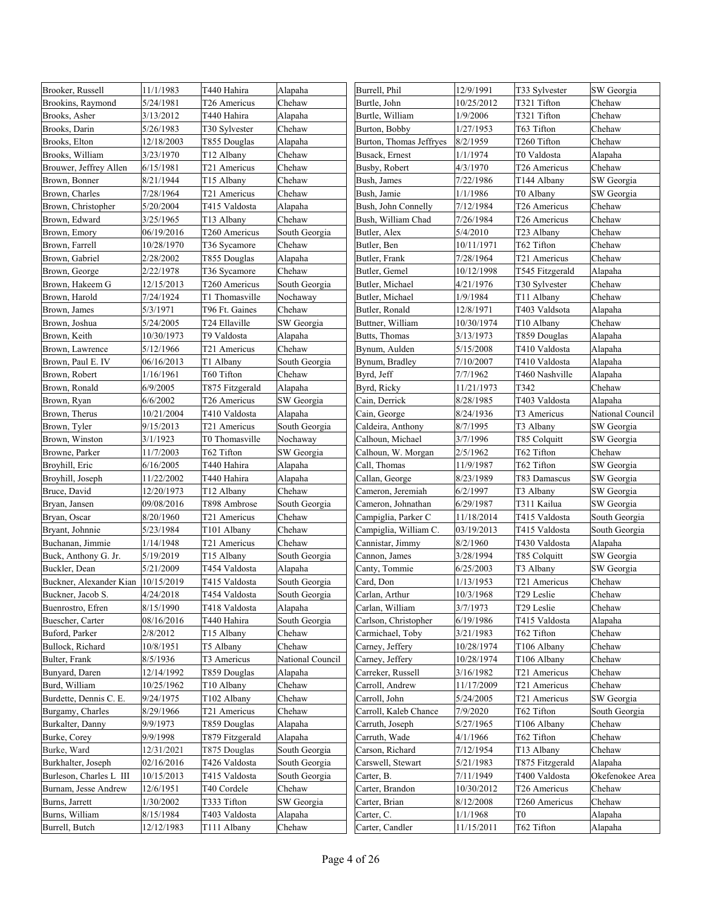| | | | |
|---|---|---|---|
| Brooker, Russell | 11/1/1983 | T440 Hahira | Alapaha |
| Brookins, Raymond | 5/24/1981 | T26 Americus | Chehaw |
| Brooks, Asher | 3/13/2012 | T440 Hahira | Alapaha |
| Brooks, Darin | 5/26/1983 | T30 Sylvester | Chehaw |
| Brooks, Elton | 12/18/2003 | T855 Douglas | Alapaha |
| Brooks, William | 3/23/1970 | T12 Albany | Chehaw |
| Brouwer, Jeffrey Allen | 6/15/1981 | T21 Americus | Chehaw |
| Brown, Bonner | 8/21/1944 | T15 Albany | Chehaw |
| Brown, Charles | 7/28/1964 | T21 Americus | Chehaw |
| Brown, Christopher | 5/20/2004 | T415 Valdosta | Alapaha |
| Brown, Edward | 3/25/1965 | T13 Albany | Chehaw |
| Brown, Emory | 06/19/2016 | T260 Americus | South Georgia |
| Brown, Farrell | 10/28/1970 | T36 Sycamore | Chehaw |
| Brown, Gabriel | 2/28/2002 | T855 Douglas | Alapaha |
| Brown, George | 2/22/1978 | T36 Sycamore | Chehaw |
| Brown, Hakeem G | 12/15/2013 | T260 Americus | South Georgia |
| Brown, Harold | 7/24/1924 | T1 Thomasville | Nochaway |
| Brown, James | 5/3/1971 | T96 Ft. Gaines | Chehaw |
| Brown, Joshua | 5/24/2005 | T24 Ellaville | SW Georgia |
| Brown, Keith | 10/30/1973 | T9 Valdosta | Alapaha |
| Brown, Lawrence | 5/12/1966 | T21 Americus | Chehaw |
| Brown, Paul E. IV | 06/16/2013 | T1 Albany | South Georgia |
| Brown, Robert | 1/16/1961 | T60 Tifton | Chehaw |
| Brown, Ronald | 6/9/2005 | T875 Fitzgerald | Alapaha |
| Brown, Ryan | 6/6/2002 | T26 Americus | SW Georgia |
| Brown, Therus | 10/21/2004 | T410 Valdosta | Alapaha |
| Brown, Tyler | 9/15/2013 | T21 Americus | South Georgia |
| Brown, Winston | 3/1/1923 | T0 Thomasville | Nochaway |
| Browne, Parker | 11/7/2003 | T62 Tifton | SW Georgia |
| Broyhill, Eric | 6/16/2005 | T440 Hahira | Alapaha |
| Broyhill, Joseph | 11/22/2002 | T440 Hahira | Alapaha |
| Bruce, David | 12/20/1973 | T12 Albany | Chehaw |
| Bryan, Jansen | 09/08/2016 | T898 Ambrose | South Georgia |
| Bryan, Oscar | 8/20/1960 | T21 Americus | Chehaw |
| Bryant, Johnnie | 5/23/1984 | T101 Albany | Chehaw |
| Buchanan, Jimmie | 1/14/1948 | T21 Americus | Chehaw |
| Buck, Anthony G. Jr. | 5/19/2019 | T15 Albany | South Georgia |
| Buckler, Dean | 5/21/2009 | T454 Valdosta | Alapaha |
| Buckner, Alexander Kian | 10/15/2019 | T415 Valdosta | South Georgia |
| Buckner, Jacob S. | 4/24/2018 | T454 Valdosta | South Georgia |
| Buenrostro, Efren | 8/15/1990 | T418 Valdosta | Alapaha |
| Buescher, Carter | 08/16/2016 | T440 Hahira | South Georgia |
| Buford, Parker | 2/8/2012 | T15 Albany | Chehaw |
| Bullock, Richard | 10/8/1951 | T5 Albany | Chehaw |
| Bulter, Frank | 8/5/1936 | T3 Americus | National Council |
| Bunyard, Daren | 12/14/1992 | T859 Douglas | Alapaha |
| Burd, William | 10/25/1962 | T10 Albany | Chehaw |
| Burdette, Dennis C. E. | 9/24/1975 | T102 Albany | Chehaw |
| Burgamy, Charles | 8/29/1966 | T21 Americus | Chehaw |
| Burkalter, Danny | 9/9/1973 | T859 Douglas | Alapaha |
| Burke, Corey | 9/9/1998 | T879 Fitzgerald | Alapaha |
| Burke, Ward | 12/31/2021 | T875 Douglas | South Georgia |
| Burkhalter, Joseph | 02/16/2016 | T426 Valdosta | South Georgia |
| Burleson, Charles L III | 10/15/2013 | T415 Valdosta | South Georgia |
| Burnam, Jesse Andrew | 12/6/1951 | T40 Cordele | Chehaw |
| Burns, Jarrett | 1/30/2002 | T333 Tifton | SW Georgia |
| Burns, William | 8/15/1984 | T403 Valdosta | Alapaha |
| Burrell, Butch | 12/12/1983 | T111 Albany | Chehaw |
| Burrell, Phil | 12/9/1991 | T33 Sylvester | SW Georgia |
| Burtle, John | 10/25/2012 | T321 Tifton | Chehaw |
| Burtle, William | 1/9/2006 | T321 Tifton | Chehaw |
| Burton, Bobby | 1/27/1953 | T63 Tifton | Chehaw |
| Burton, Thomas Jeffryes | 8/2/1959 | T260 Tifton | Chehaw |
| Busack, Ernest | 1/1/1974 | T0 Valdosta | Alapaha |
| Busby, Robert | 4/3/1970 | T26 Americus | Chehaw |
| Bush, James | 7/22/1986 | T144 Albany | SW Georgia |
| Bush, Jamie | 1/1/1986 | T0 Albany | SW Georgia |
| Bush, John Connelly | 7/12/1984 | T26 Americus | Chehaw |
| Bush, William Chad | 7/26/1984 | T26 Americus | Chehaw |
| Butler, Alex | 5/4/2010 | T23 Albany | Chehaw |
| Butler, Ben | 10/11/1971 | T62 Tifton | Chehaw |
| Butler, Frank | 7/28/1964 | T21 Americus | Chehaw |
| Butler, Gemel | 10/12/1998 | T545 Fitzgerald | Alapaha |
| Butler, Michael | 4/21/1976 | T30 Sylvester | Chehaw |
| Butler, Michael | 1/9/1984 | T11 Albany | Chehaw |
| Butler, Ronald | 12/8/1971 | T403 Valdsota | Alapaha |
| Buttner, William | 10/30/1974 | T10 Albany | Chehaw |
| Butts, Thomas | 3/13/1973 | T859 Douglas | Alapaha |
| Bynum, Aulden | 5/15/2008 | T410 Valdosta | Alapaha |
| Bynum, Bradley | 7/10/2007 | T410 Valdosta | Alapaha |
| Byrd, Jeff | 7/7/1962 | T460 Nashville | Alapaha |
| Byrd, Ricky | 11/21/1973 | T342 | Chehaw |
| Cain, Derrick | 8/28/1985 | T403 Valdosta | Alapaha |
| Cain, George | 8/24/1936 | T3 Americus | National Council |
| Caldeira, Anthony | 8/7/1995 | T3 Albany | SW Georgia |
| Calhoun, Michael | 3/7/1996 | T85 Colquitt | SW Georgia |
| Calhoun, W. Morgan | 2/5/1962 | T62 Tifton | Chehaw |
| Call, Thomas | 11/9/1987 | T62 Tifton | SW Georgia |
| Callan, George | 8/23/1989 | T83 Damascus | SW Georgia |
| Cameron, Jeremiah | 6/2/1997 | T3 Albany | SW Georgia |
| Cameron, Johnathan | 6/29/1987 | T311 Kailua | SW Georgia |
| Campiglia, Parker C | 11/18/2014 | T415 Valdosta | South Georgia |
| Campiglia, William C. | 03/19/2013 | T415 Valdosta | South Georgia |
| Cannistar, Jimmy | 8/2/1960 | T430 Valdosta | Alapaha |
| Cannon, James | 3/28/1994 | T85 Colquitt | SW Georgia |
| Canty, Tommie | 6/25/2003 | T3 Albany | SW Georgia |
| Card, Don | 1/13/1953 | T21 Americus | Chehaw |
| Carlan, Arthur | 10/3/1968 | T29 Leslie | Chehaw |
| Carlan, William | 3/7/1973 | T29 Leslie | Chehaw |
| Carlson, Christopher | 6/19/1986 | T415 Valdosta | Alapaha |
| Carmichael, Toby | 3/21/1983 | T62 Tifton | Chehaw |
| Carney, Jeffery | 10/28/1974 | T106 Albany | Chehaw |
| Carney, Jeffery | 10/28/1974 | T106 Albany | Chehaw |
| Carreker, Russell | 3/16/1982 | T21 Americus | Chehaw |
| Carroll, Andrew | 11/17/2009 | T21 Americus | Chehaw |
| Carroll, John | 5/24/2005 | T21 Americus | SW Georgia |
| Carroll, Kaleb Chance | 7/9/2020 | T62 Tifton | South Georgia |
| Carruth, Joseph | 5/27/1965 | T106 Albany | Chehaw |
| Carruth, Wade | 4/1/1966 | T62 Tifton | Chehaw |
| Carson, Richard | 7/12/1954 | T13 Albany | Chehaw |
| Carswell, Stewart | 5/21/1983 | T875 Fitzgerald | Alapaha |
| Carter, B. | 7/11/1949 | T400 Valdosta | Okefenokee Area |
| Carter, Brandon | 10/30/2012 | T26 Americus | Chehaw |
| Carter, Brian | 8/12/2008 | T260 Americus | Chehaw |
| Carter, C. | 1/1/1968 | T0 | Alapaha |
| Carter, Candler | 11/15/2011 | T62 Tifton | Alapaha |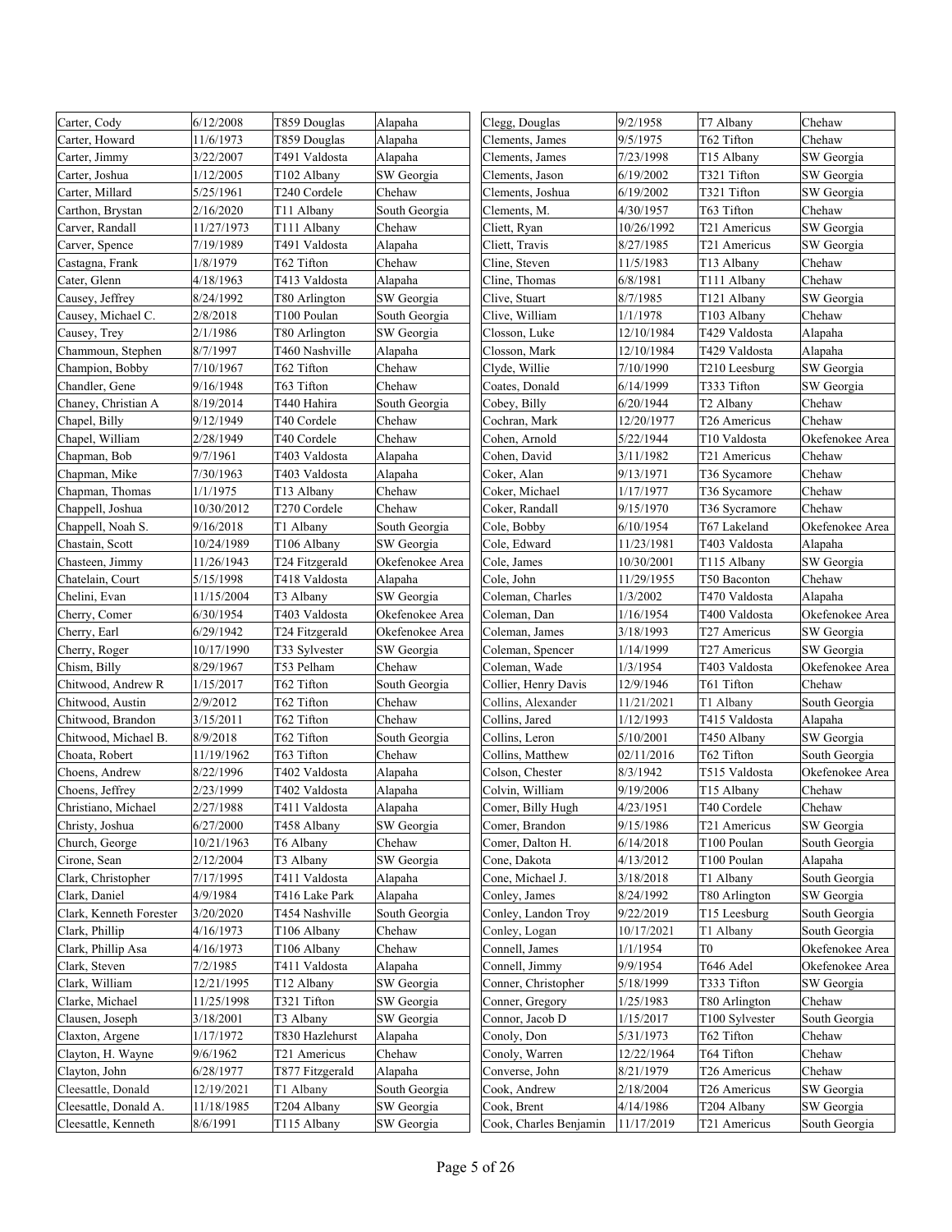| Carter, Cody | 6/12/2008 | T859 Douglas | Alapaha |
|---|---|---|---|
| Carter, Howard | 11/6/1973 | T859 Douglas | Alapaha |
| Carter, Jimmy | 3/22/2007 | T491 Valdosta | Alapaha |
| Carter, Joshua | 1/12/2005 | T102 Albany | SW Georgia |
| Carter, Millard | 5/25/1961 | T240 Cordele | Chehaw |
| Carthon, Brystan | 2/16/2020 | T11 Albany | South Georgia |
| Carver, Randall | 11/27/1973 | T111 Albany | Chehaw |
| Carver, Spence | 7/19/1989 | T491 Valdosta | Alapaha |
| Castagna, Frank | 1/8/1979 | T62 Tifton | Chehaw |
| Cater, Glenn | 4/18/1963 | T413 Valdosta | Alapaha |
| Causey, Jeffrey | 8/24/1992 | T80 Arlington | SW Georgia |
| Causey, Michael C. | 2/8/2018 | T100 Poulan | South Georgia |
| Causey, Trey | 2/1/1986 | T80 Arlington | SW Georgia |
| Chammoun, Stephen | 8/7/1997 | T460 Nashville | Alapaha |
| Champion, Bobby | 7/10/1967 | T62 Tifton | Chehaw |
| Chandler, Gene | 9/16/1948 | T63 Tifton | Chehaw |
| Chaney, Christian A | 8/19/2014 | T440 Hahira | South Georgia |
| Chapel, Billy | 9/12/1949 | T40 Cordele | Chehaw |
| Chapel, William | 2/28/1949 | T40 Cordele | Chehaw |
| Chapman, Bob | 9/7/1961 | T403 Valdosta | Alapaha |
| Chapman, Mike | 7/30/1963 | T403 Valdosta | Alapaha |
| Chapman, Thomas | 1/1/1975 | T13 Albany | Chehaw |
| Chappell, Joshua | 10/30/2012 | T270 Cordele | Chehaw |
| Chappell, Noah S. | 9/16/2018 | T1 Albany | South Georgia |
| Chastain, Scott | 10/24/1989 | T106 Albany | SW Georgia |
| Chasteen, Jimmy | 11/26/1943 | T24 Fitzgerald | Okefenokee Area |
| Chatelain, Court | 5/15/1998 | T418 Valdosta | Alapaha |
| Chelini, Evan | 11/15/2004 | T3 Albany | SW Georgia |
| Cherry, Comer | 6/30/1954 | T403 Valdosta | Okefenokee Area |
| Cherry, Earl | 6/29/1942 | T24 Fitzgerald | Okefenokee Area |
| Cherry, Roger | 10/17/1990 | T33 Sylvester | SW Georgia |
| Chism, Billy | 8/29/1967 | T53 Pelham | Chehaw |
| Chitwood, Andrew R | 1/15/2017 | T62 Tifton | South Georgia |
| Chitwood, Austin | 2/9/2012 | T62 Tifton | Chehaw |
| Chitwood, Brandon | 3/15/2011 | T62 Tifton | Chehaw |
| Chitwood, Michael B. | 8/9/2018 | T62 Tifton | South Georgia |
| Choata, Robert | 11/19/1962 | T63 Tifton | Chehaw |
| Choens, Andrew | 8/22/1996 | T402 Valdosta | Alapaha |
| Choens, Jeffrey | 2/23/1999 | T402 Valdosta | Alapaha |
| Christiano, Michael | 2/27/1988 | T411 Valdosta | Alapaha |
| Christy, Joshua | 6/27/2000 | T458 Albany | SW Georgia |
| Church, George | 10/21/1963 | T6 Albany | Chehaw |
| Cirone, Sean | 2/12/2004 | T3 Albany | SW Georgia |
| Clark, Christopher | 7/17/1995 | T411 Valdosta | Alapaha |
| Clark, Daniel | 4/9/1984 | T416 Lake Park | Alapaha |
| Clark, Kenneth Forester | 3/20/2020 | T454 Nashville | South Georgia |
| Clark, Phillip | 4/16/1973 | T106 Albany | Chehaw |
| Clark, Phillip Asa | 4/16/1973 | T106 Albany | Chehaw |
| Clark, Steven | 7/2/1985 | T411 Valdosta | Alapaha |
| Clark, William | 12/21/1995 | T12 Albany | SW Georgia |
| Clarke, Michael | 11/25/1998 | T321 Tifton | SW Georgia |
| Clausen, Joseph | 3/18/2001 | T3 Albany | SW Georgia |
| Claxton, Argene | 1/17/1972 | T830 Hazlehurst | Alapaha |
| Clayton, H. Wayne | 9/6/1962 | T21 Americus | Chehaw |
| Clayton, John | 6/28/1977 | T877 Fitzgerald | Alapaha |
| Cleesattle, Donald | 12/19/2021 | T1 Albany | South Georgia |
| Cleesattle, Donald A. | 11/18/1985 | T204 Albany | SW Georgia |
| Cleesattle, Kenneth | 8/6/1991 | T115 Albany | SW Georgia |
| Clegg, Douglas | 9/2/1958 | T7 Albany | Chehaw |
| Clements, James | 9/5/1975 | T62 Tifton | Chehaw |
| Clements, James | 7/23/1998 | T15 Albany | SW Georgia |
| Clements, Jason | 6/19/2002 | T321 Tifton | SW Georgia |
| Clements, Joshua | 6/19/2002 | T321 Tifton | SW Georgia |
| Clements, M. | 4/30/1957 | T63 Tifton | Chehaw |
| Cliett, Ryan | 10/26/1992 | T21 Americus | SW Georgia |
| Cliett, Travis | 8/27/1985 | T21 Americus | SW Georgia |
| Cline, Steven | 11/5/1983 | T13 Albany | Chehaw |
| Cline, Thomas | 6/8/1981 | T111 Albany | Chehaw |
| Clive, Stuart | 8/7/1985 | T121 Albany | SW Georgia |
| Clive, William | 1/1/1978 | T103 Albany | Chehaw |
| Closson, Luke | 12/10/1984 | T429 Valdosta | Alapaha |
| Closson, Mark | 12/10/1984 | T429 Valdosta | Alapaha |
| Clyde, Willie | 7/10/1990 | T210 Leesburg | SW Georgia |
| Coates, Donald | 6/14/1999 | T333 Tifton | SW Georgia |
| Cobey, Billy | 6/20/1944 | T2 Albany | Chehaw |
| Cochran, Mark | 12/20/1977 | T26 Americus | Chehaw |
| Cohen, Arnold | 5/22/1944 | T10 Valdosta | Okefenokee Area |
| Cohen, David | 3/11/1982 | T21 Americus | Chehaw |
| Coker, Alan | 9/13/1971 | T36 Sycamore | Chehaw |
| Coker, Michael | 1/17/1977 | T36 Sycamore | Chehaw |
| Coker, Randall | 9/15/1970 | T36 Sycramore | Chehaw |
| Cole, Bobby | 6/10/1954 | T67 Lakeland | Okefenokee Area |
| Cole, Edward | 11/23/1981 | T403 Valdosta | Alapaha |
| Cole, James | 10/30/2001 | T115 Albany | SW Georgia |
| Cole, John | 11/29/1955 | T50 Baconton | Chehaw |
| Coleman, Charles | 1/3/2002 | T470 Valdosta | Alapaha |
| Coleman, Dan | 1/16/1954 | T400 Valdosta | Okefenokee Area |
| Coleman, James | 3/18/1993 | T27 Americus | SW Georgia |
| Coleman, Spencer | 1/14/1999 | T27 Americus | SW Georgia |
| Coleman, Wade | 1/3/1954 | T403 Valdosta | Okefenokee Area |
| Collier, Henry Davis | 12/9/1946 | T61 Tifton | Chehaw |
| Collins, Alexander | 11/21/2021 | T1 Albany | South Georgia |
| Collins, Jared | 1/12/1993 | T415 Valdosta | Alapaha |
| Collins, Leron | 5/10/2001 | T450 Albany | SW Georgia |
| Collins, Matthew | 02/11/2016 | T62 Tifton | South Georgia |
| Colson, Chester | 8/3/1942 | T515 Valdosta | Okefenokee Area |
| Colvin, William | 9/19/2006 | T15 Albany | Chehaw |
| Comer, Billy Hugh | 4/23/1951 | T40 Cordele | Chehaw |
| Comer, Brandon | 9/15/1986 | T21 Americus | SW Georgia |
| Comer, Dalton H. | 6/14/2018 | T100 Poulan | South Georgia |
| Cone, Dakota | 4/13/2012 | T100 Poulan | Alapaha |
| Cone, Michael J. | 3/18/2018 | T1 Albany | South Georgia |
| Conley, James | 8/24/1992 | T80 Arlington | SW Georgia |
| Conley, Landon Troy | 9/22/2019 | T15 Leesburg | South Georgia |
| Conley, Logan | 10/17/2021 | T1 Albany | South Georgia |
| Connell, James | 1/1/1954 | T0 | Okefenokee Area |
| Connell, Jimmy | 9/9/1954 | T646 Adel | Okefenokee Area |
| Conner, Christopher | 5/18/1999 | T333 Tifton | SW Georgia |
| Conner, Gregory | 1/25/1983 | T80 Arlington | Chehaw |
| Connor, Jacob D | 1/15/2017 | T100 Sylvester | South Georgia |
| Conoly, Don | 5/31/1973 | T62 Tifton | Chehaw |
| Conoly, Warren | 12/22/1964 | T64 Tifton | Chehaw |
| Converse, John | 8/21/1979 | T26 Americus | Chehaw |
| Cook, Andrew | 2/18/2004 | T26 Americus | SW Georgia |
| Cook, Brent | 4/14/1986 | T204 Albany | SW Georgia |
| Cook, Charles Benjamin | 11/17/2019 | T21 Americus | South Georgia |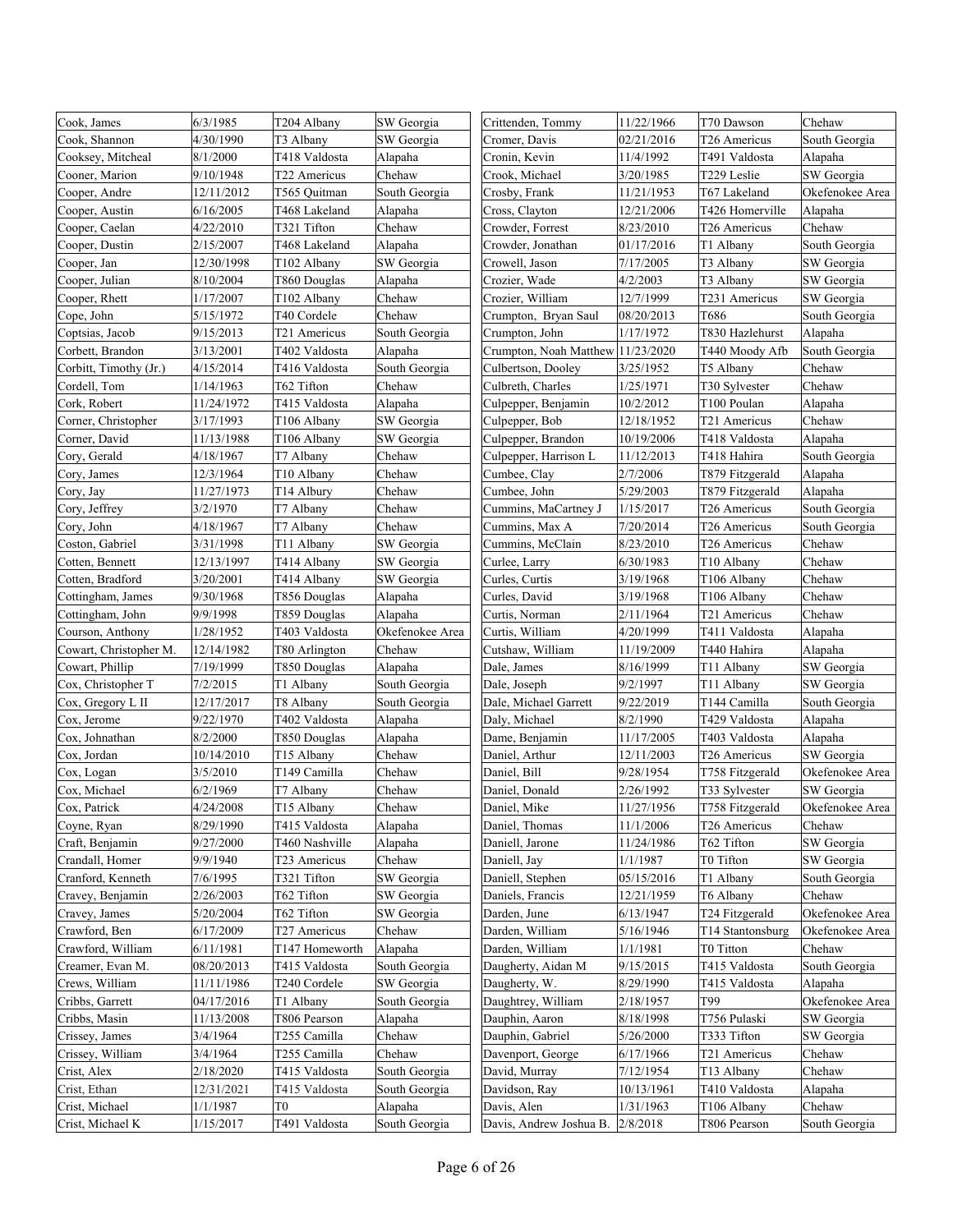| Cook, James | 6/3/1985 | T204 Albany | SW Georgia |
|---|---|---|---|
| Cook, Shannon | 4/30/1990 | T3 Albany | SW Georgia |
| Cooksey, Mitcheal | 8/1/2000 | T418 Valdosta | Alapaha |
| Cooner, Marion | 9/10/1948 | T22 Americus | Chehaw |
| Cooper, Andre | 12/11/2012 | T565 Quitman | South Georgia |
| Cooper, Austin | 6/16/2005 | T468 Lakeland | Alapaha |
| Cooper, Caelan | 4/22/2010 | T321 Tifton | Chehaw |
| Cooper, Dustin | 2/15/2007 | T468 Lakeland | Alapaha |
| Cooper, Jan | 12/30/1998 | T102 Albany | SW Georgia |
| Cooper, Julian | 8/10/2004 | T860 Douglas | Alapaha |
| Cooper, Rhett | 1/17/2007 | T102 Albany | Chehaw |
| Cope, John | 5/15/1972 | T40 Cordele | Chehaw |
| Coptsias, Jacob | 9/15/2013 | T21 Americus | South Georgia |
| Corbett, Brandon | 3/13/2001 | T402 Valdosta | Alapaha |
| Corbitt, Timothy (Jr.) | 4/15/2014 | T416 Valdosta | South Georgia |
| Cordell, Tom | 1/14/1963 | T62 Tifton | Chehaw |
| Cork, Robert | 11/24/1972 | T415 Valdosta | Alapaha |
| Corner, Christopher | 3/17/1993 | T106 Albany | SW Georgia |
| Corner, David | 11/13/1988 | T106 Albany | SW Georgia |
| Cory, Gerald | 4/18/1967 | T7 Albany | Chehaw |
| Cory, James | 12/3/1964 | T10 Albany | Chehaw |
| Cory, Jay | 11/27/1973 | T14 Albury | Chehaw |
| Cory, Jeffrey | 3/2/1970 | T7 Albany | Chehaw |
| Cory, John | 4/18/1967 | T7 Albany | Chehaw |
| Coston, Gabriel | 3/31/1998 | T11 Albany | SW Georgia |
| Cotten, Bennett | 12/13/1997 | T414 Albany | SW Georgia |
| Cotten, Bradford | 3/20/2001 | T414 Albany | SW Georgia |
| Cottingham, James | 9/30/1968 | T856 Douglas | Alapaha |
| Cottingham, John | 9/9/1998 | T859 Douglas | Alapaha |
| Courson, Anthony | 1/28/1952 | T403 Valdosta | Okefenokee Area |
| Cowart, Christopher M. | 12/14/1982 | T80 Arlington | Chehaw |
| Cowart, Phillip | 7/19/1999 | T850 Douglas | Alapaha |
| Cox, Christopher T | 7/2/2015 | T1 Albany | South Georgia |
| Cox, Gregory L II | 12/17/2017 | T8 Albany | South Georgia |
| Cox, Jerome | 9/22/1970 | T402 Valdosta | Alapaha |
| Cox, Johnathan | 8/2/2000 | T850 Douglas | Alapaha |
| Cox, Jordan | 10/14/2010 | T15 Albany | Chehaw |
| Cox, Logan | 3/5/2010 | T149 Camilla | Chehaw |
| Cox, Michael | 6/2/1969 | T7 Albany | Chehaw |
| Cox, Patrick | 4/24/2008 | T15 Albany | Chehaw |
| Coyne, Ryan | 8/29/1990 | T415 Valdosta | Alapaha |
| Craft, Benjamin | 9/27/2000 | T460 Nashville | Alapaha |
| Crandall, Homer | 9/9/1940 | T23 Americus | Chehaw |
| Cranford, Kenneth | 7/6/1995 | T321 Tifton | SW Georgia |
| Cravey, Benjamin | 2/26/2003 | T62 Tifton | SW Georgia |
| Cravey, James | 5/20/2004 | T62 Tifton | SW Georgia |
| Crawford, Ben | 6/17/2009 | T27 Americus | Chehaw |
| Crawford, William | 6/11/1981 | T147 Homeworth | Alapaha |
| Creamer, Evan M. | 08/20/2013 | T415 Valdosta | South Georgia |
| Crews, William | 11/11/1986 | T240 Cordele | SW Georgia |
| Cribbs, Garrett | 04/17/2016 | T1 Albany | South Georgia |
| Cribbs, Masin | 11/13/2008 | T806 Pearson | Alapaha |
| Crissey, James | 3/4/1964 | T255 Camilla | Chehaw |
| Crissey, William | 3/4/1964 | T255 Camilla | Chehaw |
| Crist, Alex | 2/18/2020 | T415 Valdosta | South Georgia |
| Crist, Ethan | 12/31/2021 | T415 Valdosta | South Georgia |
| Crist, Michael | 1/1/1987 | T0 | Alapaha |
| Crist, Michael K | 1/15/2017 | T491 Valdosta | South Georgia |
| Crittenden, Tommy | 11/22/1966 | T70 Dawson | Chehaw |
| Cromer, Davis | 02/21/2016 | T26 Americus | South Georgia |
| Cronin, Kevin | 11/4/1992 | T491 Valdosta | Alapaha |
| Crook, Michael | 3/20/1985 | T229 Leslie | SW Georgia |
| Crosby, Frank | 11/21/1953 | T67 Lakeland | Okefenokee Area |
| Cross, Clayton | 12/21/2006 | T426 Homerville | Alapaha |
| Crowder, Forrest | 8/23/2010 | T26 Americus | Chehaw |
| Crowder, Jonathan | 01/17/2016 | T1 Albany | South Georgia |
| Crowell, Jason | 7/17/2005 | T3 Albany | SW Georgia |
| Crozier, Wade | 4/2/2003 | T3 Albany | SW Georgia |
| Crozier, William | 12/7/1999 | T231 Americus | SW Georgia |
| Crumpton, Bryan Saul | 08/20/2013 | T686 | South Georgia |
| Crumpton, John | 1/17/1972 | T830 Hazlehurst | Alapaha |
| Crumpton, Noah Matthew | 11/23/2020 | T440 Moody Afb | South Georgia |
| Culbertson, Dooley | 3/25/1952 | T5 Albany | Chehaw |
| Culbreth, Charles | 1/25/1971 | T30 Sylvester | Chehaw |
| Culpepper, Benjamin | 10/2/2012 | T100 Poulan | Alapaha |
| Culpepper, Bob | 12/18/1952 | T21 Americus | Chehaw |
| Culpepper, Brandon | 10/19/2006 | T418 Valdosta | Alapaha |
| Culpepper, Harrison L | 11/12/2013 | T418 Hahira | South Georgia |
| Cumbee, Clay | 2/7/2006 | T879 Fitzgerald | Alapaha |
| Cumbee, John | 5/29/2003 | T879 Fitzgerald | Alapaha |
| Cummins, MaCartney J | 1/15/2017 | T26 Americus | South Georgia |
| Cummins, Max A | 7/20/2014 | T26 Americus | South Georgia |
| Cummins, McClain | 8/23/2010 | T26 Americus | Chehaw |
| Curlee, Larry | 6/30/1983 | T10 Albany | Chehaw |
| Curles, Curtis | 3/19/1968 | T106 Albany | Chehaw |
| Curles, David | 3/19/1968 | T106 Albany | Chehaw |
| Curtis, Norman | 2/11/1964 | T21 Americus | Chehaw |
| Curtis, William | 4/20/1999 | T411 Valdosta | Alapaha |
| Cutshaw, William | 11/19/2009 | T440 Hahira | Alapaha |
| Dale, James | 8/16/1999 | T11 Albany | SW Georgia |
| Dale, Joseph | 9/2/1997 | T11 Albany | SW Georgia |
| Dale, Michael Garrett | 9/22/2019 | T144 Camilla | South Georgia |
| Daly, Michael | 8/2/1990 | T429 Valdosta | Alapaha |
| Dame, Benjamin | 11/17/2005 | T403 Valdosta | Alapaha |
| Daniel, Arthur | 12/11/2003 | T26 Americus | SW Georgia |
| Daniel, Bill | 9/28/1954 | T758 Fitzgerald | Okefenokee Area |
| Daniel, Donald | 2/26/1992 | T33 Sylvester | SW Georgia |
| Daniel, Mike | 11/27/1956 | T758 Fitzgerald | Okefenokee Area |
| Daniel, Thomas | 11/1/2006 | T26 Americus | Chehaw |
| Daniell, Jarone | 11/24/1986 | T62 Tifton | SW Georgia |
| Daniell, Jay | 1/1/1987 | T0 Tifton | SW Georgia |
| Daniell, Stephen | 05/15/2016 | T1 Albany | South Georgia |
| Daniels, Francis | 12/21/1959 | T6 Albany | Chehaw |
| Darden, June | 6/13/1947 | T24 Fitzgerald | Okefenokee Area |
| Darden, William | 5/16/1946 | T14 Stantonsburg | Okefenokee Area |
| Darden, William | 1/1/1981 | T0 Titton | Chehaw |
| Daugherty, Aidan M | 9/15/2015 | T415 Valdosta | South Georgia |
| Daugherty, W. | 8/29/1990 | T415 Valdosta | Alapaha |
| Daughtrey, William | 2/18/1957 | T99 | Okefenokee Area |
| Dauphin, Aaron | 8/18/1998 | T756 Pulaski | SW Georgia |
| Dauphin, Gabriel | 5/26/2000 | T333 Tifton | SW Georgia |
| Davenport, George | 6/17/1966 | T21 Americus | Chehaw |
| David, Murray | 7/12/1954 | T13 Albany | Chehaw |
| Davidson, Ray | 10/13/1961 | T410 Valdosta | Alapaha |
| Davis, Alen | 1/31/1963 | T106 Albany | Chehaw |
| Davis, Andrew Joshua B. | 2/8/2018 | T806 Pearson | South Georgia |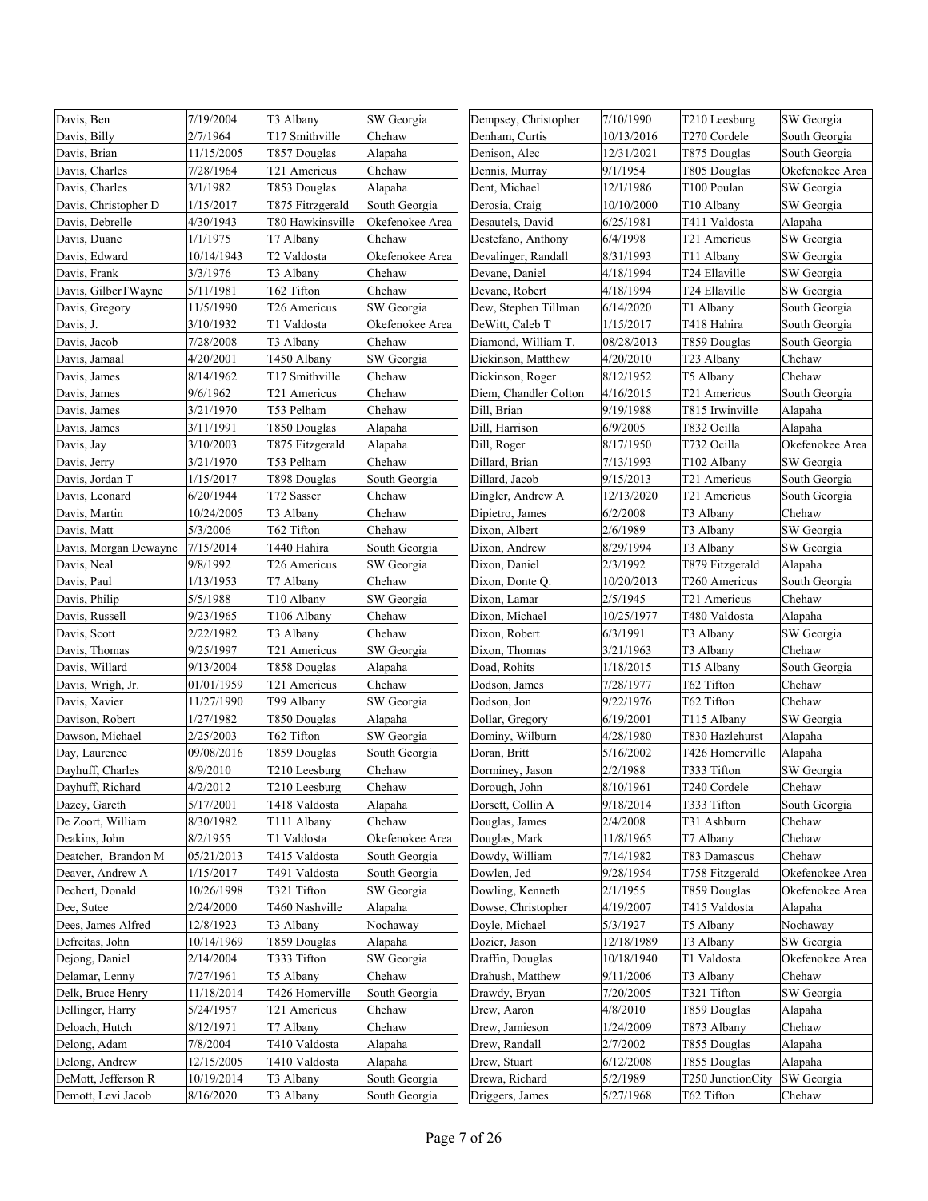| | | | |
|---|---|---|---|
| Davis, Ben | 7/19/2004 | T3 Albany | SW Georgia |
| Davis, Billy | 2/7/1964 | T17 Smithville | Chehaw |
| Davis, Brian | 11/15/2005 | T857 Douglas | Alapaha |
| Davis, Charles | 7/28/1964 | T21 Americus | Chehaw |
| Davis, Charles | 3/1/1982 | T853 Douglas | Alapaha |
| Davis, Christopher D | 1/15/2017 | T875 Fitrzgerald | South Georgia |
| Davis, Debrelle | 4/30/1943 | T80 Hawkinsville | Okefenokee Area |
| Davis, Duane | 1/1/1975 | T7 Albany | Chehaw |
| Davis, Edward | 10/14/1943 | T2 Valdosta | Okefenokee Area |
| Davis, Frank | 3/3/1976 | T3 Albany | Chehaw |
| Davis, GilberTWayne | 5/11/1981 | T62 Tifton | Chehaw |
| Davis, Gregory | 11/5/1990 | T26 Americus | SW Georgia |
| Davis, J. | 3/10/1932 | T1 Valdosta | Okefenokee Area |
| Davis, Jacob | 7/28/2008 | T3 Albany | Chehaw |
| Davis, Jamaal | 4/20/2001 | T450 Albany | SW Georgia |
| Davis, James | 8/14/1962 | T17 Smithville | Chehaw |
| Davis, James | 9/6/1962 | T21 Americus | Chehaw |
| Davis, James | 3/21/1970 | T53 Pelham | Chehaw |
| Davis, James | 3/11/1991 | T850 Douglas | Alapaha |
| Davis, Jay | 3/10/2003 | T875 Fitzgerald | Alapaha |
| Davis, Jerry | 3/21/1970 | T53 Pelham | Chehaw |
| Davis, Jordan T | 1/15/2017 | T898 Douglas | South Georgia |
| Davis, Leonard | 6/20/1944 | T72 Sasser | Chehaw |
| Davis, Martin | 10/24/2005 | T3 Albany | Chehaw |
| Davis, Matt | 5/3/2006 | T62 Tifton | Chehaw |
| Davis, Morgan Dewayne | 7/15/2014 | T440 Hahira | South Georgia |
| Davis, Neal | 9/8/1992 | T26 Americus | SW Georgia |
| Davis, Paul | 1/13/1953 | T7 Albany | Chehaw |
| Davis, Philip | 5/5/1988 | T10 Albany | SW Georgia |
| Davis, Russell | 9/23/1965 | T106 Albany | Chehaw |
| Davis, Scott | 2/22/1982 | T3 Albany | Chehaw |
| Davis, Thomas | 9/25/1997 | T21 Americus | SW Georgia |
| Davis, Willard | 9/13/2004 | T858 Douglas | Alapaha |
| Davis, Wrigh, Jr. | 01/01/1959 | T21 Americus | Chehaw |
| Davis, Xavier | 11/27/1990 | T99 Albany | SW Georgia |
| Davison, Robert | 1/27/1982 | T850 Douglas | Alapaha |
| Dawson, Michael | 2/25/2003 | T62 Tifton | SW Georgia |
| Day, Laurence | 09/08/2016 | T859 Douglas | South Georgia |
| Dayhuff, Charles | 8/9/2010 | T210 Leesburg | Chehaw |
| Dayhuff, Richard | 4/2/2012 | T210 Leesburg | Chehaw |
| Dazey, Gareth | 5/17/2001 | T418 Valdosta | Alapaha |
| De Zoort, William | 8/30/1982 | T111 Albany | Chehaw |
| Deakins, John | 8/2/1955 | T1 Valdosta | Okefenokee Area |
| Deatcher, Brandon M | 05/21/2013 | T415 Valdosta | South Georgia |
| Deaver, Andrew A | 1/15/2017 | T491 Valdosta | South Georgia |
| Dechert, Donald | 10/26/1998 | T321 Tifton | SW Georgia |
| Dee, Sutee | 2/24/2000 | T460 Nashville | Alapaha |
| Dees, James Alfred | 12/8/1923 | T3 Albany | Nochaway |
| Defreitas, John | 10/14/1969 | T859 Douglas | Alapaha |
| Dejong, Daniel | 2/14/2004 | T333 Tifton | SW Georgia |
| Delamar, Lenny | 7/27/1961 | T5 Albany | Chehaw |
| Delk, Bruce Henry | 11/18/2014 | T426 Homerville | South Georgia |
| Dellinger, Harry | 5/24/1957 | T21 Americus | Chehaw |
| Deloach, Hutch | 8/12/1971 | T7 Albany | Chehaw |
| Delong, Adam | 7/8/2004 | T410 Valdosta | Alapaha |
| Delong, Andrew | 12/15/2005 | T410 Valdosta | Alapaha |
| DeMott, Jefferson R | 10/19/2014 | T3 Albany | South Georgia |
| Demott, Levi Jacob | 8/16/2020 | T3 Albany | South Georgia |
| Dempsey, Christopher | 7/10/1990 | T210 Leesburg | SW Georgia |
| Denham, Curtis | 10/13/2016 | T270 Cordele | South Georgia |
| Denison, Alec | 12/31/2021 | T875 Douglas | South Georgia |
| Dennis, Murray | 9/1/1954 | T805 Douglas | Okefenokee Area |
| Dent, Michael | 12/1/1986 | T100 Poulan | SW Georgia |
| Derosia, Craig | 10/10/2000 | T10 Albany | SW Georgia |
| Desautels, David | 6/25/1981 | T411 Valdosta | Alapaha |
| Destefano, Anthony | 6/4/1998 | T21 Americus | SW Georgia |
| Devalinger, Randall | 8/31/1993 | T11 Albany | SW Georgia |
| Devane, Daniel | 4/18/1994 | T24 Ellaville | SW Georgia |
| Devane, Robert | 4/18/1994 | T24 Ellaville | SW Georgia |
| Dew, Stephen Tillman | 6/14/2020 | T1 Albany | South Georgia |
| DeWitt, Caleb T | 1/15/2017 | T418 Hahira | South Georgia |
| Diamond, William T. | 08/28/2013 | T859 Douglas | South Georgia |
| Dickinson, Matthew | 4/20/2010 | T23 Albany | Chehaw |
| Dickinson, Roger | 8/12/1952 | T5 Albany | Chehaw |
| Diem, Chandler Colton | 4/16/2015 | T21 Americus | South Georgia |
| Dill, Brian | 9/19/1988 | T815 Irwinville | Alapaha |
| Dill, Harrison | 6/9/2005 | T832 Ocilla | Alapaha |
| Dill, Roger | 8/17/1950 | T732 Ocilla | Okefenokee Area |
| Dillard, Brian | 7/13/1993 | T102 Albany | SW Georgia |
| Dillard, Jacob | 9/15/2013 | T21 Americus | South Georgia |
| Dingler, Andrew A | 12/13/2020 | T21 Americus | South Georgia |
| Dipietro, James | 6/2/2008 | T3 Albany | Chehaw |
| Dixon, Albert | 2/6/1989 | T3 Albany | SW Georgia |
| Dixon, Andrew | 8/29/1994 | T3 Albany | SW Georgia |
| Dixon, Daniel | 2/3/1992 | T879 Fitzgerald | Alapaha |
| Dixon, Donte Q. | 10/20/2013 | T260 Americus | South Georgia |
| Dixon, Lamar | 2/5/1945 | T21 Americus | Chehaw |
| Dixon, Michael | 10/25/1977 | T480 Valdosta | Alapaha |
| Dixon, Robert | 6/3/1991 | T3 Albany | SW Georgia |
| Dixon, Thomas | 3/21/1963 | T3 Albany | Chehaw |
| Doad, Rohits | 1/18/2015 | T15 Albany | South Georgia |
| Dodson, James | 7/28/1977 | T62 Tifton | Chehaw |
| Dodson, Jon | 9/22/1976 | T62 Tifton | Chehaw |
| Dollar, Gregory | 6/19/2001 | T115 Albany | SW Georgia |
| Dominy, Wilburn | 4/28/1980 | T830 Hazlehurst | Alapaha |
| Doran, Britt | 5/16/2002 | T426 Homerville | Alapaha |
| Dorminey, Jason | 2/2/1988 | T333 Tifton | SW Georgia |
| Dorough, John | 8/10/1961 | T240 Cordele | Chehaw |
| Dorsett, Collin A | 9/18/2014 | T333 Tifton | South Georgia |
| Douglas, James | 2/4/2008 | T31 Ashburn | Chehaw |
| Douglas, Mark | 11/8/1965 | T7 Albany | Chehaw |
| Dowdy, William | 7/14/1982 | T83 Damascus | Chehaw |
| Dowlen, Jed | 9/28/1954 | T758 Fitzgerald | Okefenokee Area |
| Dowling, Kenneth | 2/1/1955 | T859 Douglas | Okefenokee Area |
| Dowse, Christopher | 4/19/2007 | T415 Valdosta | Alapaha |
| Doyle, Michael | 5/3/1927 | T5 Albany | Nochaway |
| Dozier, Jason | 12/18/1989 | T3 Albany | SW Georgia |
| Draffin, Douglas | 10/18/1940 | T1 Valdosta | Okefenokee Area |
| Drahush, Matthew | 9/11/2006 | T3 Albany | Chehaw |
| Drawdy, Bryan | 7/20/2005 | T321 Tifton | SW Georgia |
| Drew, Aaron | 4/8/2010 | T859 Douglas | Alapaha |
| Drew, Jamieson | 1/24/2009 | T873 Albany | Chehaw |
| Drew, Randall | 2/7/2002 | T855 Douglas | Alapaha |
| Drew, Stuart | 6/12/2008 | T855 Douglas | Alapaha |
| Drewa, Richard | 5/2/1989 | T250 JunctionCity | SW Georgia |
| Driggers, James | 5/27/1968 | T62 Tifton | Chehaw |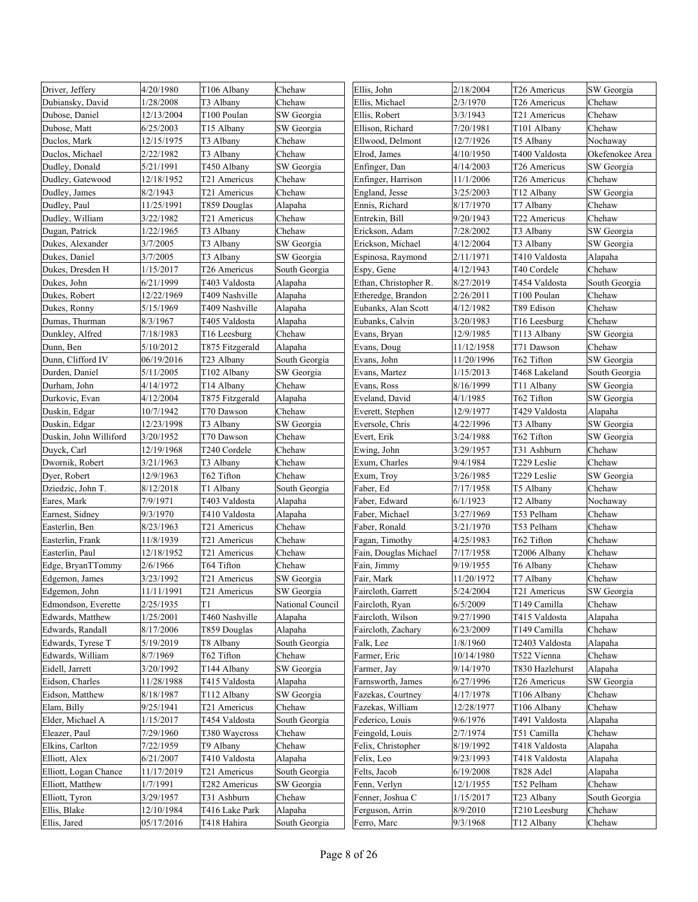| | | | |
|---|---|---|---|
| Driver, Jeffery | 4/20/1980 | T106 Albany | Chehaw |
| Dubiansky, David | 1/28/2008 | T3 Albany | Chehaw |
| Dubose, Daniel | 12/13/2004 | T100 Poulan | SW Georgia |
| Dubose, Matt | 6/25/2003 | T15 Albany | SW Georgia |
| Duclos, Mark | 12/15/1975 | T3 Albany | Chehaw |
| Duclos, Michael | 2/22/1982 | T3 Albany | Chehaw |
| Dudley, Donald | 5/21/1991 | T450 Albany | SW Georgia |
| Dudley, Gatewood | 12/18/1952 | T21 Americus | Chehaw |
| Dudley, James | 8/2/1943 | T21 Americus | Chehaw |
| Dudley, Paul | 11/25/1991 | T859 Douglas | Alapaha |
| Dudley, William | 3/22/1982 | T21 Americus | Chehaw |
| Dugan, Patrick | 1/22/1965 | T3 Albany | Chehaw |
| Dukes, Alexander | 3/7/2005 | T3 Albany | SW Georgia |
| Dukes, Daniel | 3/7/2005 | T3 Albany | SW Georgia |
| Dukes, Dresden H | 1/15/2017 | T26 Americus | South Georgia |
| Dukes, John | 6/21/1999 | T403 Valdosta | Alapaha |
| Dukes, Robert | 12/22/1969 | T409 Nashville | Alapaha |
| Dukes, Ronny | 5/15/1969 | T409 Nashville | Alapaha |
| Dumas, Thurman | 8/3/1967 | T405 Valdosta | Alapaha |
| Dunkley, Alfred | 7/18/1983 | T16 Leesburg | Chehaw |
| Dunn, Ben | 5/10/2012 | T875 Fitzgerald | Alapaha |
| Dunn, Clifford IV | 06/19/2016 | T23 Albany | South Georgia |
| Durden, Daniel | 5/11/2005 | T102 Albany | SW Georgia |
| Durham, John | 4/14/1972 | T14 Albany | Chehaw |
| Durkovic, Evan | 4/12/2004 | T875 Fitzgerald | Alapaha |
| Duskin, Edgar | 10/7/1942 | T70 Dawson | Chehaw |
| Duskin, Edgar | 12/23/1998 | T3 Albany | SW Georgia |
| Duskin, John Williford | 3/20/1952 | T70 Dawson | Chehaw |
| Duyck, Carl | 12/19/1968 | T240 Cordele | Chehaw |
| Dwornik, Robert | 3/21/1963 | T3 Albany | Chehaw |
| Dyer, Robert | 12/9/1963 | T62 Tifton | Chehaw |
| Dziedzic, John T. | 8/12/2018 | T1 Albany | South Georgia |
| Eares, Mark | 7/9/1971 | T403 Valdosta | Alapaha |
| Earnest, Sidney | 9/3/1970 | T410 Valdosta | Alapaha |
| Easterlin, Ben | 8/23/1963 | T21 Americus | Chehaw |
| Easterlin, Frank | 11/8/1939 | T21 Americus | Chehaw |
| Easterlin, Paul | 12/18/1952 | T21 Americus | Chehaw |
| Edge, BryanTTommy | 2/6/1966 | T64 Tifton | Chehaw |
| Edgemon, James | 3/23/1992 | T21 Americus | SW Georgia |
| Edgemon, John | 11/11/1991 | T21 Americus | SW Georgia |
| Edmondson, Everette | 2/25/1935 | T1 | National Council |
| Edwards, Matthew | 1/25/2001 | T460 Nashville | Alapaha |
| Edwards, Randall | 8/17/2006 | T859 Douglas | Alapaha |
| Edwards, Tyrese T | 5/19/2019 | T8 Albany | South Georgia |
| Edwards, William | 8/7/1969 | T62 Tifton | Chehaw |
| Eidell, Jarrett | 3/20/1992 | T144 Albany | SW Georgia |
| Eidson, Charles | 11/28/1988 | T415 Valdosta | Alapaha |
| Eidson, Matthew | 8/18/1987 | T112 Albany | SW Georgia |
| Elam, Billy | 9/25/1941 | T21 Americus | Chehaw |
| Elder, Michael A | 1/15/2017 | T454 Valdosta | South Georgia |
| Eleazer, Paul | 7/29/1960 | T380 Waycross | Chehaw |
| Elkins, Carlton | 7/22/1959 | T9 Albany | Chehaw |
| Elliott, Alex | 6/21/2007 | T410 Valdosta | Alapaha |
| Elliott, Logan Chance | 11/17/2019 | T21 Americus | South Georgia |
| Elliott, Matthew | 1/7/1991 | T282 Americus | SW Georgia |
| Elliott, Tyron | 3/29/1957 | T31 Ashburn | Chehaw |
| Ellis, Blake | 12/10/1984 | T416 Lake Park | Alapaha |
| Ellis, Jared | 05/17/2016 | T418 Hahira | South Georgia |
| Ellis, John | 2/18/2004 | T26 Americus | SW Georgia |
| Ellis, Michael | 2/3/1970 | T26 Americus | Chehaw |
| Ellis, Robert | 3/3/1943 | T21 Americus | Chehaw |
| Ellison, Richard | 7/20/1981 | T101 Albany | Chehaw |
| Ellwood, Delmont | 12/7/1926 | T5 Albany | Nochaway |
| Elrod, James | 4/10/1950 | T400 Valdosta | Okefenokee Area |
| Enfinger, Dan | 4/14/2003 | T26 Americus | SW Georgia |
| Enfinger, Harrison | 11/1/2006 | T26 Americus | Chehaw |
| England, Jesse | 3/25/2003 | T12 Albany | SW Georgia |
| Ennis, Richard | 8/17/1970 | T7 Albany | Chehaw |
| Entrekin, Bill | 9/20/1943 | T22 Americus | Chehaw |
| Erickson, Adam | 7/28/2002 | T3 Albany | SW Georgia |
| Erickson, Michael | 4/12/2004 | T3 Albany | SW Georgia |
| Espinosa, Raymond | 2/11/1971 | T410 Valdosta | Alapaha |
| Espy, Gene | 4/12/1943 | T40 Cordele | Chehaw |
| Ethan, Christopher R. | 8/27/2019 | T454 Valdosta | South Georgia |
| Etheredge, Brandon | 2/26/2011 | T100 Poulan | Chehaw |
| Eubanks, Alan Scott | 4/12/1982 | T89 Edison | Chehaw |
| Eubanks, Calvin | 3/20/1983 | T16 Leesburg | Chehaw |
| Evans, Bryan | 12/9/1985 | T113 Albany | SW Georgia |
| Evans, Doug | 11/12/1958 | T71 Dawson | Chehaw |
| Evans, John | 11/20/1996 | T62 Tifton | SW Georgia |
| Evans, Martez | 1/15/2013 | T468 Lakeland | South Georgia |
| Evans, Ross | 8/16/1999 | T11 Albany | SW Georgia |
| Eveland, David | 4/1/1985 | T62 Tifton | SW Georgia |
| Everett, Stephen | 12/9/1977 | T429 Valdosta | Alapaha |
| Eversole, Chris | 4/22/1996 | T3 Albany | SW Georgia |
| Evert, Erik | 3/24/1988 | T62 Tifton | SW Georgia |
| Ewing, John | 3/29/1957 | T31 Ashburn | Chehaw |
| Exum, Charles | 9/4/1984 | T229 Leslie | Chehaw |
| Exum, Troy | 3/26/1985 | T229 Leslie | SW Georgia |
| Faber, Ed | 7/17/1958 | T5 Albany | Chehaw |
| Faber, Edward | 6/1/1923 | T2 Albany | Nochaway |
| Faber, Michael | 3/27/1969 | T53 Pelham | Chehaw |
| Faber, Ronald | 3/21/1970 | T53 Pelham | Chehaw |
| Fagan, Timothy | 4/25/1983 | T62 Tifton | Chehaw |
| Fain, Douglas Michael | 7/17/1958 | T2006 Albany | Chehaw |
| Fain, Jimmy | 9/19/1955 | T6 Albany | Chehaw |
| Fair, Mark | 11/20/1972 | T7 Albany | Chehaw |
| Faircloth, Garrett | 5/24/2004 | T21 Americus | SW Georgia |
| Faircloth, Ryan | 6/5/2009 | T149 Camilla | Chehaw |
| Faircloth, Wilson | 9/27/1990 | T415 Valdosta | Alapaha |
| Faircloth, Zachary | 6/23/2009 | T149 Camilla | Chehaw |
| Falk, Lee | 1/8/1960 | T2403 Valdosta | Alapaha |
| Farmer, Eric | 10/14/1980 | T522 Vienna | Chehaw |
| Farmer, Jay | 9/14/1970 | T830 Hazlehurst | Alapaha |
| Farnsworth, James | 6/27/1996 | T26 Americus | SW Georgia |
| Fazekas, Courtney | 4/17/1978 | T106 Albany | Chehaw |
| Fazekas, William | 12/28/1977 | T106 Albany | Chehaw |
| Federico, Louis | 9/6/1976 | T491 Valdosta | Alapaha |
| Feingold, Louis | 2/7/1974 | T51 Camilla | Chehaw |
| Felix, Christopher | 8/19/1992 | T418 Valdosta | Alapaha |
| Felix, Leo | 9/23/1993 | T418 Valdosta | Alapaha |
| Felts, Jacob | 6/19/2008 | T828 Adel | Alapaha |
| Fenn, Verlyn | 12/1/1955 | T52 Pelham | Chehaw |
| Fenner, Joshua C | 1/15/2017 | T23 Albany | South Georgia |
| Ferguson, Arrin | 8/9/2010 | T210 Leesburg | Chehaw |
| Ferro, Marc | 9/3/1968 | T12 Albany | Chehaw |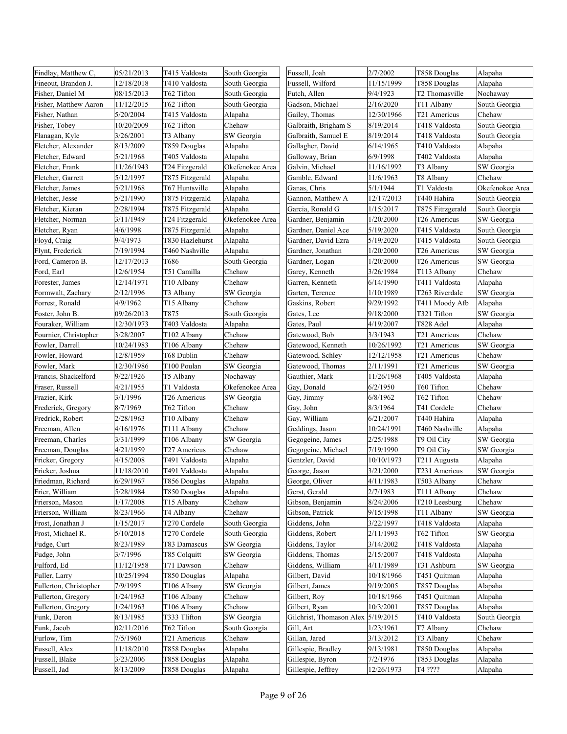| | | | |
|---|---|---|---|
| Findlay, Matthew C, | 05/21/2013 | T415 Valdosta | South Georgia |
| Fineout, Brandon J. | 12/18/2018 | T410 Valdosta | South Georgia |
| Fisher, Daniel M | 08/15/2013 | T62 Tifton | South Georgia |
| Fisher, Matthew Aaron | 11/12/2015 | T62 Tifton | South Georgia |
| Fisher, Nathan | 5/20/2004 | T415 Valdosta | Alapaha |
| Fisher, Tobey | 10/20/2009 | T62 Tifton | Chehaw |
| Flanagan, Kyle | 3/26/2001 | T3 Albany | SW Georgia |
| Fletcher, Alexander | 8/13/2009 | T859 Douglas | Alapaha |
| Fletcher, Edward | 5/21/1968 | T405 Valdosta | Alapaha |
| Fletcher, Frank | 11/26/1943 | T24 Fitzgerald | Okefenokee Area |
| Fletcher, Garrett | 5/12/1997 | T875 Fitzgerald | Alapaha |
| Fletcher, James | 5/21/1968 | T67 Huntsville | Alapaha |
| Fletcher, Jesse | 5/21/1990 | T875 Fitzgerald | Alapaha |
| Fletcher, Kieran | 2/28/1994 | T875 Fitzgerald | Alapaha |
| Fletcher, Norman | 3/11/1949 | T24 Fitzgerald | Okefenokee Area |
| Fletcher, Ryan | 4/6/1998 | T875 Fitzgerald | Alapaha |
| Floyd, Craig | 9/4/1973 | T830 Hazlehurst | Alapaha |
| Flynt, Frederick | 7/19/1994 | T460 Nashville | Alapaha |
| Ford, Cameron B. | 12/17/2013 | T686 | South Georgia |
| Ford, Earl | 12/6/1954 | T51 Camilla | Chehaw |
| Forester, James | 12/14/1971 | T10 Albany | Chehaw |
| Formwalt, Zachary | 2/12/1996 | T3 Albany | SW Georgia |
| Forrest, Ronald | 4/9/1962 | T15 Albany | Chehaw |
| Foster, John B. | 09/26/2013 | T875 | South Georgia |
| Fouraker, William | 12/30/1973 | T403 Valdosta | Alapaha |
| Fournier, Christopher | 3/28/2007 | T102 Albany | Chehaw |
| Fowler, Darrell | 10/24/1983 | T106 Albany | Chehaw |
| Fowler, Howard | 12/8/1959 | T68 Dublin | Chehaw |
| Fowler, Mark | 12/30/1986 | T100 Poulan | SW Georgia |
| Francis, Shackelford | 9/22/1926 | T5 Albany | Nochaway |
| Fraser, Russell | 4/21/1955 | T1 Valdosta | Okefenokee Area |
| Frazier, Kirk | 3/1/1996 | T26 Americus | SW Georgia |
| Frederick, Gregory | 8/7/1969 | T62 Tifton | Chehaw |
| Fredrick, Robert | 2/28/1963 | T10 Albany | Chehaw |
| Freeman, Allen | 4/16/1976 | T111 Albany | Chehaw |
| Freeman, Charles | 3/31/1999 | T106 Albany | SW Georgia |
| Freeman, Douglas | 4/21/1959 | T27 Americus | Chehaw |
| Fricker, Gregory | 4/15/2008 | T491 Valdosta | Alapaha |
| Fricker, Joshua | 11/18/2010 | T491 Valdosta | Alapaha |
| Friedman, Richard | 6/29/1967 | T856 Douglas | Alapaha |
| Frier, William | 5/28/1984 | T850 Douglas | Alapaha |
| Frierson, Mason | 1/17/2008 | T15 Albany | Chehaw |
| Frierson, William | 8/23/1966 | T4 Albany | Chehaw |
| Frost, Jonathan J | 1/15/2017 | T270 Cordele | South Georgia |
| Frost, Michael R. | 5/10/2018 | T270 Cordele | South Georgia |
| Fudge, Curt | 8/23/1989 | T83 Damascus | SW Georgia |
| Fudge, John | 3/7/1996 | T85 Colquitt | SW Georgia |
| Fulford, Ed | 11/12/1958 | T71 Dawson | Chehaw |
| Fuller, Larry | 10/25/1994 | T850 Douglas | Alapaha |
| Fullerton, Christopher | 7/9/1995 | T106 Albany | SW Georgia |
| Fullerton, Gregory | 1/24/1963 | T106 Albany | Chehaw |
| Fullerton, Gregory | 1/24/1963 | T106 Albany | Chehaw |
| Funk, Deron | 8/13/1985 | T333 Tlifton | SW Georgia |
| Funk, Jacob | 02/11/2016 | T62 Tifton | South Georgia |
| Furlow, Tim | 7/5/1960 | T21 Americus | Chehaw |
| Fussell, Alex | 11/18/2010 | T858 Douglas | Alapaha |
| Fussell, Blake | 3/23/2006 | T858 Douglas | Alapaha |
| Fussell, Jad | 8/13/2009 | T858 Douglas | Alapaha |
| Fussell, Joah | 2/7/2002 | T858 Douglas | Alapaha |
| Fussell, Wilford | 11/15/1999 | T858 Douglas | Alapaha |
| Futch, Allen | 9/4/1923 | T2 Thomasville | Nochaway |
| Gadson, Michael | 2/16/2020 | T11 Albany | South Georgia |
| Gailey, Thomas | 12/30/1966 | T21 Americus | Chehaw |
| Galbraith, Brigham S | 8/19/2014 | T418 Valdosta | South Georgia |
| Galbraith, Samuel E | 8/19/2014 | T418 Valdosta | South Georgia |
| Gallagher, David | 6/14/1965 | T410 Valdosta | Alapaha |
| Galloway, Brian | 6/9/1998 | T402 Valdosta | Alapaha |
| Galvin, Michael | 11/16/1992 | T3 Albany | SW Georgia |
| Gamble, Edward | 11/6/1963 | T8 Albany | Chehaw |
| Ganas, Chris | 5/1/1944 | T1 Valdosta | Okefenokee Area |
| Gannon, Matthew A | 12/17/2013 | T440 Hahira | South Georgia |
| Garcia, Ronald G | 1/15/2017 | T875 Fitrzgerald | South Georgia |
| Gardner, Benjamin | 1/20/2000 | T26 Americus | SW Georgia |
| Gardner, Daniel Ace | 5/19/2020 | T415 Valdosta | South Georgia |
| Gardner, David Ezra | 5/19/2020 | T415 Valdosta | South Georgia |
| Gardner, Jonathan | 1/20/2000 | T26 Americus | SW Georgia |
| Gardner, Logan | 1/20/2000 | T26 Americus | SW Georgia |
| Garey, Kenneth | 3/26/1984 | T113 Albany | Chehaw |
| Garren, Kenneth | 6/14/1990 | T411 Valdosta | Alapaha |
| Garten, Terence | 1/10/1989 | T263 Riverdale | SW Georgia |
| Gaskins, Robert | 9/29/1992 | T411 Moody Afb | Alapaha |
| Gates, Lee | 9/18/2000 | T321 Tifton | SW Georgia |
| Gates, Paul | 4/19/2007 | T828 Adel | Alapaha |
| Gatewood, Bob | 3/3/1943 | T21 Americus | Chehaw |
| Gatewood, Kenneth | 10/26/1992 | T21 Americus | SW Georgia |
| Gatewood, Schley | 12/12/1958 | T21 Americus | Chehaw |
| Gatewood, Thomas | 2/11/1991 | T21 Americus | SW Georgia |
| Gauthier, Mark | 11/26/1968 | T405 Valdosta | Alapaha |
| Gay, Donald | 6/2/1950 | T60 Tifton | Chehaw |
| Gay, Jimmy | 6/8/1962 | T62 Tifton | Chehaw |
| Gay, John | 8/3/1964 | T41 Cordele | Chehaw |
| Gay, William | 6/21/2007 | T440 Hahira | Alapaha |
| Geddings, Jason | 10/24/1991 | T460 Nashville | Alapaha |
| Gegogeine, James | 2/25/1988 | T9 Oil City | SW Georgia |
| Gegogeine, Michael | 7/19/1990 | T9 Oil City | SW Georgia |
| Gentzler, David | 10/10/1973 | T211 Augusta | Alapaha |
| George, Jason | 3/21/2000 | T231 Americus | SW Georgia |
| George, Oliver | 4/11/1983 | T503 Albany | Chehaw |
| Gerst, Gerald | 2/7/1983 | T111 Albany | Chehaw |
| Gibson, Benjamin | 8/24/2006 | T210 Leesburg | Chehaw |
| Gibson, Patrick | 9/15/1998 | T11 Albany | SW Georgia |
| Giddens, John | 3/22/1997 | T418 Valdosta | Alapaha |
| Giddens, Robert | 2/11/1993 | T62 Tifton | SW Georgia |
| Giddens, Taylor | 3/14/2002 | T418 Valdosta | Alapaha |
| Giddens, Thomas | 2/15/2007 | T418 Valdosta | Alapaha |
| Giddens, William | 4/11/1989 | T31 Ashburn | SW Georgia |
| Gilbert, David | 10/18/1966 | T451 Quitman | Alapaha |
| Gilbert, James | 9/19/2005 | T857 Douglas | Alapaha |
| Gilbert, Roy | 10/18/1966 | T451 Quitman | Alapaha |
| Gilbert, Ryan | 10/3/2001 | T857 Douglas | Alapaha |
| Gilchrist, Thomason Alex | 5/19/2015 | T410 Valdosta | South Georgia |
| Gill, Art | 1/23/1961 | T7 Albany | Chehaw |
| Gillan, Jared | 3/13/2012 | T3 Albany | Chehaw |
| Gillespie, Bradley | 9/13/1981 | T850 Douglas | Alapaha |
| Gillespie, Byron | 7/2/1976 | T853 Douglas | Alapaha |
| Gillespie, Jeffrey | 12/26/1973 | T4 ???? | Alapaha |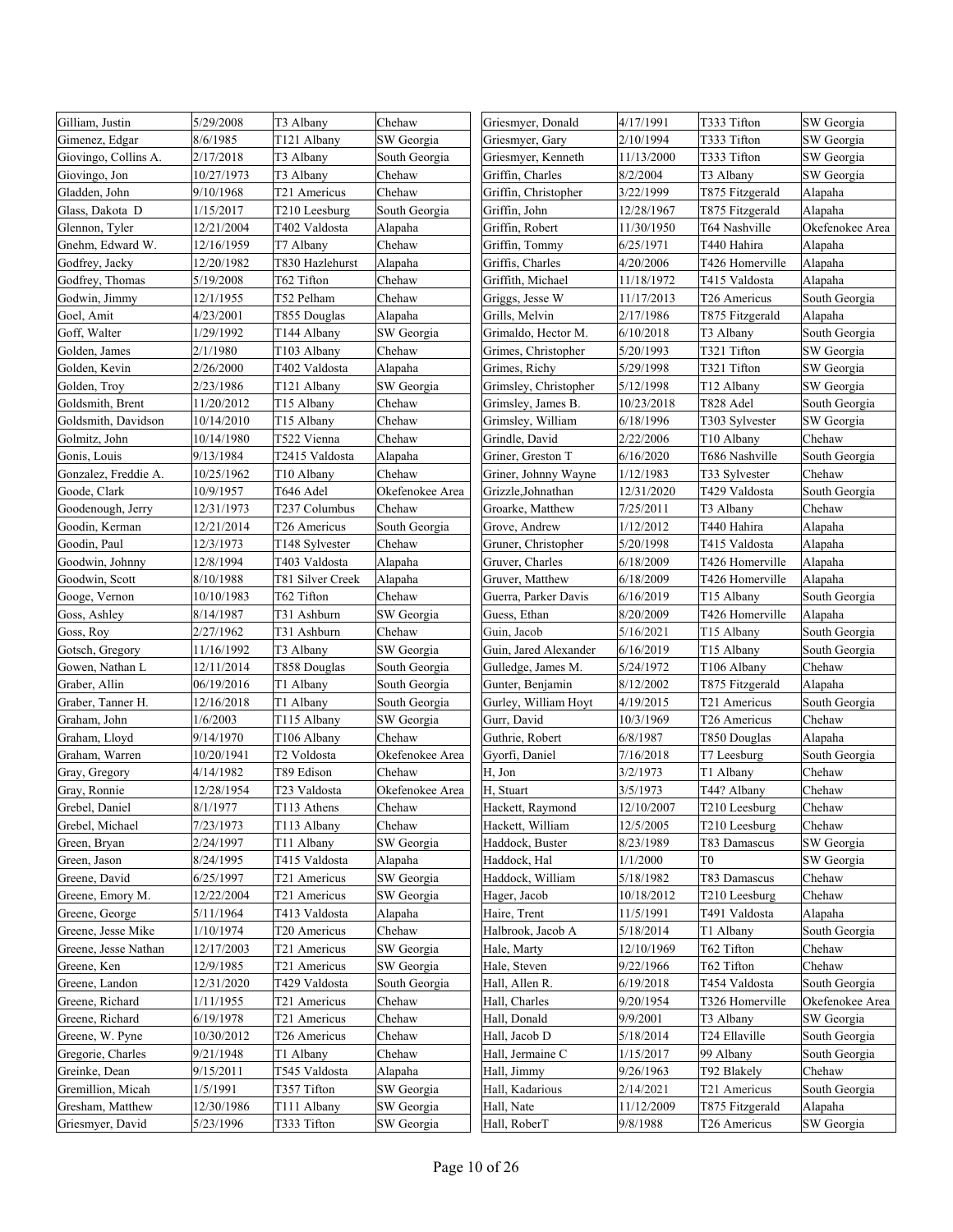| | | | |
|---|---|---|---|
| Gilliam, Justin | 5/29/2008 | T3 Albany | Chehaw |
| Gimenez, Edgar | 8/6/1985 | T121 Albany | SW Georgia |
| Giovingo, Collins A. | 2/17/2018 | T3 Albany | South Georgia |
| Giovingo, Jon | 10/27/1973 | T3 Albany | Chehaw |
| Gladden, John | 9/10/1968 | T21 Americus | Chehaw |
| Glass, Dakota D | 1/15/2017 | T210 Leesburg | South Georgia |
| Glennon, Tyler | 12/21/2004 | T402 Valdosta | Alapaha |
| Gnehm, Edward W. | 12/16/1959 | T7 Albany | Chehaw |
| Godfrey, Jacky | 12/20/1982 | T830 Hazlehurst | Alapaha |
| Godfrey, Thomas | 5/19/2008 | T62 Tifton | Chehaw |
| Godwin, Jimmy | 12/1/1955 | T52 Pelham | Chehaw |
| Goel, Amit | 4/23/2001 | T855 Douglas | Alapaha |
| Goff, Walter | 1/29/1992 | T144 Albany | SW Georgia |
| Golden, James | 2/1/1980 | T103 Albany | Chehaw |
| Golden, Kevin | 2/26/2000 | T402 Valdosta | Alapaha |
| Golden, Troy | 2/23/1986 | T121 Albany | SW Georgia |
| Goldsmith, Brent | 11/20/2012 | T15 Albany | Chehaw |
| Goldsmith, Davidson | 10/14/2010 | T15 Albany | Chehaw |
| Golmitz, John | 10/14/1980 | T522 Vienna | Chehaw |
| Gonis, Louis | 9/13/1984 | T2415 Valdosta | Alapaha |
| Gonzalez, Freddie A. | 10/25/1962 | T10 Albany | Chehaw |
| Goode, Clark | 10/9/1957 | T646 Adel | Okefenokee Area |
| Goodenough, Jerry | 12/31/1973 | T237 Columbus | Chehaw |
| Goodin, Kerman | 12/21/2014 | T26 Americus | South Georgia |
| Goodin, Paul | 12/3/1973 | T148 Sylvester | Chehaw |
| Goodwin, Johnny | 12/8/1994 | T403 Valdosta | Alapaha |
| Goodwin, Scott | 8/10/1988 | T81 Silver Creek | Alapaha |
| Googe, Vernon | 10/10/1983 | T62 Tifton | Chehaw |
| Goss, Ashley | 8/14/1987 | T31 Ashburn | SW Georgia |
| Goss, Roy | 2/27/1962 | T31 Ashburn | Chehaw |
| Gotsch, Gregory | 11/16/1992 | T3 Albany | SW Georgia |
| Gowen, Nathan L | 12/11/2014 | T858 Douglas | South Georgia |
| Graber, Allin | 06/19/2016 | T1 Albany | South Georgia |
| Graber, Tanner H. | 12/16/2018 | T1 Albany | South Georgia |
| Graham, John | 1/6/2003 | T115 Albany | SW Georgia |
| Graham, Lloyd | 9/14/1970 | T106 Albany | Chehaw |
| Graham, Warren | 10/20/1941 | T2 Voldosta | Okefenokee Area |
| Gray, Gregory | 4/14/1982 | T89 Edison | Chehaw |
| Gray, Ronnie | 12/28/1954 | T23 Valdosta | Okefenokee Area |
| Grebel, Daniel | 8/1/1977 | T113 Athens | Chehaw |
| Grebel, Michael | 7/23/1973 | T113 Albany | Chehaw |
| Green, Bryan | 2/24/1997 | T11 Albany | SW Georgia |
| Green, Jason | 8/24/1995 | T415 Valdosta | Alapaha |
| Greene, David | 6/25/1997 | T21 Americus | SW Georgia |
| Greene, Emory M. | 12/22/2004 | T21 Americus | SW Georgia |
| Greene, George | 5/11/1964 | T413 Valdosta | Alapaha |
| Greene, Jesse Mike | 1/10/1974 | T20 Americus | Chehaw |
| Greene, Jesse Nathan | 12/17/2003 | T21 Americus | SW Georgia |
| Greene, Ken | 12/9/1985 | T21 Americus | SW Georgia |
| Greene, Landon | 12/31/2020 | T429 Valdosta | South Georgia |
| Greene, Richard | 1/11/1955 | T21 Americus | Chehaw |
| Greene, Richard | 6/19/1978 | T21 Americus | Chehaw |
| Greene, W. Pyne | 10/30/2012 | T26 Americus | Chehaw |
| Gregorie, Charles | 9/21/1948 | T1 Albany | Chehaw |
| Greinke, Dean | 9/15/2011 | T545 Valdosta | Alapaha |
| Gremillion, Micah | 1/5/1991 | T357 Tifton | SW Georgia |
| Gresham, Matthew | 12/30/1986 | T111 Albany | SW Georgia |
| Griesmyer, David | 5/23/1996 | T333 Tifton | SW Georgia |
| Griesmyer, Donald | 4/17/1991 | T333 Tifton | SW Georgia |
| Griesmyer, Gary | 2/10/1994 | T333 Tifton | SW Georgia |
| Griesmyer, Kenneth | 11/13/2000 | T333 Tifton | SW Georgia |
| Griffin, Charles | 8/2/2004 | T3 Albany | SW Georgia |
| Griffin, Christopher | 3/22/1999 | T875 Fitzgerald | Alapaha |
| Griffin, John | 12/28/1967 | T875 Fitzgerald | Alapaha |
| Griffin, Robert | 11/30/1950 | T64 Nashville | Okefenokee Area |
| Griffin, Tommy | 6/25/1971 | T440 Hahira | Alapaha |
| Griffis, Charles | 4/20/2006 | T426 Homerville | Alapaha |
| Griffith, Michael | 11/18/1972 | T415 Valdosta | Alapaha |
| Griggs, Jesse W | 11/17/2013 | T26 Americus | South Georgia |
| Grills, Melvin | 2/17/1986 | T875 Fitzgerald | Alapaha |
| Grimaldo, Hector M. | 6/10/2018 | T3 Albany | South Georgia |
| Grimes, Christopher | 5/20/1993 | T321 Tifton | SW Georgia |
| Grimes, Richy | 5/29/1998 | T321 Tifton | SW Georgia |
| Grimsley, Christopher | 5/12/1998 | T12 Albany | SW Georgia |
| Grimsley, James B. | 10/23/2018 | T828 Adel | South Georgia |
| Grimsley, William | 6/18/1996 | T303 Sylvester | SW Georgia |
| Grindle, David | 2/22/2006 | T10 Albany | Chehaw |
| Griner, Greston T | 6/16/2020 | T686 Nashville | South Georgia |
| Griner, Johnny Wayne | 1/12/1983 | T33 Sylvester | Chehaw |
| Grizzle,Johnathan | 12/31/2020 | T429 Valdosta | South Georgia |
| Groarke, Matthew | 7/25/2011 | T3 Albany | Chehaw |
| Grove, Andrew | 1/12/2012 | T440 Hahira | Alapaha |
| Gruner, Christopher | 5/20/1998 | T415 Valdosta | Alapaha |
| Gruver, Charles | 6/18/2009 | T426 Homerville | Alapaha |
| Gruver, Matthew | 6/18/2009 | T426 Homerville | Alapaha |
| Guerra, Parker Davis | 6/16/2019 | T15 Albany | South Georgia |
| Guess, Ethan | 8/20/2009 | T426 Homerville | Alapaha |
| Guin, Jacob | 5/16/2021 | T15 Albany | South Georgia |
| Guin, Jared Alexander | 6/16/2019 | T15 Albany | South Georgia |
| Gulledge, James M. | 5/24/1972 | T106 Albany | Chehaw |
| Gunter, Benjamin | 8/12/2002 | T875 Fitzgerald | Alapaha |
| Gurley, William Hoyt | 4/19/2015 | T21 Americus | South Georgia |
| Gurr, David | 10/3/1969 | T26 Americus | Chehaw |
| Guthrie, Robert | 6/8/1987 | T850 Douglas | Alapaha |
| Gyorfi, Daniel | 7/16/2018 | T7 Leesburg | South Georgia |
| H, Jon | 3/2/1973 | T1 Albany | Chehaw |
| H, Stuart | 3/5/1973 | T44? Albany | Chehaw |
| Hackett, Raymond | 12/10/2007 | T210 Leesburg | Chehaw |
| Hackett, William | 12/5/2005 | T210 Leesburg | Chehaw |
| Haddock, Buster | 8/23/1989 | T83 Damascus | SW Georgia |
| Haddock, Hal | 1/1/2000 | T0 | SW Georgia |
| Haddock, William | 5/18/1982 | T83 Damascus | Chehaw |
| Hager, Jacob | 10/18/2012 | T210 Leesburg | Chehaw |
| Haire, Trent | 11/5/1991 | T491 Valdosta | Alapaha |
| Halbrook, Jacob A | 5/18/2014 | T1 Albany | South Georgia |
| Hale, Marty | 12/10/1969 | T62 Tifton | Chehaw |
| Hale, Steven | 9/22/1966 | T62 Tifton | Chehaw |
| Hall, Allen R. | 6/19/2018 | T454 Valdosta | South Georgia |
| Hall, Charles | 9/20/1954 | T326 Homerville | Okefenokee Area |
| Hall, Donald | 9/9/2001 | T3 Albany | SW Georgia |
| Hall, Jacob D | 5/18/2014 | T24 Ellaville | South Georgia |
| Hall, Jermaine C | 1/15/2017 | 99 Albany | South Georgia |
| Hall, Jimmy | 9/26/1963 | T92 Blakely | Chehaw |
| Hall, Kadarious | 2/14/2021 | T21 Americus | South Georgia |
| Hall, Nate | 11/12/2009 | T875 Fitzgerald | Alapaha |
| Hall, RoberT | 9/8/1988 | T26 Americus | SW Georgia |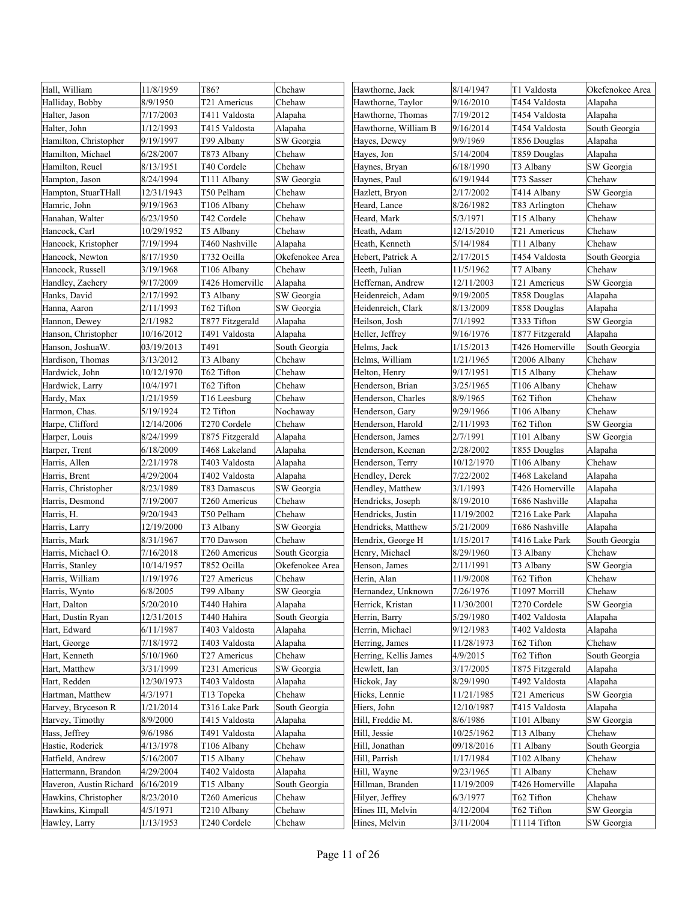| | | | |
|---|---|---|---|
| Hall, William | 11/8/1959 | T86? | Chehaw |
| Halliday, Bobby | 8/9/1950 | T21 Americus | Chehaw |
| Halter, Jason | 7/17/2003 | T411 Valdosta | Alapaha |
| Halter, John | 1/12/1993 | T415 Valdosta | Alapaha |
| Hamilton, Christopher | 9/19/1997 | T99 Albany | SW Georgia |
| Hamilton, Michael | 6/28/2007 | T873 Albany | Chehaw |
| Hamilton, Reuel | 8/13/1951 | T40 Cordele | Chehaw |
| Hampton, Jason | 8/24/1994 | T111 Albany | SW Georgia |
| Hampton, StuarTHall | 12/31/1943 | T50 Pelham | Chehaw |
| Hamric, John | 9/19/1963 | T106 Albany | Chehaw |
| Hanahan, Walter | 6/23/1950 | T42 Cordele | Chehaw |
| Hancock, Carl | 10/29/1952 | T5 Albany | Chehaw |
| Hancock, Kristopher | 7/19/1994 | T460 Nashville | Alapaha |
| Hancock, Newton | 8/17/1950 | T732 Ocilla | Okefenokee Area |
| Hancock, Russell | 3/19/1968 | T106 Albany | Chehaw |
| Handley, Zachery | 9/17/2009 | T426 Homerville | Alapaha |
| Hanks, David | 2/17/1992 | T3 Albany | SW Georgia |
| Hanna, Aaron | 2/11/1993 | T62 Tifton | SW Georgia |
| Hannon, Dewey | 2/1/1982 | T877 Fitzgerald | Alapaha |
| Hanson, Christopher | 10/16/2012 | T491 Valdosta | Alapaha |
| Hanson, JoshuaW. | 03/19/2013 | T491 | South Georgia |
| Hardison, Thomas | 3/13/2012 | T3 Albany | Chehaw |
| Hardwick, John | 10/12/1970 | T62 Tifton | Chehaw |
| Hardwick, Larry | 10/4/1971 | T62 Tifton | Chehaw |
| Hardy, Max | 1/21/1959 | T16 Leesburg | Chehaw |
| Harmon, Chas. | 5/19/1924 | T2 Tifton | Nochaway |
| Harpe, Clifford | 12/14/2006 | T270 Cordele | Chehaw |
| Harper, Louis | 8/24/1999 | T875 Fitzgerald | Alapaha |
| Harper, Trent | 6/18/2009 | T468 Lakeland | Alapaha |
| Harris, Allen | 2/21/1978 | T403 Valdosta | Alapaha |
| Harris, Brent | 4/29/2004 | T402 Valdosta | Alapaha |
| Harris, Christopher | 8/23/1989 | T83 Damascus | SW Georgia |
| Harris, Desmond | 7/19/2007 | T260 Americus | Chehaw |
| Harris, H. | 9/20/1943 | T50 Pelham | Chehaw |
| Harris, Larry | 12/19/2000 | T3 Albany | SW Georgia |
| Harris, Mark | 8/31/1967 | T70 Dawson | Chehaw |
| Harris, Michael O. | 7/16/2018 | T260 Americus | South Georgia |
| Harris, Stanley | 10/14/1957 | T852 Ocilla | Okefenokee Area |
| Harris, William | 1/19/1976 | T27 Americus | Chehaw |
| Harris, Wynto | 6/8/2005 | T99 Albany | SW Georgia |
| Hart, Dalton | 5/20/2010 | T440 Hahira | Alapaha |
| Hart, Dustin Ryan | 12/31/2015 | T440 Hahira | South Georgia |
| Hart, Edward | 6/11/1987 | T403 Valdosta | Alapaha |
| Hart, George | 7/18/1972 | T403 Valdosta | Alapaha |
| Hart, Kenneth | 5/10/1960 | T27 Americus | Chehaw |
| Hart, Matthew | 3/31/1999 | T231 Americus | SW Georgia |
| Hart, Redden | 12/30/1973 | T403 Valdosta | Alapaha |
| Hartman, Matthew | 4/3/1971 | T13 Topeka | Chehaw |
| Harvey, Bryceson R | 1/21/2014 | T316 Lake Park | South Georgia |
| Harvey, Timothy | 8/9/2000 | T415 Valdosta | Alapaha |
| Hass, Jeffrey | 9/6/1986 | T491 Valdosta | Alapaha |
| Hastie, Roderick | 4/13/1978 | T106 Albany | Chehaw |
| Hatfield, Andrew | 5/16/2007 | T15 Albany | Chehaw |
| Hattermann, Brandon | 4/29/2004 | T402 Valdosta | Alapaha |
| Haveron, Austin Richard | 6/16/2019 | T15 Albany | South Georgia |
| Hawkins, Christopher | 8/23/2010 | T260 Americus | Chehaw |
| Hawkins, Kimpall | 4/5/1971 | T210 Albany | Chehaw |
| Hawley, Larry | 1/13/1953 | T240 Cordele | Chehaw |
| Hawthorne, Jack | 8/14/1947 | T1 Valdosta | Okefenokee Area |
| Hawthorne, Taylor | 9/16/2010 | T454 Valdosta | Alapaha |
| Hawthorne, Thomas | 7/19/2012 | T454 Valdosta | Alapaha |
| Hawthorne, William B | 9/16/2014 | T454 Valdosta | South Georgia |
| Hayes, Dewey | 9/9/1969 | T856 Douglas | Alapaha |
| Hayes, Jon | 5/14/2004 | T859 Douglas | Alapaha |
| Haynes, Bryan | 6/18/1990 | T3 Albany | SW Georgia |
| Haynes, Paul | 6/19/1944 | T73 Sasser | Chehaw |
| Hazlett, Bryon | 2/17/2002 | T414 Albany | SW Georgia |
| Heard, Lance | 8/26/1982 | T83 Arlington | Chehaw |
| Heard, Mark | 5/3/1971 | T15 Albany | Chehaw |
| Heath, Adam | 12/15/2010 | T21 Americus | Chehaw |
| Heath, Kenneth | 5/14/1984 | T11 Albany | Chehaw |
| Hebert, Patrick A | 2/17/2015 | T454 Valdosta | South Georgia |
| Heeth, Julian | 11/5/1962 | T7 Albany | Chehaw |
| Heffernan, Andrew | 12/11/2003 | T21 Americus | SW Georgia |
| Heidenreich, Adam | 9/19/2005 | T858 Douglas | Alapaha |
| Heidenreich, Clark | 8/13/2009 | T858 Douglas | Alapaha |
| Heilson, Josh | 7/1/1992 | T333 Tifton | SW Georgia |
| Heller, Jeffrey | 9/16/1976 | T877 Fitzgerald | Alapaha |
| Helms, Jack | 1/15/2013 | T426 Homerville | South Georgia |
| Helms, William | 1/21/1965 | T2006 Albany | Chehaw |
| Helton, Henry | 9/17/1951 | T15 Albany | Chehaw |
| Henderson, Brian | 3/25/1965 | T106 Albany | Chehaw |
| Henderson, Charles | 8/9/1965 | T62 Tifton | Chehaw |
| Henderson, Gary | 9/29/1966 | T106 Albany | Chehaw |
| Henderson, Harold | 2/11/1993 | T62 Tifton | SW Georgia |
| Henderson, James | 2/7/1991 | T101 Albany | SW Georgia |
| Henderson, Keenan | 2/28/2002 | T855 Douglas | Alapaha |
| Henderson, Terry | 10/12/1970 | T106 Albany | Chehaw |
| Hendley, Derek | 7/22/2002 | T468 Lakeland | Alapaha |
| Hendley, Matthew | 3/1/1993 | T426 Homerville | Alapaha |
| Hendricks, Joseph | 8/19/2010 | T686 Nashville | Alapaha |
| Hendricks, Justin | 11/19/2002 | T216 Lake Park | Alapaha |
| Hendricks, Matthew | 5/21/2009 | T686 Nashville | Alapaha |
| Hendrix, George H | 1/15/2017 | T416 Lake Park | South Georgia |
| Henry, Michael | 8/29/1960 | T3 Albany | Chehaw |
| Henson, James | 2/11/1991 | T3 Albany | SW Georgia |
| Herin, Alan | 11/9/2008 | T62 Tifton | Chehaw |
| Hernandez, Unknown | 7/26/1976 | T1097 Morrill | Chehaw |
| Herrick, Kristan | 11/30/2001 | T270 Cordele | SW Georgia |
| Herrin, Barry | 5/29/1980 | T402 Valdosta | Alapaha |
| Herrin, Michael | 9/12/1983 | T402 Valdosta | Alapaha |
| Herring, James | 11/28/1973 | T62 Tifton | Chehaw |
| Herring, Kellis James | 4/9/2015 | T62 Tifton | South Georgia |
| Hewlett, Ian | 3/17/2005 | T875 Fitzgerald | Alapaha |
| Hickok, Jay | 8/29/1990 | T492 Valdosta | Alapaha |
| Hicks, Lennie | 11/21/1985 | T21 Americus | SW Georgia |
| Hiers, John | 12/10/1987 | T415 Valdosta | Alapaha |
| Hill, Freddie M. | 8/6/1986 | T101 Albany | SW Georgia |
| Hill, Jessie | 10/25/1962 | T13 Albany | Chehaw |
| Hill, Jonathan | 09/18/2016 | T1 Albany | South Georgia |
| Hill, Parrish | 1/17/1984 | T102 Albany | Chehaw |
| Hill, Wayne | 9/23/1965 | T1 Albany | Chehaw |
| Hillman, Branden | 11/19/2009 | T426 Homerville | Alapaha |
| Hilyer, Jeffrey | 6/3/1977 | T62 Tifton | Chehaw |
| Hines III, Melvin | 4/12/2004 | T62 Tifton | SW Georgia |
| Hines, Melvin | 3/11/2004 | T1114 Tifton | SW Georgia |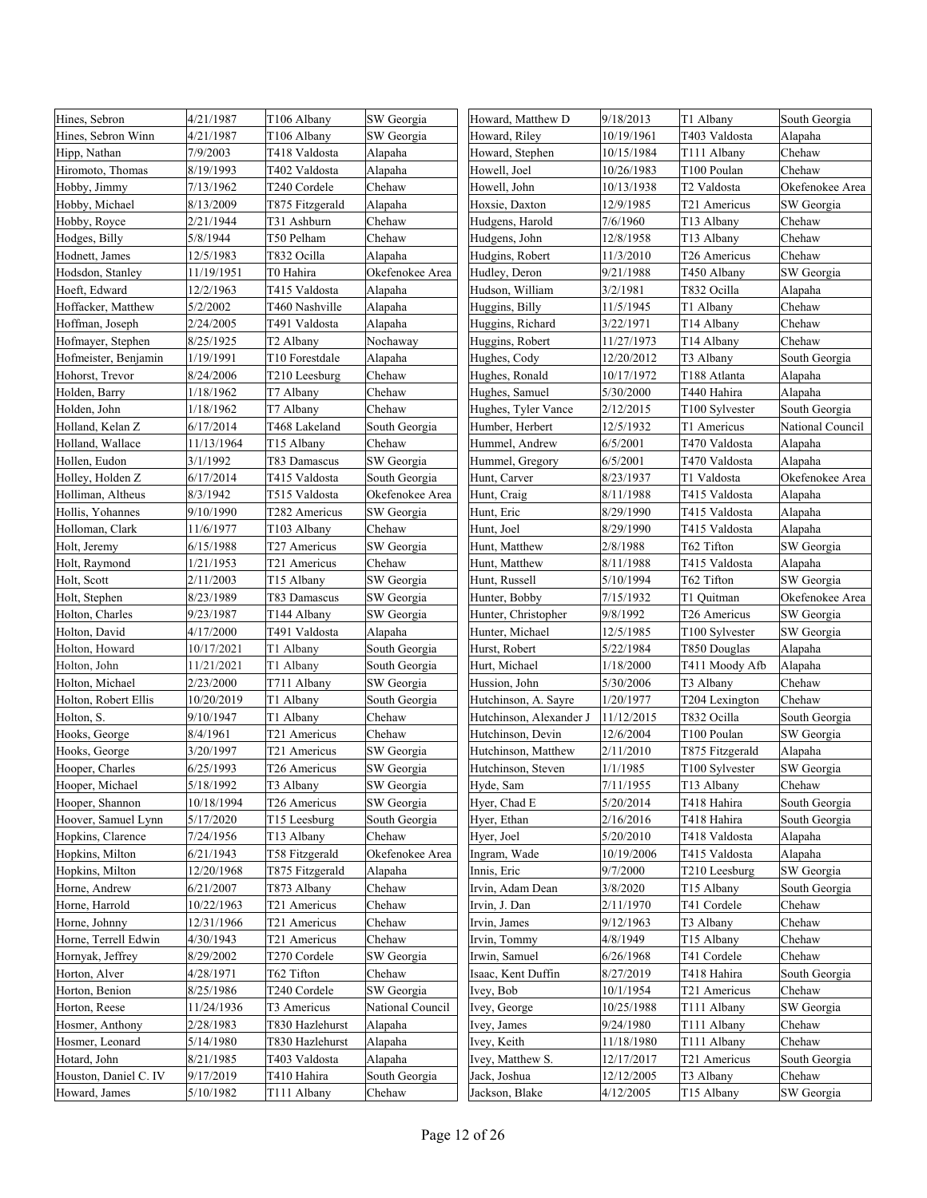| | | | |
|---|---|---|---|
| Hines, Sebron | 4/21/1987 | T106 Albany | SW Georgia |
| Hines, Sebron Winn | 4/21/1987 | T106 Albany | SW Georgia |
| Hipp, Nathan | 7/9/2003 | T418 Valdosta | Alapaha |
| Hiromoto, Thomas | 8/19/1993 | T402 Valdosta | Alapaha |
| Hobby, Jimmy | 7/13/1962 | T240 Cordele | Chehaw |
| Hobby, Michael | 8/13/2009 | T875 Fitzgerald | Alapaha |
| Hobby, Royce | 2/21/1944 | T31 Ashburn | Chehaw |
| Hodges, Billy | 5/8/1944 | T50 Pelham | Chehaw |
| Hodnett, James | 12/5/1983 | T832 Ocilla | Alapaha |
| Hodsdon, Stanley | 11/19/1951 | T0 Hahira | Okefenokee Area |
| Hoeft, Edward | 12/2/1963 | T415 Valdosta | Alapaha |
| Hoffacker, Matthew | 5/2/2002 | T460 Nashville | Alapaha |
| Hoffman, Joseph | 2/24/2005 | T491 Valdosta | Alapaha |
| Hofmayer, Stephen | 8/25/1925 | T2 Albany | Nochaway |
| Hofmeister, Benjamin | 1/19/1991 | T10 Forestdale | Alapaha |
| Hohorst, Trevor | 8/24/2006 | T210 Leesburg | Chehaw |
| Holden, Barry | 1/18/1962 | T7 Albany | Chehaw |
| Holden, John | 1/18/1962 | T7 Albany | Chehaw |
| Holland, Kelan Z | 6/17/2014 | T468 Lakeland | South Georgia |
| Holland, Wallace | 11/13/1964 | T15 Albany | Chehaw |
| Hollen, Eudon | 3/1/1992 | T83 Damascus | SW Georgia |
| Holley, Holden Z | 6/17/2014 | T415 Valdosta | South Georgia |
| Holliman, Altheus | 8/3/1942 | T515 Valdosta | Okefenokee Area |
| Hollis, Yohannes | 9/10/1990 | T282 Americus | SW Georgia |
| Holloman, Clark | 11/6/1977 | T103 Albany | Chehaw |
| Holt, Jeremy | 6/15/1988 | T27 Americus | SW Georgia |
| Holt, Raymond | 1/21/1953 | T21 Americus | Chehaw |
| Holt, Scott | 2/11/2003 | T15 Albany | SW Georgia |
| Holt, Stephen | 8/23/1989 | T83 Damascus | SW Georgia |
| Holton, Charles | 9/23/1987 | T144 Albany | SW Georgia |
| Holton, David | 4/17/2000 | T491 Valdosta | Alapaha |
| Holton, Howard | 10/17/2021 | T1 Albany | South Georgia |
| Holton, John | 11/21/2021 | T1 Albany | South Georgia |
| Holton, Michael | 2/23/2000 | T711 Albany | SW Georgia |
| Holton, Robert Ellis | 10/20/2019 | T1 Albany | South Georgia |
| Holton, S. | 9/10/1947 | T1 Albany | Chehaw |
| Hooks, George | 8/4/1961 | T21 Americus | Chehaw |
| Hooks, George | 3/20/1997 | T21 Americus | SW Georgia |
| Hooper, Charles | 6/25/1993 | T26 Americus | SW Georgia |
| Hooper, Michael | 5/18/1992 | T3 Albany | SW Georgia |
| Hooper, Shannon | 10/18/1994 | T26 Americus | SW Georgia |
| Hoover, Samuel Lynn | 5/17/2020 | T15 Leesburg | South Georgia |
| Hopkins, Clarence | 7/24/1956 | T13 Albany | Chehaw |
| Hopkins, Milton | 6/21/1943 | T58 Fitzgerald | Okefenokee Area |
| Hopkins, Milton | 12/20/1968 | T875 Fitzgerald | Alapaha |
| Horne, Andrew | 6/21/2007 | T873 Albany | Chehaw |
| Horne, Harrold | 10/22/1963 | T21 Americus | Chehaw |
| Horne, Johnny | 12/31/1966 | T21 Americus | Chehaw |
| Horne, Terrell Edwin | 4/30/1943 | T21 Americus | Chehaw |
| Hornyak, Jeffrey | 8/29/2002 | T270 Cordele | SW Georgia |
| Horton, Alver | 4/28/1971 | T62 Tifton | Chehaw |
| Horton, Benion | 8/25/1986 | T240 Cordele | SW Georgia |
| Horton, Reese | 11/24/1936 | T3 Americus | National Council |
| Hosmer, Anthony | 2/28/1983 | T830 Hazlehurst | Alapaha |
| Hosmer, Leonard | 5/14/1980 | T830 Hazlehurst | Alapaha |
| Hotard, John | 8/21/1985 | T403 Valdosta | Alapaha |
| Houston, Daniel C. IV | 9/17/2019 | T410 Hahira | South Georgia |
| Howard, James | 5/10/1982 | T111 Albany | Chehaw |
| Howard, Matthew D | 9/18/2013 | T1 Albany | South Georgia |
| Howard, Riley | 10/19/1961 | T403 Valdosta | Alapaha |
| Howard, Stephen | 10/15/1984 | T111 Albany | Chehaw |
| Howell, Joel | 10/26/1983 | T100 Poulan | Chehaw |
| Howell, John | 10/13/1938 | T2 Valdosta | Okefenokee Area |
| Hoxsie, Daxton | 12/9/1985 | T21 Americus | SW Georgia |
| Hudgens, Harold | 7/6/1960 | T13 Albany | Chehaw |
| Hudgens, John | 12/8/1958 | T13 Albany | Chehaw |
| Hudgins, Robert | 11/3/2010 | T26 Americus | Chehaw |
| Hudley, Deron | 9/21/1988 | T450 Albany | SW Georgia |
| Hudson, William | 3/2/1981 | T832 Ocilla | Alapaha |
| Huggins, Billy | 11/5/1945 | T1 Albany | Chehaw |
| Huggins, Richard | 3/22/1971 | T14 Albany | Chehaw |
| Huggins, Robert | 11/27/1973 | T14 Albany | Chehaw |
| Hughes, Cody | 12/20/2012 | T3 Albany | South Georgia |
| Hughes, Ronald | 10/17/1972 | T188 Atlanta | Alapaha |
| Hughes, Samuel | 5/30/2000 | T440 Hahira | Alapaha |
| Hughes, Tyler Vance | 2/12/2015 | T100 Sylvester | South Georgia |
| Humber, Herbert | 12/5/1932 | T1 Americus | National Council |
| Hummel, Andrew | 6/5/2001 | T470 Valdosta | Alapaha |
| Hummel, Gregory | 6/5/2001 | T470 Valdosta | Alapaha |
| Hunt, Carver | 8/23/1937 | T1 Valdosta | Okefenokee Area |
| Hunt, Craig | 8/11/1988 | T415 Valdosta | Alapaha |
| Hunt, Eric | 8/29/1990 | T415 Valdosta | Alapaha |
| Hunt, Joel | 8/29/1990 | T415 Valdosta | Alapaha |
| Hunt, Matthew | 2/8/1988 | T62 Tifton | SW Georgia |
| Hunt, Matthew | 8/11/1988 | T415 Valdosta | Alapaha |
| Hunt, Russell | 5/10/1994 | T62 Tifton | SW Georgia |
| Hunter, Bobby | 7/15/1932 | T1 Quitman | Okefenokee Area |
| Hunter, Christopher | 9/8/1992 | T26 Americus | SW Georgia |
| Hunter, Michael | 12/5/1985 | T100 Sylvester | SW Georgia |
| Hurst, Robert | 5/22/1984 | T850 Douglas | Alapaha |
| Hurt, Michael | 1/18/2000 | T411 Moody Afb | Alapaha |
| Hussion, John | 5/30/2006 | T3 Albany | Chehaw |
| Hutchinson, A. Sayre | 1/20/1977 | T204 Lexington | Chehaw |
| Hutchinson, Alexander J | 11/12/2015 | T832 Ocilla | South Georgia |
| Hutchinson, Devin | 12/6/2004 | T100 Poulan | SW Georgia |
| Hutchinson, Matthew | 2/11/2010 | T875 Fitzgerald | Alapaha |
| Hutchinson, Steven | 1/1/1985 | T100 Sylvester | SW Georgia |
| Hyde, Sam | 7/11/1955 | T13 Albany | Chehaw |
| Hyer, Chad E | 5/20/2014 | T418 Hahira | South Georgia |
| Hyer, Ethan | 2/16/2016 | T418 Hahira | South Georgia |
| Hyer, Joel | 5/20/2010 | T418 Valdosta | Alapaha |
| Ingram, Wade | 10/19/2006 | T415 Valdosta | Alapaha |
| Innis, Eric | 9/7/2000 | T210 Leesburg | SW Georgia |
| Irvin, Adam Dean | 3/8/2020 | T15 Albany | South Georgia |
| Irvin, J. Dan | 2/11/1970 | T41 Cordele | Chehaw |
| Irvin, James | 9/12/1963 | T3 Albany | Chehaw |
| Irvin, Tommy | 4/8/1949 | T15 Albany | Chehaw |
| Irwin, Samuel | 6/26/1968 | T41 Cordele | Chehaw |
| Isaac, Kent Duffin | 8/27/2019 | T418 Hahira | South Georgia |
| Ivey, Bob | 10/1/1954 | T21 Americus | Chehaw |
| Ivey, George | 10/25/1988 | T111 Albany | SW Georgia |
| Ivey, James | 9/24/1980 | T111 Albany | Chehaw |
| Ivey, Keith | 11/18/1980 | T111 Albany | Chehaw |
| Ivey, Matthew S. | 12/17/2017 | T21 Americus | South Georgia |
| Jack, Joshua | 12/12/2005 | T3 Albany | Chehaw |
| Jackson, Blake | 4/12/2005 | T15 Albany | SW Georgia |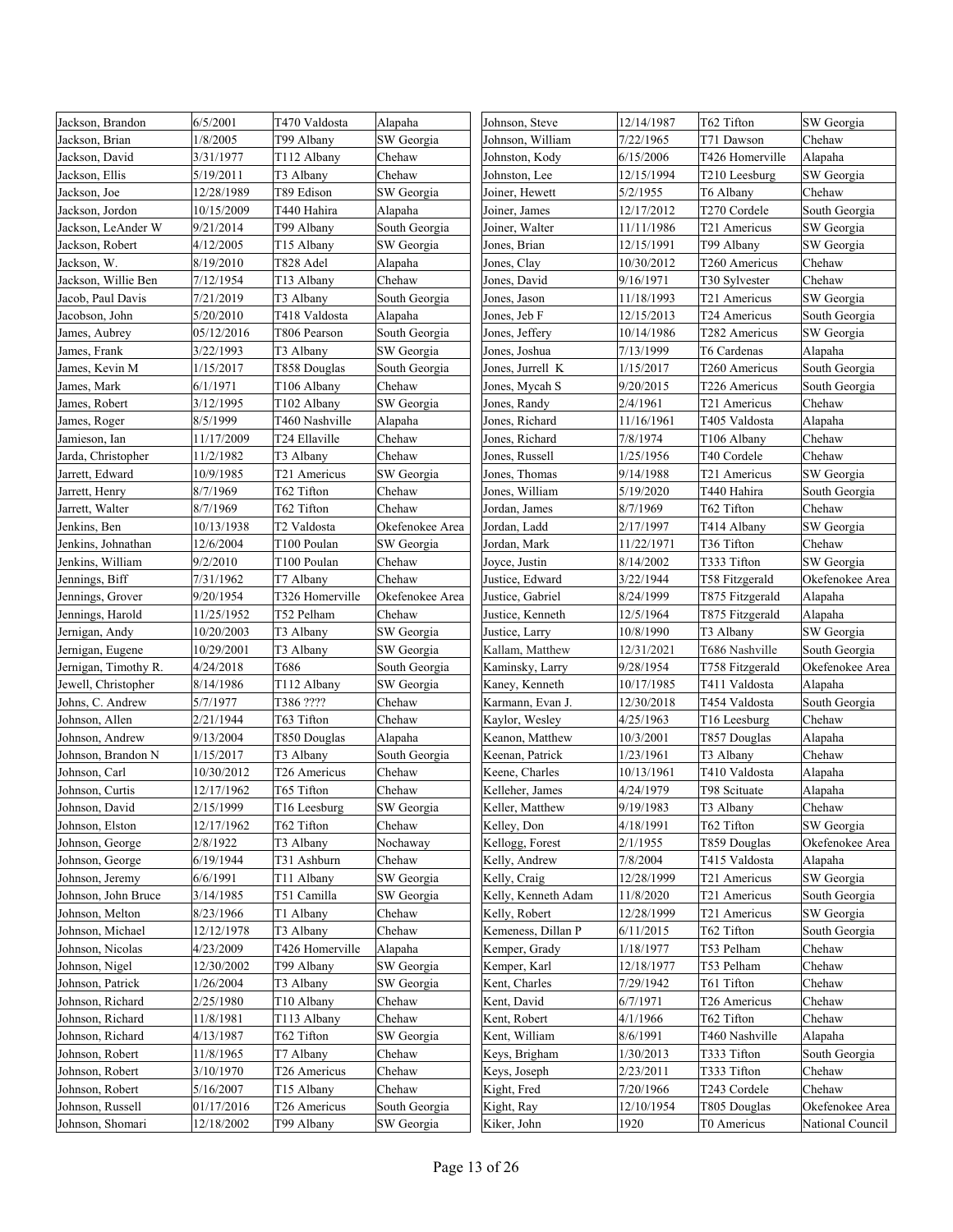| Jackson, Brandon | 6/5/2001 | T470 Valdosta | Alapaha |
|---|---|---|---|
| Jackson, Brian | 1/8/2005 | T99 Albany | SW Georgia |
| Jackson, David | 3/31/1977 | T112 Albany | Chehaw |
| Jackson, Ellis | 5/19/2011 | T3 Albany | Chehaw |
| Jackson, Joe | 12/28/1989 | T89 Edison | SW Georgia |
| Jackson, Jordon | 10/15/2009 | T440 Hahira | Alapaha |
| Jackson, LeAnder W | 9/21/2014 | T99 Albany | South Georgia |
| Jackson, Robert | 4/12/2005 | T15 Albany | SW Georgia |
| Jackson, W. | 8/19/2010 | T828 Adel | Alapaha |
| Jackson, Willie Ben | 7/12/1954 | T13 Albany | Chehaw |
| Jacob, Paul Davis | 7/21/2019 | T3 Albany | South Georgia |
| Jacobson, John | 5/20/2010 | T418 Valdosta | Alapaha |
| James, Aubrey | 05/12/2016 | T806 Pearson | South Georgia |
| James, Frank | 3/22/1993 | T3 Albany | SW Georgia |
| James, Kevin M | 1/15/2017 | T858 Douglas | South Georgia |
| James, Mark | 6/1/1971 | T106 Albany | Chehaw |
| James, Robert | 3/12/1995 | T102 Albany | SW Georgia |
| James, Roger | 8/5/1999 | T460 Nashville | Alapaha |
| Jamieson, Ian | 11/17/2009 | T24 Ellaville | Chehaw |
| Jarda, Christopher | 11/2/1982 | T3 Albany | Chehaw |
| Jarrett, Edward | 10/9/1985 | T21 Americus | SW Georgia |
| Jarrett, Henry | 8/7/1969 | T62 Tifton | Chehaw |
| Jarrett, Walter | 8/7/1969 | T62 Tifton | Chehaw |
| Jenkins, Ben | 10/13/1938 | T2 Valdosta | Okefenokee Area |
| Jenkins, Johnathan | 12/6/2004 | T100 Poulan | SW Georgia |
| Jenkins, William | 9/2/2010 | T100 Poulan | Chehaw |
| Jennings, Biff | 7/31/1962 | T7 Albany | Chehaw |
| Jennings, Grover | 9/20/1954 | T326 Homerville | Okefenokee Area |
| Jennings, Harold | 11/25/1952 | T52 Pelham | Chehaw |
| Jernigan, Andy | 10/20/2003 | T3 Albany | SW Georgia |
| Jernigan, Eugene | 10/29/2001 | T3 Albany | SW Georgia |
| Jernigan, Timothy R. | 4/24/2018 | T686 | South Georgia |
| Jewell, Christopher | 8/14/1986 | T112 Albany | SW Georgia |
| Johns, C. Andrew | 5/7/1977 | T386 ???? | Chehaw |
| Johnson, Allen | 2/21/1944 | T63 Tifton | Chehaw |
| Johnson, Andrew | 9/13/2004 | T850 Douglas | Alapaha |
| Johnson, Brandon N | 1/15/2017 | T3 Albany | South Georgia |
| Johnson, Carl | 10/30/2012 | T26 Americus | Chehaw |
| Johnson, Curtis | 12/17/1962 | T65 Tifton | Chehaw |
| Johnson, David | 2/15/1999 | T16 Leesburg | SW Georgia |
| Johnson, Elston | 12/17/1962 | T62 Tifton | Chehaw |
| Johnson, George | 2/8/1922 | T3 Albany | Nochaway |
| Johnson, George | 6/19/1944 | T31 Ashburn | Chehaw |
| Johnson, Jeremy | 6/6/1991 | T11 Albany | SW Georgia |
| Johnson, John Bruce | 3/14/1985 | T51 Camilla | SW Georgia |
| Johnson, Melton | 8/23/1966 | T1 Albany | Chehaw |
| Johnson, Michael | 12/12/1978 | T3 Albany | Chehaw |
| Johnson, Nicolas | 4/23/2009 | T426 Homerville | Alapaha |
| Johnson, Nigel | 12/30/2002 | T99 Albany | SW Georgia |
| Johnson, Patrick | 1/26/2004 | T3 Albany | SW Georgia |
| Johnson, Richard | 2/25/1980 | T10 Albany | Chehaw |
| Johnson, Richard | 11/8/1981 | T113 Albany | Chehaw |
| Johnson, Richard | 4/13/1987 | T62 Tifton | SW Georgia |
| Johnson, Robert | 11/8/1965 | T7 Albany | Chehaw |
| Johnson, Robert | 3/10/1970 | T26 Americus | Chehaw |
| Johnson, Robert | 5/16/2007 | T15 Albany | Chehaw |
| Johnson, Russell | 01/17/2016 | T26 Americus | South Georgia |
| Johnson, Shomari | 12/18/2002 | T99 Albany | SW Georgia |
| Johnson, Steve | 12/14/1987 | T62 Tifton | SW Georgia |
| Johnson, William | 7/22/1965 | T71 Dawson | Chehaw |
| Johnston, Kody | 6/15/2006 | T426 Homerville | Alapaha |
| Johnston, Lee | 12/15/1994 | T210 Leesburg | SW Georgia |
| Joiner, Hewett | 5/2/1955 | T6 Albany | Chehaw |
| Joiner, James | 12/17/2012 | T270 Cordele | South Georgia |
| Joiner, Walter | 11/11/1986 | T21 Americus | SW Georgia |
| Jones, Brian | 12/15/1991 | T99 Albany | SW Georgia |
| Jones, Clay | 10/30/2012 | T260 Americus | Chehaw |
| Jones, David | 9/16/1971 | T30 Sylvester | Chehaw |
| Jones, Jason | 11/18/1993 | T21 Americus | SW Georgia |
| Jones, Jeb F | 12/15/2013 | T24 Americus | South Georgia |
| Jones, Jeffery | 10/14/1986 | T282 Americus | SW Georgia |
| Jones, Joshua | 7/13/1999 | T6 Cardenas | Alapaha |
| Jones, Jurrell K | 1/15/2017 | T260 Americus | South Georgia |
| Jones, Mycah S | 9/20/2015 | T226 Americus | South Georgia |
| Jones, Randy | 2/4/1961 | T21 Americus | Chehaw |
| Jones, Richard | 11/16/1961 | T405 Valdosta | Alapaha |
| Jones, Richard | 7/8/1974 | T106 Albany | Chehaw |
| Jones, Russell | 1/25/1956 | T40 Cordele | Chehaw |
| Jones, Thomas | 9/14/1988 | T21 Americus | SW Georgia |
| Jones, William | 5/19/2020 | T440 Hahira | South Georgia |
| Jordan, James | 8/7/1969 | T62 Tifton | Chehaw |
| Jordan, Ladd | 2/17/1997 | T414 Albany | SW Georgia |
| Jordan, Mark | 11/22/1971 | T36 Tifton | Chehaw |
| Joyce, Justin | 8/14/2002 | T333 Tifton | SW Georgia |
| Justice, Edward | 3/22/1944 | T58 Fitzgerald | Okefenokee Area |
| Justice, Gabriel | 8/24/1999 | T875 Fitzgerald | Alapaha |
| Justice, Kenneth | 12/5/1964 | T875 Fitzgerald | Alapaha |
| Justice, Larry | 10/8/1990 | T3 Albany | SW Georgia |
| Kallam, Matthew | 12/31/2021 | T686 Nashville | South Georgia |
| Kaminsky, Larry | 9/28/1954 | T758 Fitzgerald | Okefenokee Area |
| Kaney, Kenneth | 10/17/1985 | T411 Valdosta | Alapaha |
| Karmann, Evan J. | 12/30/2018 | T454 Valdosta | South Georgia |
| Kaylor, Wesley | 4/25/1963 | T16 Leesburg | Chehaw |
| Keanon, Matthew | 10/3/2001 | T857 Douglas | Alapaha |
| Keenan, Patrick | 1/23/1961 | T3 Albany | Chehaw |
| Keene, Charles | 10/13/1961 | T410 Valdosta | Alapaha |
| Kelleher, James | 4/24/1979 | T98 Scituate | Alapaha |
| Keller, Matthew | 9/19/1983 | T3 Albany | Chehaw |
| Kelley, Don | 4/18/1991 | T62 Tifton | SW Georgia |
| Kellogg, Forest | 2/1/1955 | T859 Douglas | Okefenokee Area |
| Kelly, Andrew | 7/8/2004 | T415 Valdosta | Alapaha |
| Kelly, Craig | 12/28/1999 | T21 Americus | SW Georgia |
| Kelly, Kenneth Adam | 11/8/2020 | T21 Americus | South Georgia |
| Kelly, Robert | 12/28/1999 | T21 Americus | SW Georgia |
| Kemeness, Dillan P | 6/11/2015 | T62 Tifton | South Georgia |
| Kemper, Grady | 1/18/1977 | T53 Pelham | Chehaw |
| Kemper, Karl | 12/18/1977 | T53 Pelham | Chehaw |
| Kent, Charles | 7/29/1942 | T61 Tifton | Chehaw |
| Kent, David | 6/7/1971 | T26 Americus | Chehaw |
| Kent, Robert | 4/1/1966 | T62 Tifton | Chehaw |
| Kent, William | 8/6/1991 | T460 Nashville | Alapaha |
| Keys, Brigham | 1/30/2013 | T333 Tifton | South Georgia |
| Keys, Joseph | 2/23/2011 | T333 Tifton | Chehaw |
| Kight, Fred | 7/20/1966 | T243 Cordele | Chehaw |
| Kight, Ray | 12/10/1954 | T805 Douglas | Okefenokee Area |
| Kiker, John | 1920 | T0 Americus | National Council |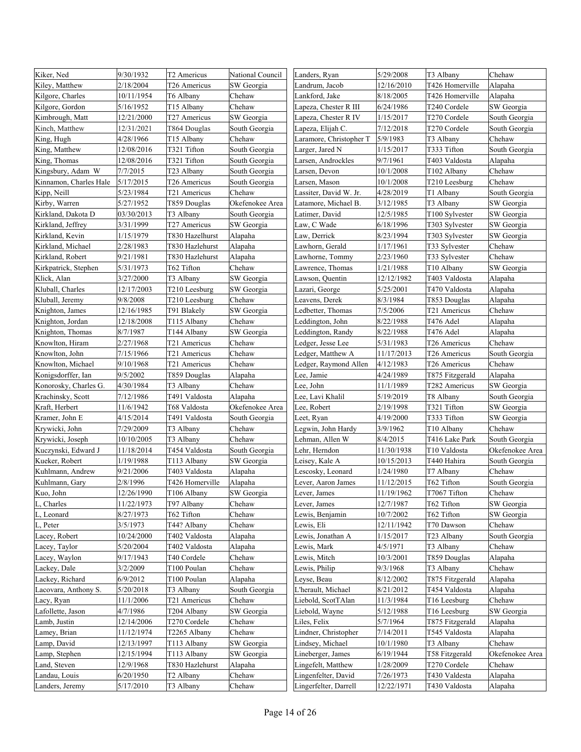| | | | |
|---|---|---|---|
| Kiker, Ned | 9/30/1932 | T2 Americus | National Council |
| Kiley, Matthew | 2/18/2004 | T26 Americus | SW Georgia |
| Kilgore, Charles | 10/11/1954 | T6 Albany | Chehaw |
| Kilgore, Gordon | 5/16/1952 | T15 Albany | Chehaw |
| Kimbrough, Matt | 12/21/2000 | T27 Americus | SW Georgia |
| Kinch, Matthew | 12/31/2021 | T864 Douglas | South Georgia |
| King, Hugh | 4/28/1966 | T15 Albany | Chehaw |
| King, Matthew | 12/08/2016 | T321 Tifton | South Georgia |
| King, Thomas | 12/08/2016 | T321 Tifton | South Georgia |
| Kingsbury, Adam W | 7/7/2015 | T23 Albany | South Georgia |
| Kinnamon, Charles Hale | 5/17/2015 | T26 Americus | South Georgia |
| Kipp, Neill | 5/23/1984 | T21 Americus | Chehaw |
| Kirby, Warren | 5/27/1952 | T859 Douglas | Okefenokee Area |
| Kirkland, Dakota D | 03/30/2013 | T3 Albany | South Georgia |
| Kirkland, Jeffrey | 3/31/1999 | T27 Americus | SW Georgia |
| Kirkland, Kevin | 1/15/1979 | T830 Hazelhurst | Alapaha |
| Kirkland, Michael | 2/28/1983 | T830 Hazlehurst | Alapaha |
| Kirkland, Robert | 9/21/1981 | T830 Hazlehurst | Alapaha |
| Kirkpatrick, Stephen | 5/31/1973 | T62 Tifton | Chehaw |
| Klick, Alan | 3/27/2000 | T3 Albany | SW Georgia |
| Kluball, Charles | 12/17/2003 | T210 Leesburg | SW Georgia |
| Kluball, Jeremy | 9/8/2008 | T210 Leesburg | Chehaw |
| Knighton, James | 12/16/1985 | T91 Blakely | SW Georgia |
| Knighton, Jordan | 12/18/2008 | T115 Albany | Chehaw |
| Knighton, Thomas | 8/7/1987 | T144 Albany | SW Georgia |
| Knowlton, Hiram | 2/27/1968 | T21 Americus | Chehaw |
| Knowlton, John | 7/15/1966 | T21 Americus | Chehaw |
| Knowlton, Michael | 9/10/1968 | T21 Americus | Chehaw |
| Konigsdorffer, Ian | 9/5/2002 | T859 Douglas | Alapaha |
| Konorosky, Charles G. | 4/30/1984 | T3 Albany | Chehaw |
| Krachinsky, Scott | 7/12/1986 | T491 Valdosta | Alapaha |
| Kraft, Herbert | 11/6/1942 | T68 Valdosta | Okefenokee Area |
| Kramer, John E | 4/15/2014 | T491 Valdosta | South Georgia |
| Krywicki, John | 7/29/2009 | T3 Albany | Chehaw |
| Krywicki, Joseph | 10/10/2005 | T3 Albany | Chehaw |
| Kuczynski, Edward J | 11/18/2014 | T454 Valdosta | South Georgia |
| Kueker, Robert | 1/19/1988 | T113 Albany | SW Georgia |
| Kuhlmann, Andrew | 9/21/2006 | T403 Valdosta | Alapaha |
| Kuhlmann, Gary | 2/8/1996 | T426 Homerville | Alapaha |
| Kuo, John | 12/26/1990 | T106 Albany | SW Georgia |
| L, Charles | 11/22/1973 | T97 Albany | Chehaw |
| L, Leonard | 8/27/1973 | T62 Tifton | Chehaw |
| L, Peter | 3/5/1973 | T44? Albany | Chehaw |
| Lacey, Robert | 10/24/2000 | T402 Valdosta | Alapaha |
| Lacey, Taylor | 5/20/2004 | T402 Valdosta | Alapaha |
| Lacey, Waylon | 9/17/1943 | T40 Cordele | Chehaw |
| Lackey, Dale | 3/2/2009 | T100 Poulan | Chehaw |
| Lackey, Richard | 6/9/2012 | T100 Poulan | Alapaha |
| Lacovara, Anthony S. | 5/20/2018 | T3 Albany | South Georgia |
| Lacy, Ryan | 11/1/2006 | T21 Americus | Chehaw |
| Lafollette, Jason | 4/7/1986 | T204 Albany | SW Georgia |
| Lamb, Justin | 12/14/2006 | T270 Cordele | Chehaw |
| Lamey, Brian | 11/12/1974 | T2265 Albany | Chehaw |
| Lamp, David | 12/13/1997 | T113 Albany | SW Georgia |
| Lamp, Stephen | 12/15/1994 | T113 Albany | SW Georgia |
| Land, Steven | 12/9/1968 | T830 Hazlehurst | Alapaha |
| Landau, Louis | 6/20/1950 | T2 Albany | Chehaw |
| Landers, Jeremy | 5/17/2010 | T3 Albany | Chehaw |
| Landers, Ryan | 5/29/2008 | T3 Albany | Chehaw |
| Landrum, Jacob | 12/16/2010 | T426 Homerville | Alapaha |
| Lankford, Jake | 8/18/2005 | T426 Homerville | Alapaha |
| Lapeza, Chester R III | 6/24/1986 | T240 Cordele | SW Georgia |
| Lapeza, Chester R IV | 1/15/2017 | T270 Cordele | South Georgia |
| Lapeza, Elijah C. | 7/12/2018 | T270 Cordele | South Georgia |
| Laramore, Christopher T | 5/9/1983 | T3 Albany | Chehaw |
| Larger, Jared N | 1/15/2017 | T333 Tifton | South Georgia |
| Larsen, Androckles | 9/7/1961 | T403 Valdosta | Alapaha |
| Larsen, Devon | 10/1/2008 | T102 Albany | Chehaw |
| Larsen, Mason | 10/1/2008 | T210 Leesburg | Chehaw |
| Lassiter, David W. Jr. | 4/28/2019 | T1 Albany | South Georgia |
| Latamore, Michael B. | 3/12/1985 | T3 Albany | SW Georgia |
| Latimer, David | 12/5/1985 | T100 Sylvester | SW Georgia |
| Law, C Wade | 6/18/1996 | T303 Sylvester | SW Georgia |
| Law, Derrick | 8/23/1994 | T303 Sylvester | SW Georgia |
| Lawhorn, Gerald | 1/17/1961 | T33 Sylvester | Chehaw |
| Lawhorne, Tommy | 2/23/1960 | T33 Sylvester | Chehaw |
| Lawrence, Thomas | 1/21/1988 | T10 Albany | SW Georgia |
| Lawson, Quentin | 12/12/1982 | T403 Valdosta | Alapaha |
| Lazari, George | 5/25/2001 | T470 Valdosta | Alapaha |
| Leavens, Derek | 8/3/1984 | T853 Douglas | Alapaha |
| Ledbetter, Thomas | 7/5/2006 | T21 Americus | Chehaw |
| Leddington, John | 8/22/1988 | T476 Adel | Alapaha |
| Leddington, Randy | 8/22/1988 | T476 Adel | Alapaha |
| Ledger, Jesse Lee | 5/31/1983 | T26 Americus | Chehaw |
| Ledger, Matthew A | 11/17/2013 | T26 Americus | South Georgia |
| Ledger, Raymond Allen | 4/12/1983 | T26 Americus | Chehaw |
| Lee, Jamie | 4/24/1989 | T875 Fitzgerald | Alapaha |
| Lee, John | 11/1/1989 | T282 Americus | SW Georgia |
| Lee, Lavi Khalil | 5/19/2019 | T8 Albany | South Georgia |
| Lee, Robert | 2/19/1998 | T321 Tifton | SW Georgia |
| Leet, Ryan | 4/19/2000 | T333 Tifton | SW Georgia |
| Legwin, John Hardy | 3/9/1962 | T10 Albany | Chehaw |
| Lehman, Allen W | 8/4/2015 | T416 Lake Park | South Georgia |
| Lehr, Herndon | 11/30/1938 | T10 Valdosta | Okefenokee Area |
| Leisey, Kale A | 10/15/2013 | T440 Hahira | South Georgia |
| Lescosky, Leonard | 1/24/1980 | T7 Albany | Chehaw |
| Lever, Aaron James | 11/12/2015 | T62 Tifton | South Georgia |
| Lever, James | 11/19/1962 | T7067 Tifton | Chehaw |
| Lever, James | 12/7/1987 | T62 Tifton | SW Georgia |
| Lewis, Benjamin | 10/7/2002 | T62 Tifton | SW Georgia |
| Lewis, Eli | 12/11/1942 | T70 Dawson | Chehaw |
| Lewis, Jonathan A | 1/15/2017 | T23 Albany | South Georgia |
| Lewis, Mark | 4/5/1971 | T3 Albany | Chehaw |
| Lewis, Mitch | 10/3/2001 | T859 Douglas | Alapaha |
| Lewis, Philip | 9/3/1968 | T3 Albany | Chehaw |
| Leyse, Beau | 8/12/2002 | T875 Fitzgerald | Alapaha |
| L'herault, Michael | 8/21/2012 | T454 Valdosta | Alapaha |
| Liebold, ScotTAlan | 11/3/1984 | T16 Leesburg | Chehaw |
| Liebold, Wayne | 5/12/1988 | T16 Leesburg | SW Georgia |
| Liles, Felix | 5/7/1964 | T875 Fitzgerald | Alapaha |
| Lindner, Christopher | 7/14/2011 | T545 Valdosta | Alapaha |
| Lindsey, Michael | 10/1/1980 | T3 Albany | Chehaw |
| Lineberger, James | 6/19/1944 | T58 Fitzgerald | Okefenokee Area |
| Lingefelt, Matthew | 1/28/2009 | T270 Cordele | Chehaw |
| Lingenfelter, David | 7/26/1973 | T430 Valdesta | Alapaha |
| Lingerfelter, Darrell | 12/22/1971 | T430 Valdosta | Alapaha |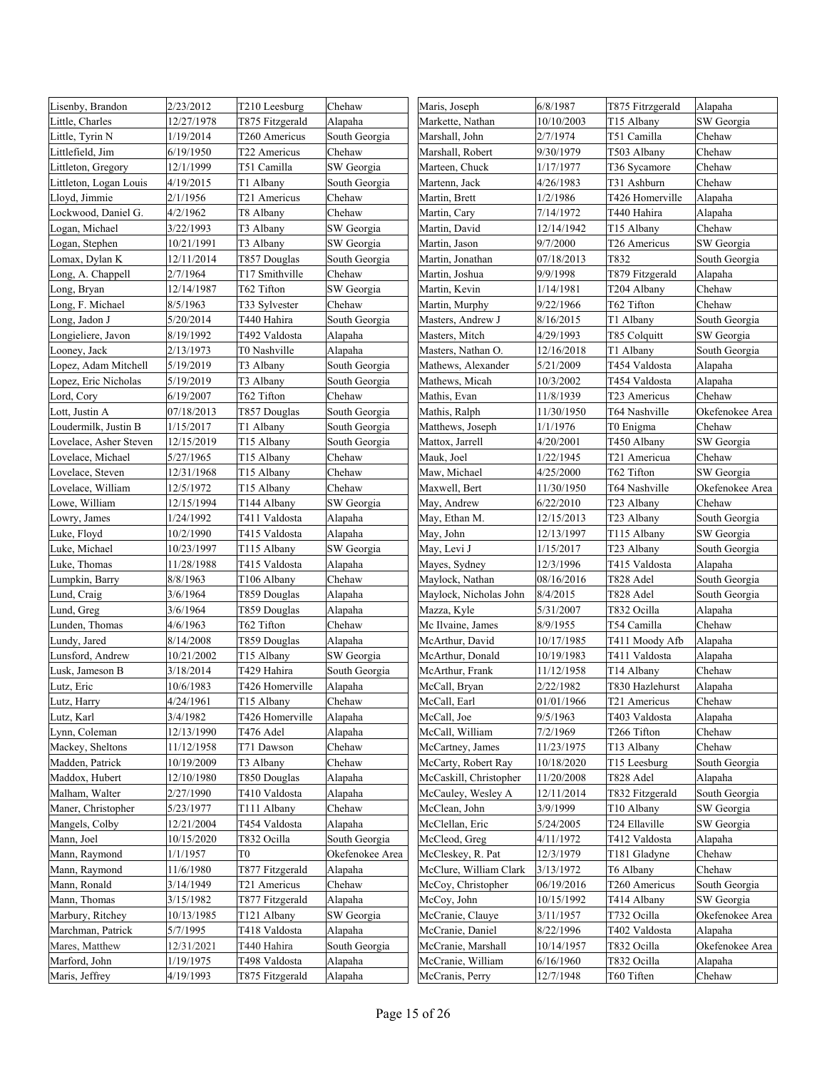| Lisenby, Brandon | 2/23/2012 | T210 Leesburg | Chehaw |
|---|---|---|---|
| Little, Charles | 12/27/1978 | T875 Fitzgerald | Alapaha |
| Little, Tyrin N | 1/19/2014 | T260 Americus | South Georgia |
| Littlefield, Jim | 6/19/1950 | T22 Americus | Chehaw |
| Littleton, Gregory | 12/1/1999 | T51 Camilla | SW Georgia |
| Littleton, Logan Louis | 4/19/2015 | T1 Albany | South Georgia |
| Lloyd, Jimmie | 2/1/1956 | T21 Americus | Chehaw |
| Lockwood, Daniel G. | 4/2/1962 | T8 Albany | Chehaw |
| Logan, Michael | 3/22/1993 | T3 Albany | SW Georgia |
| Logan, Stephen | 10/21/1991 | T3 Albany | SW Georgia |
| Lomax, Dylan K | 12/11/2014 | T857 Douglas | South Georgia |
| Long, A. Chappell | 2/7/1964 | T17 Smithville | Chehaw |
| Long, Bryan | 12/14/1987 | T62 Tifton | SW Georgia |
| Long, F. Michael | 8/5/1963 | T33 Sylvester | Chehaw |
| Long, Jadon J | 5/20/2014 | T440 Hahira | South Georgia |
| Longieliere, Javon | 8/19/1992 | T492 Valdosta | Alapaha |
| Looney, Jack | 2/13/1973 | T0 Nashville | Alapaha |
| Lopez, Adam Mitchell | 5/19/2019 | T3 Albany | South Georgia |
| Lopez, Eric Nicholas | 5/19/2019 | T3 Albany | South Georgia |
| Lord, Cory | 6/19/2007 | T62 Tifton | Chehaw |
| Lott, Justin A | 07/18/2013 | T857 Douglas | South Georgia |
| Loudermilk, Justin B | 1/15/2017 | T1 Albany | South Georgia |
| Lovelace, Asher Steven | 12/15/2019 | T15 Albany | South Georgia |
| Lovelace, Michael | 5/27/1965 | T15 Albany | Chehaw |
| Lovelace, Steven | 12/31/1968 | T15 Albany | Chehaw |
| Lovelace, William | 12/5/1972 | T15 Albany | Chehaw |
| Lowe, William | 12/15/1994 | T144 Albany | SW Georgia |
| Lowry, James | 1/24/1992 | T411 Valdosta | Alapaha |
| Luke, Floyd | 10/2/1990 | T415 Valdosta | Alapaha |
| Luke, Michael | 10/23/1997 | T115 Albany | SW Georgia |
| Luke, Thomas | 11/28/1988 | T415 Valdosta | Alapaha |
| Lumpkin, Barry | 8/8/1963 | T106 Albany | Chehaw |
| Lund, Craig | 3/6/1964 | T859 Douglas | Alapaha |
| Lund, Greg | 3/6/1964 | T859 Douglas | Alapaha |
| Lunden, Thomas | 4/6/1963 | T62 Tifton | Chehaw |
| Lundy, Jared | 8/14/2008 | T859 Douglas | Alapaha |
| Lunsford, Andrew | 10/21/2002 | T15 Albany | SW Georgia |
| Lusk, Jameson B | 3/18/2014 | T429 Hahira | South Georgia |
| Lutz, Eric | 10/6/1983 | T426 Homerville | Alapaha |
| Lutz, Harry | 4/24/1961 | T15 Albany | Chehaw |
| Lutz, Karl | 3/4/1982 | T426 Homerville | Alapaha |
| Lynn, Coleman | 12/13/1990 | T476 Adel | Alapaha |
| Mackey, Sheltons | 11/12/1958 | T71 Dawson | Chehaw |
| Madden, Patrick | 10/19/2009 | T3 Albany | Chehaw |
| Maddox, Hubert | 12/10/1980 | T850 Douglas | Alapaha |
| Malham, Walter | 2/27/1990 | T410 Valdosta | Alapaha |
| Maner, Christopher | 5/23/1977 | T111 Albany | Chehaw |
| Mangels, Colby | 12/21/2004 | T454 Valdosta | Alapaha |
| Mann, Joel | 10/15/2020 | T832 Ocilla | South Georgia |
| Mann, Raymond | 1/1/1957 | T0 | Okefenokee Area |
| Mann, Raymond | 11/6/1980 | T877 Fitzgerald | Alapaha |
| Mann, Ronald | 3/14/1949 | T21 Americus | Chehaw |
| Mann, Thomas | 3/15/1982 | T877 Fitzgerald | Alapaha |
| Marbury, Ritchey | 10/13/1985 | T121 Albany | SW Georgia |
| Marchman, Patrick | 5/7/1995 | T418 Valdosta | Alapaha |
| Mares, Matthew | 12/31/2021 | T440 Hahira | South Georgia |
| Marford, John | 1/19/1975 | T498 Valdosta | Alapaha |
| Maris, Jeffrey | 4/19/1993 | T875 Fitzgerald | Alapaha |
| Maris, Joseph | 6/8/1987 | T875 Fitrzgerald | Alapaha |
| Markette, Nathan | 10/10/2003 | T15 Albany | SW Georgia |
| Marshall, John | 2/7/1974 | T51 Camilla | Chehaw |
| Marshall, Robert | 9/30/1979 | T503 Albany | Chehaw |
| Marteen, Chuck | 1/17/1977 | T36 Sycamore | Chehaw |
| Martenn, Jack | 4/26/1983 | T31 Ashburn | Chehaw |
| Martin, Brett | 1/2/1986 | T426 Homerville | Alapaha |
| Martin, Cary | 7/14/1972 | T440 Hahira | Alapaha |
| Martin, David | 12/14/1942 | T15 Albany | Chehaw |
| Martin, Jason | 9/7/2000 | T26 Americus | SW Georgia |
| Martin, Jonathan | 07/18/2013 | T832 | South Georgia |
| Martin, Joshua | 9/9/1998 | T879 Fitzgerald | Alapaha |
| Martin, Kevin | 1/14/1981 | T204 Albany | Chehaw |
| Martin, Murphy | 9/22/1966 | T62 Tifton | Chehaw |
| Masters, Andrew J | 8/16/2015 | T1 Albany | South Georgia |
| Masters, Mitch | 4/29/1993 | T85 Colquitt | SW Georgia |
| Masters, Nathan O. | 12/16/2018 | T1 Albany | South Georgia |
| Mathews, Alexander | 5/21/2009 | T454 Valdosta | Alapaha |
| Mathews, Micah | 10/3/2002 | T454 Valdosta | Alapaha |
| Mathis, Evan | 11/8/1939 | T23 Americus | Chehaw |
| Mathis, Ralph | 11/30/1950 | T64 Nashville | Okefenokee Area |
| Matthews, Joseph | 1/1/1976 | T0 Enigma | Chehaw |
| Mattox, Jarrell | 4/20/2001 | T450 Albany | SW Georgia |
| Mauk, Joel | 1/22/1945 | T21 Americua | Chehaw |
| Maw, Michael | 4/25/2000 | T62 Tifton | SW Georgia |
| Maxwell, Bert | 11/30/1950 | T64 Nashville | Okefenokee Area |
| May, Andrew | 6/22/2010 | T23 Albany | Chehaw |
| May, Ethan M. | 12/15/2013 | T23 Albany | South Georgia |
| May, John | 12/13/1997 | T115 Albany | SW Georgia |
| May, Levi J | 1/15/2017 | T23 Albany | South Georgia |
| Mayes, Sydney | 12/3/1996 | T415 Valdosta | Alapaha |
| Maylock, Nathan | 08/16/2016 | T828 Adel | South Georgia |
| Maylock, Nicholas John | 8/4/2015 | T828 Adel | South Georgia |
| Mazza, Kyle | 5/31/2007 | T832 Ocilla | Alapaha |
| Mc Ilvaine, James | 8/9/1955 | T54 Camilla | Chehaw |
| McArthur, David | 10/17/1985 | T411 Moody Afb | Alapaha |
| McArthur, Donald | 10/19/1983 | T411 Valdosta | Alapaha |
| McArthur, Frank | 11/12/1958 | T14 Albany | Chehaw |
| McCall, Bryan | 2/22/1982 | T830 Hazlehurst | Alapaha |
| McCall, Earl | 01/01/1966 | T21 Americus | Chehaw |
| McCall, Joe | 9/5/1963 | T403 Valdosta | Alapaha |
| McCall, William | 7/2/1969 | T266 Tifton | Chehaw |
| McCartney, James | 11/23/1975 | T13 Albany | Chehaw |
| McCarty, Robert Ray | 10/18/2020 | T15 Leesburg | South Georgia |
| McCaskill, Christopher | 11/20/2008 | T828 Adel | Alapaha |
| McCauley, Wesley A | 12/11/2014 | T832 Fitzgerald | South Georgia |
| McClean, John | 3/9/1999 | T10 Albany | SW Georgia |
| McClellan, Eric | 5/24/2005 | T24 Ellaville | SW Georgia |
| McCleod, Greg | 4/11/1972 | T412 Valdosta | Alapaha |
| McCleskey, R. Pat | 12/3/1979 | T181 Gladyne | Chehaw |
| McClure, William Clark | 3/13/1972 | T6 Albany | Chehaw |
| McCoy, Christopher | 06/19/2016 | T260 Americus | South Georgia |
| McCoy, John | 10/15/1992 | T414 Albany | SW Georgia |
| McCranie, Clauye | 3/11/1957 | T732 Ocilla | Okefenokee Area |
| McCranie, Daniel | 8/22/1996 | T402 Valdosta | Alapaha |
| McCranie, Marshall | 10/14/1957 | T832 Ocilla | Okefenokee Area |
| McCranie, William | 6/16/1960 | T832 Ocilla | Alapaha |
| McCranis, Perry | 12/7/1948 | T60 Tiften | Chehaw |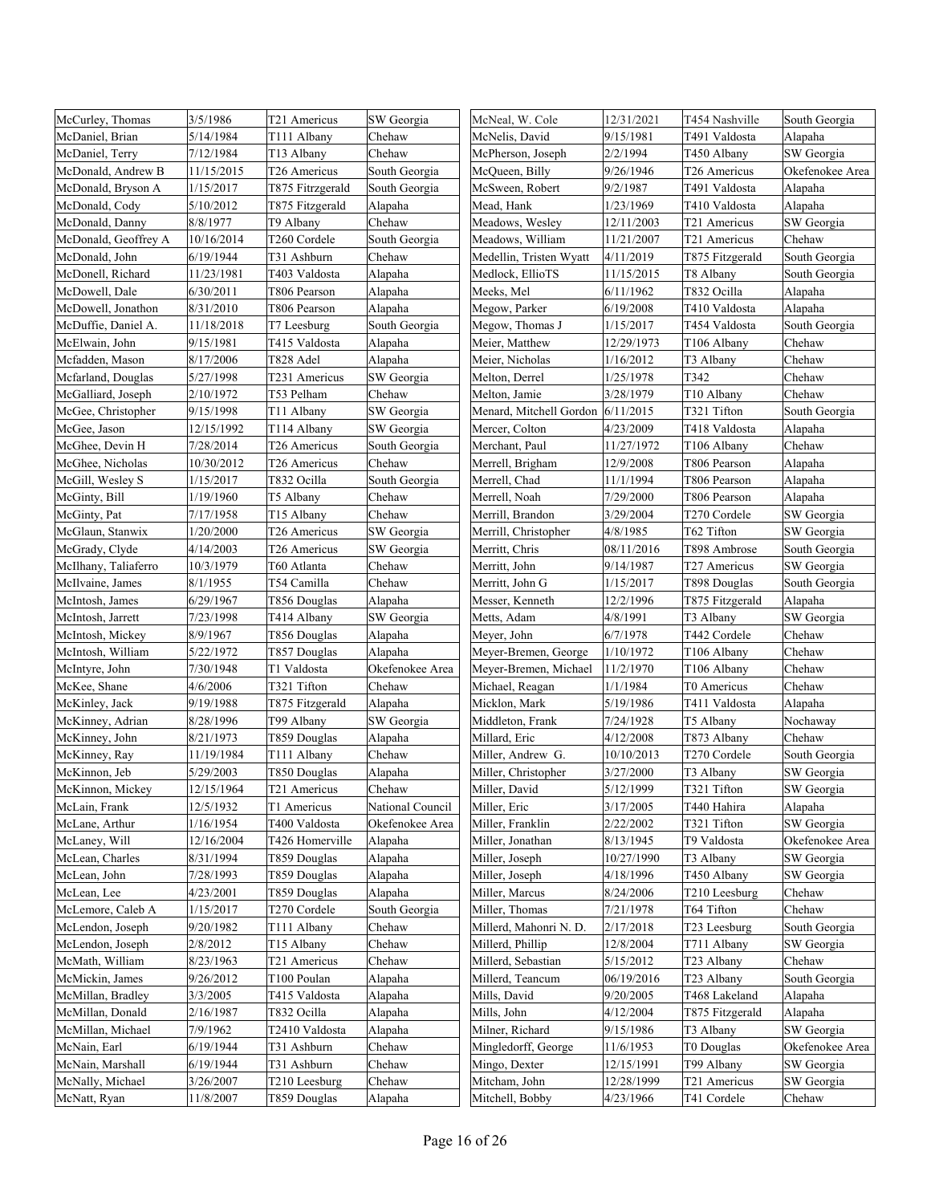| | | | |
|---|---|---|---|
| McCurley, Thomas | 3/5/1986 | T21 Americus | SW Georgia |
| McDaniel, Brian | 5/14/1984 | T111 Albany | Chehaw |
| McDaniel, Terry | 7/12/1984 | T13 Albany | Chehaw |
| McDonald, Andrew B | 11/15/2015 | T26 Americus | South Georgia |
| McDonald, Bryson A | 1/15/2017 | T875 Fitrzgerald | South Georgia |
| McDonald, Cody | 5/10/2012 | T875 Fitzgerald | Alapaha |
| McDonald, Danny | 8/8/1977 | T9 Albany | Chehaw |
| McDonald, Geoffrey A | 10/16/2014 | T260 Cordele | South Georgia |
| McDonald, John | 6/19/1944 | T31 Ashburn | Chehaw |
| McDonell, Richard | 11/23/1981 | T403 Valdosta | Alapaha |
| McDowell, Dale | 6/30/2011 | T806 Pearson | Alapaha |
| McDowell, Jonathon | 8/31/2010 | T806 Pearson | Alapaha |
| McDuffie, Daniel A. | 11/18/2018 | T7 Leesburg | South Georgia |
| McElwain, John | 9/15/1981 | T415 Valdosta | Alapaha |
| Mcfadden, Mason | 8/17/2006 | T828 Adel | Alapaha |
| Mcfarland, Douglas | 5/27/1998 | T231 Americus | SW Georgia |
| McGalliard, Joseph | 2/10/1972 | T53 Pelham | Chehaw |
| McGee, Christopher | 9/15/1998 | T11 Albany | SW Georgia |
| McGee, Jason | 12/15/1992 | T114 Albany | SW Georgia |
| McGhee, Devin H | 7/28/2014 | T26 Americus | South Georgia |
| McGhee, Nicholas | 10/30/2012 | T26 Americus | Chehaw |
| McGill, Wesley S | 1/15/2017 | T832 Ocilla | South Georgia |
| McGinty, Bill | 1/19/1960 | T5 Albany | Chehaw |
| McGinty, Pat | 7/17/1958 | T15 Albany | Chehaw |
| McGlaun, Stanwix | 1/20/2000 | T26 Americus | SW Georgia |
| McGrady, Clyde | 4/14/2003 | T26 Americus | SW Georgia |
| McIlhany, Taliaferro | 10/3/1979 | T60 Atlanta | Chehaw |
| McIlvaine, James | 8/1/1955 | T54 Camilla | Chehaw |
| McIntosh, James | 6/29/1967 | T856 Douglas | Alapaha |
| McIntosh, Jarrett | 7/23/1998 | T414 Albany | SW Georgia |
| McIntosh, Mickey | 8/9/1967 | T856 Douglas | Alapaha |
| McIntosh, William | 5/22/1972 | T857 Douglas | Alapaha |
| McIntyre, John | 7/30/1948 | T1 Valdosta | Okefenokee Area |
| McKee, Shane | 4/6/2006 | T321 Tifton | Chehaw |
| McKinley, Jack | 9/19/1988 | T875 Fitzgerald | Alapaha |
| McKinney, Adrian | 8/28/1996 | T99 Albany | SW Georgia |
| McKinney, John | 8/21/1973 | T859 Douglas | Alapaha |
| McKinney, Ray | 11/19/1984 | T111 Albany | Chehaw |
| McKinnon, Jeb | 5/29/2003 | T850 Douglas | Alapaha |
| McKinnon, Mickey | 12/15/1964 | T21 Americus | Chehaw |
| McLain, Frank | 12/5/1932 | T1 Americus | National Council |
| McLane, Arthur | 1/16/1954 | T400 Valdosta | Okefenokee Area |
| McLaney, Will | 12/16/2004 | T426 Homerville | Alapaha |
| McLean, Charles | 8/31/1994 | T859 Douglas | Alapaha |
| McLean, John | 7/28/1993 | T859 Douglas | Alapaha |
| McLean, Lee | 4/23/2001 | T859 Douglas | Alapaha |
| McLemore, Caleb A | 1/15/2017 | T270 Cordele | South Georgia |
| McLendon, Joseph | 9/20/1982 | T111 Albany | Chehaw |
| McLendon, Joseph | 2/8/2012 | T15 Albany | Chehaw |
| McMath, William | 8/23/1963 | T21 Americus | Chehaw |
| McMickin, James | 9/26/2012 | T100 Poulan | Alapaha |
| McMillan, Bradley | 3/3/2005 | T415 Valdosta | Alapaha |
| McMillan, Donald | 2/16/1987 | T832 Ocilla | Alapaha |
| McMillan, Michael | 7/9/1962 | T2410 Valdosta | Alapaha |
| McNain, Earl | 6/19/1944 | T31 Ashburn | Chehaw |
| McNain, Marshall | 6/19/1944 | T31 Ashburn | Chehaw |
| McNally, Michael | 3/26/2007 | T210 Leesburg | Chehaw |
| McNatt, Ryan | 11/8/2007 | T859 Douglas | Alapaha |
| McNeal, W. Cole | 12/31/2021 | T454 Nashville | South Georgia |
| McNelis, David | 9/15/1981 | T491 Valdosta | Alapaha |
| McPherson, Joseph | 2/2/1994 | T450 Albany | SW Georgia |
| McQueen, Billy | 9/26/1946 | T26 Americus | Okefenokee Area |
| McSween, Robert | 9/2/1987 | T491 Valdosta | Alapaha |
| Mead, Hank | 1/23/1969 | T410 Valdosta | Alapaha |
| Meadows, Wesley | 12/11/2003 | T21 Americus | SW Georgia |
| Meadows, William | 11/21/2007 | T21 Americus | Chehaw |
| Medellin, Tristen Wyatt | 4/11/2019 | T875 Fitzgerald | South Georgia |
| Medlock, EllioTS | 11/15/2015 | T8 Albany | South Georgia |
| Meeks, Mel | 6/11/1962 | T832 Ocilla | Alapaha |
| Megow, Parker | 6/19/2008 | T410 Valdosta | Alapaha |
| Megow, Thomas J | 1/15/2017 | T454 Valdosta | South Georgia |
| Meier, Matthew | 12/29/1973 | T106 Albany | Chehaw |
| Meier, Nicholas | 1/16/2012 | T3 Albany | Chehaw |
| Melton, Derrel | 1/25/1978 | T342 | Chehaw |
| Melton, Jamie | 3/28/1979 | T10 Albany | Chehaw |
| Menard, Mitchell Gordon | 6/11/2015 | T321 Tifton | South Georgia |
| Mercer, Colton | 4/23/2009 | T418 Valdosta | Alapaha |
| Merchant, Paul | 11/27/1972 | T106 Albany | Chehaw |
| Merrell, Brigham | 12/9/2008 | T806 Pearson | Alapaha |
| Merrell, Chad | 11/1/1994 | T806 Pearson | Alapaha |
| Merrell, Noah | 7/29/2000 | T806 Pearson | Alapaha |
| Merrill, Brandon | 3/29/2004 | T270 Cordele | SW Georgia |
| Merrill, Christopher | 4/8/1985 | T62 Tifton | SW Georgia |
| Merritt, Chris | 08/11/2016 | T898 Ambrose | South Georgia |
| Merritt, John | 9/14/1987 | T27 Americus | SW Georgia |
| Merritt, John G | 1/15/2017 | T898 Douglas | South Georgia |
| Messer, Kenneth | 12/2/1996 | T875 Fitzgerald | Alapaha |
| Metts, Adam | 4/8/1991 | T3 Albany | SW Georgia |
| Meyer, John | 6/7/1978 | T442 Cordele | Chehaw |
| Meyer-Bremen, George | 1/10/1972 | T106 Albany | Chehaw |
| Meyer-Bremen, Michael | 11/2/1970 | T106 Albany | Chehaw |
| Michael, Reagan | 1/1/1984 | T0 Americus | Chehaw |
| Micklon, Mark | 5/19/1986 | T411 Valdosta | Alapaha |
| Middleton, Frank | 7/24/1928 | T5 Albany | Nochaway |
| Millard, Eric | 4/12/2008 | T873 Albany | Chehaw |
| Miller, Andrew G. | 10/10/2013 | T270 Cordele | South Georgia |
| Miller, Christopher | 3/27/2000 | T3 Albany | SW Georgia |
| Miller, David | 5/12/1999 | T321 Tifton | SW Georgia |
| Miller, Eric | 3/17/2005 | T440 Hahira | Alapaha |
| Miller, Franklin | 2/22/2002 | T321 Tifton | SW Georgia |
| Miller, Jonathan | 8/13/1945 | T9 Valdosta | Okefenokee Area |
| Miller, Joseph | 10/27/1990 | T3 Albany | SW Georgia |
| Miller, Joseph | 4/18/1996 | T450 Albany | SW Georgia |
| Miller, Marcus | 8/24/2006 | T210 Leesburg | Chehaw |
| Miller, Thomas | 7/21/1978 | T64 Tifton | Chehaw |
| Millerd, Mahonri N. D. | 2/17/2018 | T23 Leesburg | South Georgia |
| Millerd, Phillip | 12/8/2004 | T711 Albany | SW Georgia |
| Millerd, Sebastian | 5/15/2012 | T23 Albany | Chehaw |
| Millerd, Teancum | 06/19/2016 | T23 Albany | South Georgia |
| Mills, David | 9/20/2005 | T468 Lakeland | Alapaha |
| Mills, John | 4/12/2004 | T875 Fitzgerald | Alapaha |
| Milner, Richard | 9/15/1986 | T3 Albany | SW Georgia |
| Mingledorff, George | 11/6/1953 | T0 Douglas | Okefenokee Area |
| Mingo, Dexter | 12/15/1991 | T99 Albany | SW Georgia |
| Mitcham, John | 12/28/1999 | T21 Americus | SW Georgia |
| Mitchell, Bobby | 4/23/1966 | T41 Cordele | Chehaw |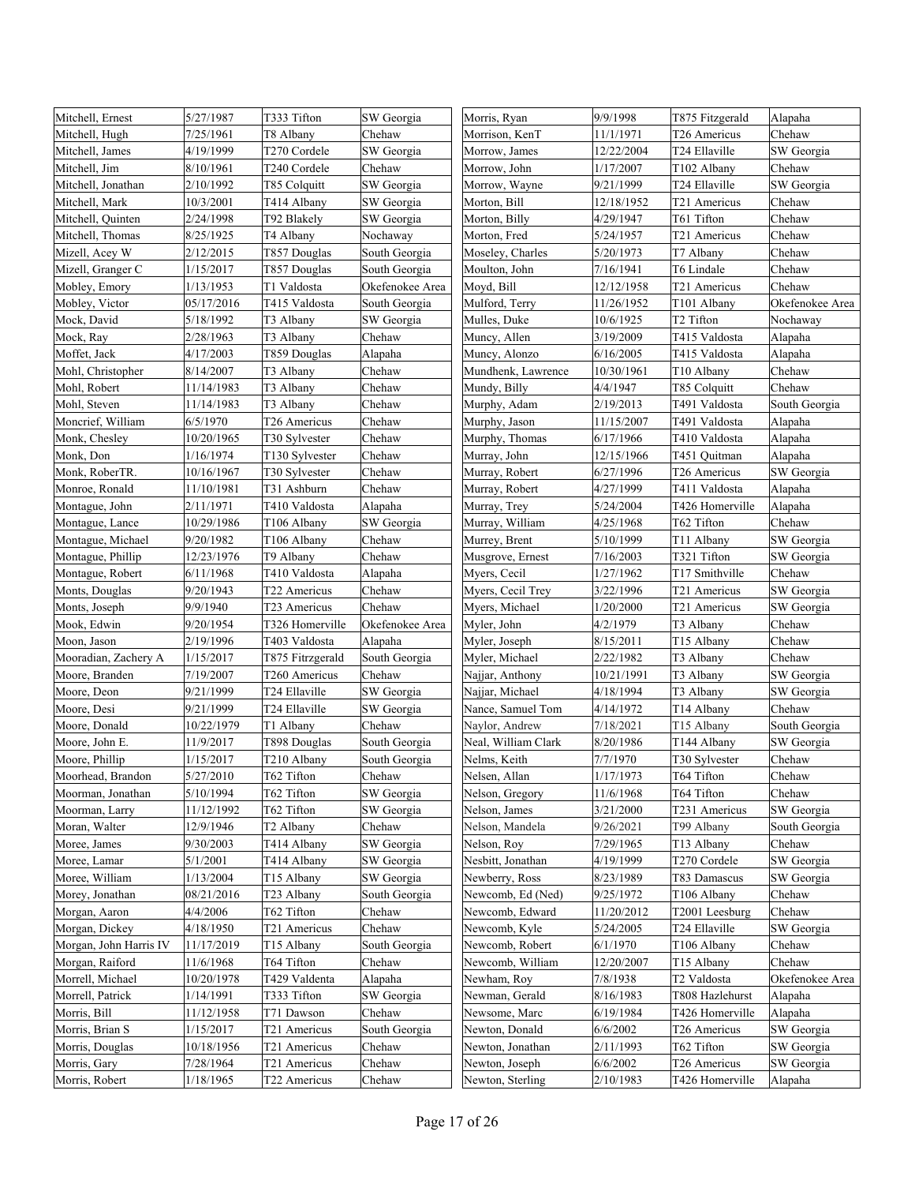| Mitchell, Ernest | 5/27/1987 | T333 Tifton | SW Georgia |
|---|---|---|---|
| Mitchell, Hugh | 7/25/1961 | T8 Albany | Chehaw |
| Mitchell, James | 4/19/1999 | T270 Cordele | SW Georgia |
| Mitchell, Jim | 8/10/1961 | T240 Cordele | Chehaw |
| Mitchell, Jonathan | 2/10/1992 | T85 Colquitt | SW Georgia |
| Mitchell, Mark | 10/3/2001 | T414 Albany | SW Georgia |
| Mitchell, Quinten | 2/24/1998 | T92 Blakely | SW Georgia |
| Mitchell, Thomas | 8/25/1925 | T4 Albany | Nochaway |
| Mizell, Acey W | 2/12/2015 | T857 Douglas | South Georgia |
| Mizell, Granger C | 1/15/2017 | T857 Douglas | South Georgia |
| Mobley, Emory | 1/13/1953 | T1 Valdosta | Okefenokee Area |
| Mobley, Victor | 05/17/2016 | T415 Valdosta | South Georgia |
| Mock, David | 5/18/1992 | T3 Albany | SW Georgia |
| Mock, Ray | 2/28/1963 | T3 Albany | Chehaw |
| Moffet, Jack | 4/17/2003 | T859 Douglas | Alapaha |
| Mohl, Christopher | 8/14/2007 | T3 Albany | Chehaw |
| Mohl, Robert | 11/14/1983 | T3 Albany | Chehaw |
| Mohl, Steven | 11/14/1983 | T3 Albany | Chehaw |
| Moncrief, William | 6/5/1970 | T26 Americus | Chehaw |
| Monk, Chesley | 10/20/1965 | T30 Sylvester | Chehaw |
| Monk, Don | 1/16/1974 | T130 Sylvester | Chehaw |
| Monk, RoberTR. | 10/16/1967 | T30 Sylvester | Chehaw |
| Monroe, Ronald | 11/10/1981 | T31 Ashburn | Chehaw |
| Montague, John | 2/11/1971 | T410 Valdosta | Alapaha |
| Montague, Lance | 10/29/1986 | T106 Albany | SW Georgia |
| Montague, Michael | 9/20/1982 | T106 Albany | Chehaw |
| Montague, Phillip | 12/23/1976 | T9 Albany | Chehaw |
| Montague, Robert | 6/11/1968 | T410 Valdosta | Alapaha |
| Monts, Douglas | 9/20/1943 | T22 Americus | Chehaw |
| Monts, Joseph | 9/9/1940 | T23 Americus | Chehaw |
| Mook, Edwin | 9/20/1954 | T326 Homerville | Okefenokee Area |
| Moon, Jason | 2/19/1996 | T403 Valdosta | Alapaha |
| Mooradian, Zachery A | 1/15/2017 | T875 Fitrzgerald | South Georgia |
| Moore, Branden | 7/19/2007 | T260 Americus | Chehaw |
| Moore, Deon | 9/21/1999 | T24 Ellaville | SW Georgia |
| Moore, Desi | 9/21/1999 | T24 Ellaville | SW Georgia |
| Moore, Donald | 10/22/1979 | T1 Albany | Chehaw |
| Moore, John E. | 11/9/2017 | T898 Douglas | South Georgia |
| Moore, Phillip | 1/15/2017 | T210 Albany | South Georgia |
| Moorhead, Brandon | 5/27/2010 | T62 Tifton | Chehaw |
| Moorman, Jonathan | 5/10/1994 | T62 Tifton | SW Georgia |
| Moorman, Larry | 11/12/1992 | T62 Tifton | SW Georgia |
| Moran, Walter | 12/9/1946 | T2 Albany | Chehaw |
| Moree, James | 9/30/2003 | T414 Albany | SW Georgia |
| Moree, Lamar | 5/1/2001 | T414 Albany | SW Georgia |
| Moree, William | 1/13/2004 | T15 Albany | SW Georgia |
| Morey, Jonathan | 08/21/2016 | T23 Albany | South Georgia |
| Morgan, Aaron | 4/4/2006 | T62 Tifton | Chehaw |
| Morgan, Dickey | 4/18/1950 | T21 Americus | Chehaw |
| Morgan, John Harris IV | 11/17/2019 | T15 Albany | South Georgia |
| Morgan, Raiford | 11/6/1968 | T64 Tifton | Chehaw |
| Morrell, Michael | 10/20/1978 | T429 Valdenta | Alapaha |
| Morrell, Patrick | 1/14/1991 | T333 Tifton | SW Georgia |
| Morris, Bill | 11/12/1958 | T71 Dawson | Chehaw |
| Morris, Brian S | 1/15/2017 | T21 Americus | South Georgia |
| Morris, Douglas | 10/18/1956 | T21 Americus | Chehaw |
| Morris, Gary | 7/28/1964 | T21 Americus | Chehaw |
| Morris, Robert | 1/18/1965 | T22 Americus | Chehaw |
| Morris, Ryan | 9/9/1998 | T875 Fitzgerald | Alapaha |
| Morrison, KenT | 11/1/1971 | T26 Americus | Chehaw |
| Morrow, James | 12/22/2004 | T24 Ellaville | SW Georgia |
| Morrow, John | 1/17/2007 | T102 Albany | Chehaw |
| Morrow, Wayne | 9/21/1999 | T24 Ellaville | SW Georgia |
| Morton, Bill | 12/18/1952 | T21 Americus | Chehaw |
| Morton, Billy | 4/29/1947 | T61 Tifton | Chehaw |
| Morton, Fred | 5/24/1957 | T21 Americus | Chehaw |
| Moseley, Charles | 5/20/1973 | T7 Albany | Chehaw |
| Moulton, John | 7/16/1941 | T6 Lindale | Chehaw |
| Moyd, Bill | 12/12/1958 | T21 Americus | Chehaw |
| Mulford, Terry | 11/26/1952 | T101 Albany | Okefenokee Area |
| Mulles, Duke | 10/6/1925 | T2 Tifton | Nochaway |
| Muncy, Allen | 3/19/2009 | T415 Valdosta | Alapaha |
| Muncy, Alonzo | 6/16/2005 | T415 Valdosta | Alapaha |
| Mundhenk, Lawrence | 10/30/1961 | T10 Albany | Chehaw |
| Mundy, Billy | 4/4/1947 | T85 Colquitt | Chehaw |
| Murphy, Adam | 2/19/2013 | T491 Valdosta | South Georgia |
| Murphy, Jason | 11/15/2007 | T491 Valdosta | Alapaha |
| Murphy, Thomas | 6/17/1966 | T410 Valdosta | Alapaha |
| Murray, John | 12/15/1966 | T451 Quitman | Alapaha |
| Murray, Robert | 6/27/1996 | T26 Americus | SW Georgia |
| Murray, Robert | 4/27/1999 | T411 Valdosta | Alapaha |
| Murray, Trey | 5/24/2004 | T426 Homerville | Alapaha |
| Murray, William | 4/25/1968 | T62 Tifton | Chehaw |
| Murrey, Brent | 5/10/1999 | T11 Albany | SW Georgia |
| Musgrove, Ernest | 7/16/2003 | T321 Tifton | SW Georgia |
| Myers, Cecil | 1/27/1962 | T17 Smithville | Chehaw |
| Myers, Cecil Trey | 3/22/1996 | T21 Americus | SW Georgia |
| Myers, Michael | 1/20/2000 | T21 Americus | SW Georgia |
| Myler, John | 4/2/1979 | T3 Albany | Chehaw |
| Myler, Joseph | 8/15/2011 | T15 Albany | Chehaw |
| Myler, Michael | 2/22/1982 | T3 Albany | Chehaw |
| Najjar, Anthony | 10/21/1991 | T3 Albany | SW Georgia |
| Najjar, Michael | 4/18/1994 | T3 Albany | SW Georgia |
| Nance, Samuel Tom | 4/14/1972 | T14 Albany | Chehaw |
| Naylor, Andrew | 7/18/2021 | T15 Albany | South Georgia |
| Neal, William Clark | 8/20/1986 | T144 Albany | SW Georgia |
| Nelms, Keith | 7/7/1970 | T30 Sylvester | Chehaw |
| Nelsen, Allan | 1/17/1973 | T64 Tifton | Chehaw |
| Nelson, Gregory | 11/6/1968 | T64 Tifton | Chehaw |
| Nelson, James | 3/21/2000 | T231 Americus | SW Georgia |
| Nelson, Mandela | 9/26/2021 | T99 Albany | South Georgia |
| Nelson, Roy | 7/29/1965 | T13 Albany | Chehaw |
| Nesbitt, Jonathan | 4/19/1999 | T270 Cordele | SW Georgia |
| Newberry, Ross | 8/23/1989 | T83 Damascus | SW Georgia |
| Newcomb, Ed (Ned) | 9/25/1972 | T106 Albany | Chehaw |
| Newcomb, Edward | 11/20/2012 | T2001 Leesburg | Chehaw |
| Newcomb, Kyle | 5/24/2005 | T24 Ellaville | SW Georgia |
| Newcomb, Robert | 6/1/1970 | T106 Albany | Chehaw |
| Newcomb, William | 12/20/2007 | T15 Albany | Chehaw |
| Newham, Roy | 7/8/1938 | T2 Valdosta | Okefenokee Area |
| Newman, Gerald | 8/16/1983 | T808 Hazlehurst | Alapaha |
| Newsome, Marc | 6/19/1984 | T426 Homerville | Alapaha |
| Newton, Donald | 6/6/2002 | T26 Americus | SW Georgia |
| Newton, Jonathan | 2/11/1993 | T62 Tifton | SW Georgia |
| Newton, Joseph | 6/6/2002 | T26 Americus | SW Georgia |
| Newton, Sterling | 2/10/1983 | T426 Homerville | Alapaha |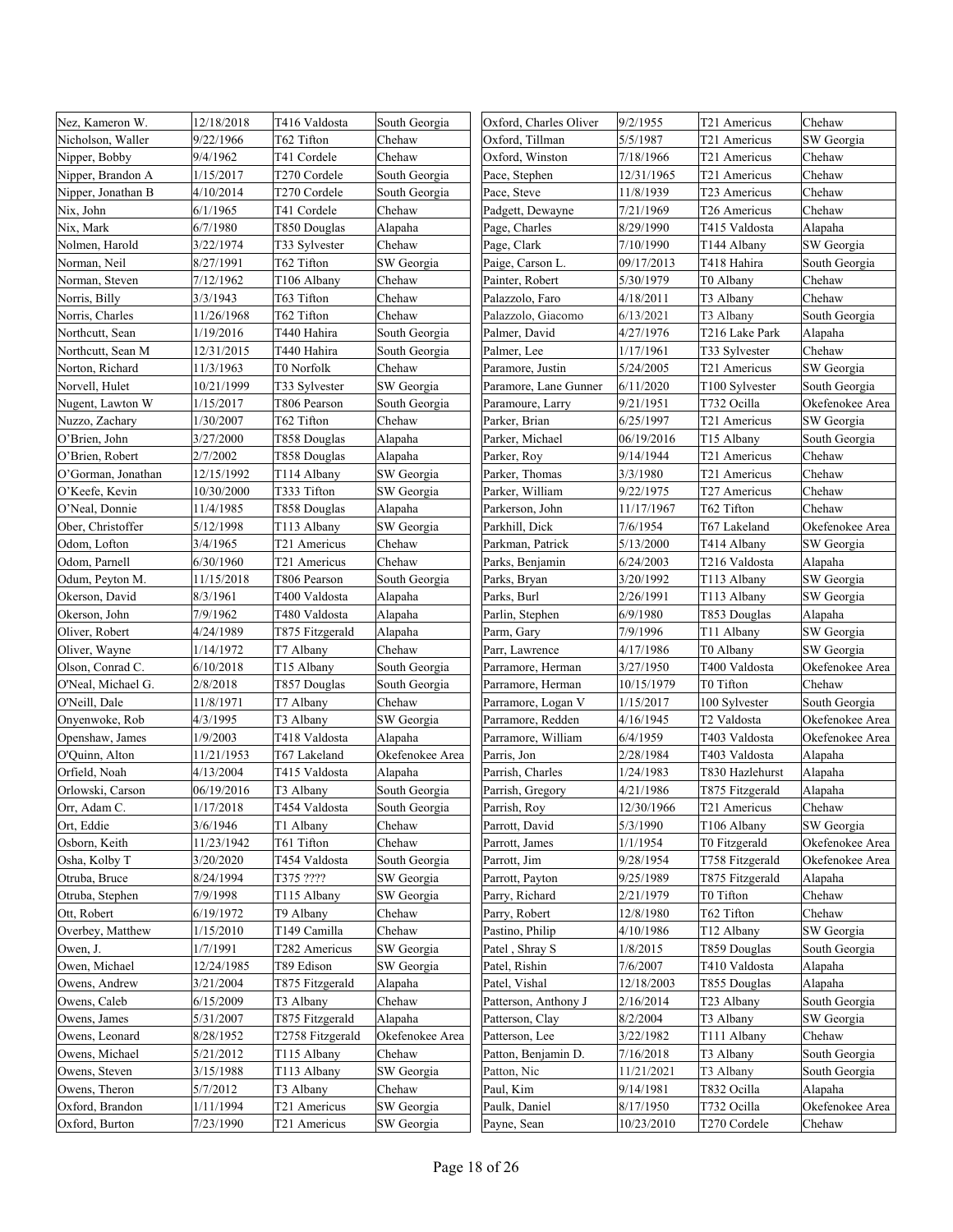| Nez, Kameron W. | 12/18/2018 | T416 Valdosta | South Georgia |
|---|---|---|---|
| Nicholson, Waller | 9/22/1966 | T62 Tifton | Chehaw |
| Nipper, Bobby | 9/4/1962 | T41 Cordele | Chehaw |
| Nipper, Brandon A | 1/15/2017 | T270 Cordele | South Georgia |
| Nipper, Jonathan B | 4/10/2014 | T270 Cordele | South Georgia |
| Nix, John | 6/1/1965 | T41 Cordele | Chehaw |
| Nix, Mark | 6/7/1980 | T850 Douglas | Alapaha |
| Nolmen, Harold | 3/22/1974 | T33 Sylvester | Chehaw |
| Norman, Neil | 8/27/1991 | T62 Tifton | SW Georgia |
| Norman, Steven | 7/12/1962 | T106 Albany | Chehaw |
| Norris, Billy | 3/3/1943 | T63 Tifton | Chehaw |
| Norris, Charles | 11/26/1968 | T62 Tifton | Chehaw |
| Northcutt, Sean | 1/19/2016 | T440 Hahira | South Georgia |
| Northcutt, Sean M | 12/31/2015 | T440 Hahira | South Georgia |
| Norton, Richard | 11/3/1963 | T0 Norfolk | Chehaw |
| Norvell, Hulet | 10/21/1999 | T33 Sylvester | SW Georgia |
| Nugent, Lawton W | 1/15/2017 | T806 Pearson | South Georgia |
| Nuzzo, Zachary | 1/30/2007 | T62 Tifton | Chehaw |
| O'Brien, John | 3/27/2000 | T858 Douglas | Alapaha |
| O'Brien, Robert | 2/7/2002 | T858 Douglas | Alapaha |
| O'Gorman, Jonathan | 12/15/1992 | T114 Albany | SW Georgia |
| O'Keefe, Kevin | 10/30/2000 | T333 Tifton | SW Georgia |
| O'Neal, Donnie | 11/4/1985 | T858 Douglas | Alapaha |
| Ober, Christoffer | 5/12/1998 | T113 Albany | SW Georgia |
| Odom, Lofton | 3/4/1965 | T21 Americus | Chehaw |
| Odom, Parnell | 6/30/1960 | T21 Americus | Chehaw |
| Odum, Peyton M. | 11/15/2018 | T806 Pearson | South Georgia |
| Okerson, David | 8/3/1961 | T400 Valdosta | Alapaha |
| Okerson, John | 7/9/1962 | T480 Valdosta | Alapaha |
| Oliver, Robert | 4/24/1989 | T875 Fitzgerald | Alapaha |
| Oliver, Wayne | 1/14/1972 | T7 Albany | Chehaw |
| Olson, Conrad C. | 6/10/2018 | T15 Albany | South Georgia |
| O'Neal, Michael G. | 2/8/2018 | T857 Douglas | South Georgia |
| O'Neill, Dale | 11/8/1971 | T7 Albany | Chehaw |
| Onyenwoke, Rob | 4/3/1995 | T3 Albany | SW Georgia |
| Openshaw, James | 1/9/2003 | T418 Valdosta | Alapaha |
| O'Quinn, Alton | 11/21/1953 | T67 Lakeland | Okefenokee Area |
| Orfield, Noah | 4/13/2004 | T415 Valdosta | Alapaha |
| Orlowski, Carson | 06/19/2016 | T3 Albany | South Georgia |
| Orr, Adam C. | 1/17/2018 | T454 Valdosta | South Georgia |
| Ort, Eddie | 3/6/1946 | T1 Albany | Chehaw |
| Osborn, Keith | 11/23/1942 | T61 Tifton | Chehaw |
| Osha, Kolby T | 3/20/2020 | T454 Valdosta | South Georgia |
| Otruba, Bruce | 8/24/1994 | T375 ???? | SW Georgia |
| Otruba, Stephen | 7/9/1998 | T115 Albany | SW Georgia |
| Ott, Robert | 6/19/1972 | T9 Albany | Chehaw |
| Overbey, Matthew | 1/15/2010 | T149 Camilla | Chehaw |
| Owen, J. | 1/7/1991 | T282 Americus | SW Georgia |
| Owen, Michael | 12/24/1985 | T89 Edison | SW Georgia |
| Owens, Andrew | 3/21/2004 | T875 Fitzgerald | Alapaha |
| Owens, Caleb | 6/15/2009 | T3 Albany | Chehaw |
| Owens, James | 5/31/2007 | T875 Fitzgerald | Alapaha |
| Owens, Leonard | 8/28/1952 | T2758 Fitzgerald | Okefenokee Area |
| Owens, Michael | 5/21/2012 | T115 Albany | Chehaw |
| Owens, Steven | 3/15/1988 | T113 Albany | SW Georgia |
| Owens, Theron | 5/7/2012 | T3 Albany | Chehaw |
| Oxford, Brandon | 1/11/1994 | T21 Americus | SW Georgia |
| Oxford, Burton | 7/23/1990 | T21 Americus | SW Georgia |
| Oxford, Charles Oliver | 9/2/1955 | T21 Americus | Chehaw |
| Oxford, Tillman | 5/5/1987 | T21 Americus | SW Georgia |
| Oxford, Winston | 7/18/1966 | T21 Americus | Chehaw |
| Pace, Stephen | 12/31/1965 | T21 Americus | Chehaw |
| Pace, Steve | 11/8/1939 | T23 Americus | Chehaw |
| Padgett, Dewayne | 7/21/1969 | T26 Americus | Chehaw |
| Page, Charles | 8/29/1990 | T415 Valdosta | Alapaha |
| Page, Clark | 7/10/1990 | T144 Albany | SW Georgia |
| Paige, Carson L. | 09/17/2013 | T418 Hahira | South Georgia |
| Painter, Robert | 5/30/1979 | T0 Albany | Chehaw |
| Palazzolo, Faro | 4/18/2011 | T3 Albany | Chehaw |
| Palazzolo, Giacomo | 6/13/2021 | T3 Albany | South Georgia |
| Palmer, David | 4/27/1976 | T216 Lake Park | Alapaha |
| Palmer, Lee | 1/17/1961 | T33 Sylvester | Chehaw |
| Paramore, Justin | 5/24/2005 | T21 Americus | SW Georgia |
| Paramore, Lane Gunner | 6/11/2020 | T100 Sylvester | South Georgia |
| Paramoure, Larry | 9/21/1951 | T732 Ocilla | Okefenokee Area |
| Parker, Brian | 6/25/1997 | T21 Americus | SW Georgia |
| Parker, Michael | 06/19/2016 | T15 Albany | South Georgia |
| Parker, Roy | 9/14/1944 | T21 Americus | Chehaw |
| Parker, Thomas | 3/3/1980 | T21 Americus | Chehaw |
| Parker, William | 9/22/1975 | T27 Americus | Chehaw |
| Parkerson, John | 11/17/1967 | T62 Tifton | Chehaw |
| Parkhill, Dick | 7/6/1954 | T67 Lakeland | Okefenokee Area |
| Parkman, Patrick | 5/13/2000 | T414 Albany | SW Georgia |
| Parks, Benjamin | 6/24/2003 | T216 Valdosta | Alapaha |
| Parks, Bryan | 3/20/1992 | T113 Albany | SW Georgia |
| Parks, Burl | 2/26/1991 | T113 Albany | SW Georgia |
| Parlin, Stephen | 6/9/1980 | T853 Douglas | Alapaha |
| Parm, Gary | 7/9/1996 | T11 Albany | SW Georgia |
| Parr, Lawrence | 4/17/1986 | T0 Albany | SW Georgia |
| Parramore, Herman | 3/27/1950 | T400 Valdosta | Okefenokee Area |
| Parramore, Herman | 10/15/1979 | T0 Tifton | Chehaw |
| Parramore, Logan V | 1/15/2017 | 100 Sylvester | South Georgia |
| Parramore, Redden | 4/16/1945 | T2 Valdosta | Okefenokee Area |
| Parramore, William | 6/4/1959 | T403 Valdosta | Okefenokee Area |
| Parris, Jon | 2/28/1984 | T403 Valdosta | Alapaha |
| Parrish, Charles | 1/24/1983 | T830 Hazlehurst | Alapaha |
| Parrish, Gregory | 4/21/1986 | T875 Fitzgerald | Alapaha |
| Parrish, Roy | 12/30/1966 | T21 Americus | Chehaw |
| Parrott, David | 5/3/1990 | T106 Albany | SW Georgia |
| Parrott, James | 1/1/1954 | T0 Fitzgerald | Okefenokee Area |
| Parrott, Jim | 9/28/1954 | T758 Fitzgerald | Okefenokee Area |
| Parrott, Payton | 9/25/1989 | T875 Fitzgerald | Alapaha |
| Parry, Richard | 2/21/1979 | T0 Tifton | Chehaw |
| Parry, Robert | 12/8/1980 | T62 Tifton | Chehaw |
| Pastino, Philip | 4/10/1986 | T12 Albany | SW Georgia |
| Patel , Shray S | 1/8/2015 | T859 Douglas | South Georgia |
| Patel, Rishin | 7/6/2007 | T410 Valdosta | Alapaha |
| Patel, Vishal | 12/18/2003 | T855 Douglas | Alapaha |
| Patterson, Anthony J | 2/16/2014 | T23 Albany | South Georgia |
| Patterson, Clay | 8/2/2004 | T3 Albany | SW Georgia |
| Patterson, Lee | 3/22/1982 | T111 Albany | Chehaw |
| Patton, Benjamin D. | 7/16/2018 | T3 Albany | South Georgia |
| Patton, Nic | 11/21/2021 | T3 Albany | South Georgia |
| Paul, Kim | 9/14/1981 | T832 Ocilla | Alapaha |
| Paulk, Daniel | 8/17/1950 | T732 Ocilla | Okefenokee Area |
| Payne, Sean | 10/23/2010 | T270 Cordele | Chehaw |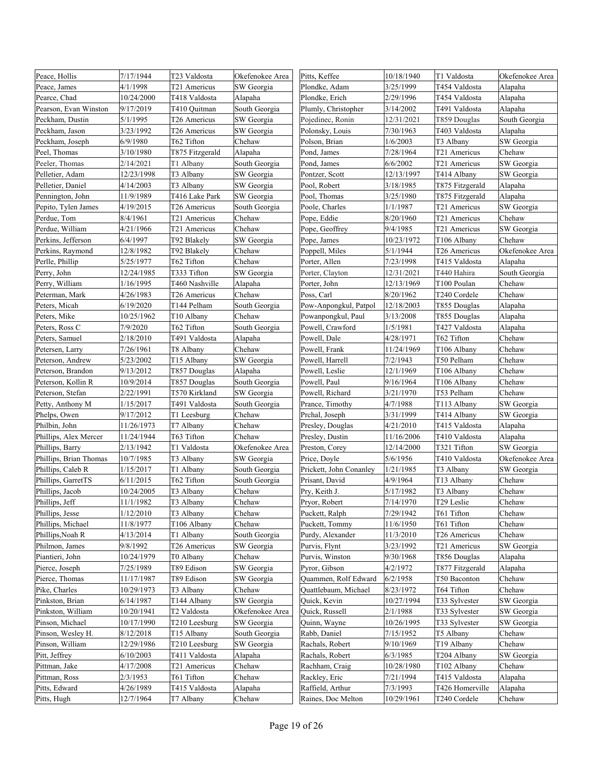| | | | |
|---|---|---|---|
| Peace, Hollis | 7/17/1944 | T23 Valdosta | Okefenokee Area |
| Peace, James | 4/1/1998 | T21 Americus | SW Georgia |
| Pearce, Chad | 10/24/2000 | T418 Valdosta | Alapaha |
| Pearson, Evan Winston | 9/17/2019 | T410 Quitman | South Georgia |
| Peckham, Dustin | 5/1/1995 | T26 Americus | SW Georgia |
| Peckham, Jason | 3/23/1992 | T26 Americus | SW Georgia |
| Peckham, Joseph | 6/9/1980 | T62 Tifton | Chehaw |
| Peel, Thomas | 3/10/1980 | T875 Fitzgerald | Alapaha |
| Peeler, Thomas | 2/14/2021 | T1 Albany | South Georgia |
| Pelletier, Adam | 12/23/1998 | T3 Albany | SW Georgia |
| Pelletier, Daniel | 4/14/2003 | T3 Albany | SW Georgia |
| Pennington, John | 11/9/1989 | T416 Lake Park | SW Georgia |
| Pepito, Tylen James | 4/19/2015 | T26 Americus | South Georgia |
| Perdue, Tom | 8/4/1961 | T21 Americus | Chehaw |
| Perdue, William | 4/21/1966 | T21 Americus | Chehaw |
| Perkins, Jefferson | 6/4/1997 | T92 Blakely | SW Georgia |
| Perkins, Raymond | 12/8/1982 | T92 Blakely | Chehaw |
| Perlle, Phillip | 5/25/1977 | T62 Tifton | Chehaw |
| Perry, John | 12/24/1985 | T333 Tifton | SW Georgia |
| Perry, William | 1/16/1995 | T460 Nashville | Alapaha |
| Peterman, Mark | 4/26/1983 | T26 Americus | Chehaw |
| Peters, Micah | 6/19/2020 | T144 Pelham | South Georgia |
| Peters, Mike | 10/25/1962 | T10 Albany | Chehaw |
| Peters, Ross C | 7/9/2020 | T62 Tifton | South Georgia |
| Peters, Samuel | 2/18/2010 | T491 Valdosta | Alapaha |
| Petersen, Larry | 7/26/1961 | T8 Albany | Chehaw |
| Peterson, Andrew | 5/23/2002 | T15 Albany | SW Georgia |
| Peterson, Brandon | 9/13/2012 | T857 Douglas | Alapaha |
| Peterson, Kollin R | 10/9/2014 | T857 Douglas | South Georgia |
| Peterson, Stefan | 2/22/1991 | T570 Kirkland | SW Georgia |
| Petty, Anthony M | 1/15/2017 | T491 Valdosta | South Georgia |
| Phelps, Owen | 9/17/2012 | T1 Leesburg | Chehaw |
| Philbin, John | 11/26/1973 | T7 Albany | Chehaw |
| Phillips, Alex Mercer | 11/24/1944 | T63 Tifton | Chehaw |
| Phillips, Barry | 2/13/1942 | T1 Valdosta | Okefenokee Area |
| Phillips, Brian Thomas | 10/7/1985 | T3 Albany | SW Georgia |
| Phillips, Caleb R | 1/15/2017 | T1 Albany | South Georgia |
| Phillips, GarretTS | 6/11/2015 | T62 Tifton | South Georgia |
| Phillips, Jacob | 10/24/2005 | T3 Albany | Chehaw |
| Phillips, Jeff | 11/1/1982 | T3 Albany | Chehaw |
| Phillips, Jesse | 1/12/2010 | T3 Albany | Chehaw |
| Phillips, Michael | 11/8/1977 | T106 Albany | Chehaw |
| Phillips,Noah R | 4/13/2014 | T1 Albany | South Georgia |
| Philmon, James | 9/8/1992 | T26 Americus | SW Georgia |
| Piantieri, John | 10/24/1979 | T0 Albany | Chehaw |
| Pierce, Joseph | 7/25/1989 | T89 Edison | SW Georgia |
| Pierce, Thomas | 11/17/1987 | T89 Edison | SW Georgia |
| Pike, Charles | 10/29/1973 | T3 Albany | Chehaw |
| Pinkston, Brian | 6/14/1987 | T144 Albany | SW Georgia |
| Pinkston, William | 10/20/1941 | T2 Valdosta | Okefenokee Area |
| Pinson, Michael | 10/17/1990 | T210 Leesburg | SW Georgia |
| Pinson, Wesley H. | 8/12/2018 | T15 Albany | South Georgia |
| Pinson, William | 12/29/1986 | T210 Leesburg | SW Georgia |
| Pitt, Jeffrey | 6/10/2003 | T411 Valdosta | Alapaha |
| Pittman, Jake | 4/17/2008 | T21 Americus | Chehaw |
| Pittman, Ross | 2/3/1953 | T61 Tifton | Chehaw |
| Pitts, Edward | 4/26/1989 | T415 Valdosta | Alapaha |
| Pitts, Hugh | 12/7/1964 | T7 Albany | Chehaw |
| Pitts, Keffee | 10/18/1940 | T1 Valdosta | Okefenokee Area |
| Plondke, Adam | 3/25/1999 | T454 Valdosta | Alapaha |
| Plondke, Erich | 2/29/1996 | T454 Valdosta | Alapaha |
| Plumly, Christopher | 3/14/2002 | T491 Valdosta | Alapaha |
| Pojedinec, Ronin | 12/31/2021 | T859 Douglas | South Georgia |
| Polonsky, Louis | 7/30/1963 | T403 Valdosta | Alapaha |
| Polson, Brian | 1/6/2003 | T3 Albany | SW Georgia |
| Pond, James | 7/28/1964 | T21 Americus | Chehaw |
| Pond, James | 6/6/2002 | T21 Americus | SW Georgia |
| Pontzer, Scott | 12/13/1997 | T414 Albany | SW Georgia |
| Pool, Robert | 3/18/1985 | T875 Fitzgerald | Alapaha |
| Pool, Thomas | 3/25/1980 | T875 Fitzgerald | Alapaha |
| Poole, Charles | 1/1/1987 | T21 Americus | SW Georgia |
| Pope, Eddie | 8/20/1960 | T21 Americus | Chehaw |
| Pope, Geoffrey | 9/4/1985 | T21 Americus | SW Georgia |
| Pope, James | 10/23/1972 | T106 Albany | Chehaw |
| Poppell, Miles | 5/1/1944 | T26 Americus | Okefenokee Area |
| Porter, Allen | 7/23/1998 | T415 Valdosta | Alapaha |
| Porter, Clayton | 12/31/2021 | T440 Hahira | South Georgia |
| Porter, John | 12/13/1969 | T100 Poulan | Chehaw |
| Poss, Carl | 8/20/1962 | T240 Cordele | Chehaw |
| Pow-Anpongkul, Patpol | 12/18/2003 | T855 Douglas | Alapaha |
| Powanpongkul, Paul | 3/13/2008 | T855 Douglas | Alapaha |
| Powell, Crawford | 1/5/1981 | T427 Valdosta | Alapaha |
| Powell, Dale | 4/28/1971 | T62 Tifton | Chehaw |
| Powell, Frank | 11/24/1969 | T106 Albany | Chehaw |
| Powell, Harrell | 7/2/1943 | T50 Pelham | Chehaw |
| Powell, Leslie | 12/1/1969 | T106 Albany | Chehaw |
| Powell, Paul | 9/16/1964 | T106 Albany | Chehaw |
| Powell, Richard | 3/21/1970 | T53 Pelham | Chehaw |
| Prance, Timothy | 4/7/1988 | T113 Albany | SW Georgia |
| Prchal, Joseph | 3/31/1999 | T414 Albany | SW Georgia |
| Presley, Douglas | 4/21/2010 | T415 Valdosta | Alapaha |
| Presley, Dustin | 11/16/2006 | T410 Valdosta | Alapaha |
| Preston, Corey | 12/14/2000 | T321 Tifton | SW Georgia |
| Price, Doyle | 5/6/1956 | T410 Valdosta | Okefenokee Area |
| Prickett, John Conanley | 1/21/1985 | T3 Albany | SW Georgia |
| Prisant, David | 4/9/1964 | T13 Albany | Chehaw |
| Pry, Keith J. | 5/17/1982 | T3 Albany | Chehaw |
| Pryor, Robert | 7/14/1970 | T29 Leslie | Chehaw |
| Puckett, Ralph | 7/29/1942 | T61 Tifton | Chehaw |
| Puckett, Tommy | 11/6/1950 | T61 Tifton | Chehaw |
| Purdy, Alexander | 11/3/2010 | T26 Americus | Chehaw |
| Purvis, Flynt | 3/23/1992 | T21 Americus | SW Georgia |
| Purvis, Winston | 9/30/1968 | T856 Douglas | Alapaha |
| Pyror, Gibson | 4/2/1972 | T877 Fitzgerald | Alapaha |
| Quammen, Rolf Edward | 6/2/1958 | T50 Baconton | Chehaw |
| Quattlebaum, Michael | 8/23/1972 | T64 Tifton | Chehaw |
| Quick, Kevin | 10/27/1994 | T33 Sylvester | SW Georgia |
| Quick, Russell | 2/1/1988 | T33 Sylvester | SW Georgia |
| Quinn, Wayne | 10/26/1995 | T33 Sylvester | SW Georgia |
| Rabb, Daniel | 7/15/1952 | T5 Albany | Chehaw |
| Rachals, Robert | 9/10/1969 | T19 Albany | Chehaw |
| Rachals, Robert | 6/3/1985 | T204 Albany | SW Georgia |
| Rachham, Craig | 10/28/1980 | T102 Albany | Chehaw |
| Rackley, Eric | 7/21/1994 | T415 Valdosta | Alapaha |
| Raffield, Arthur | 7/3/1993 | T426 Homerville | Alapaha |
| Raines, Doc Melton | 10/29/1961 | T240 Cordele | Chehaw |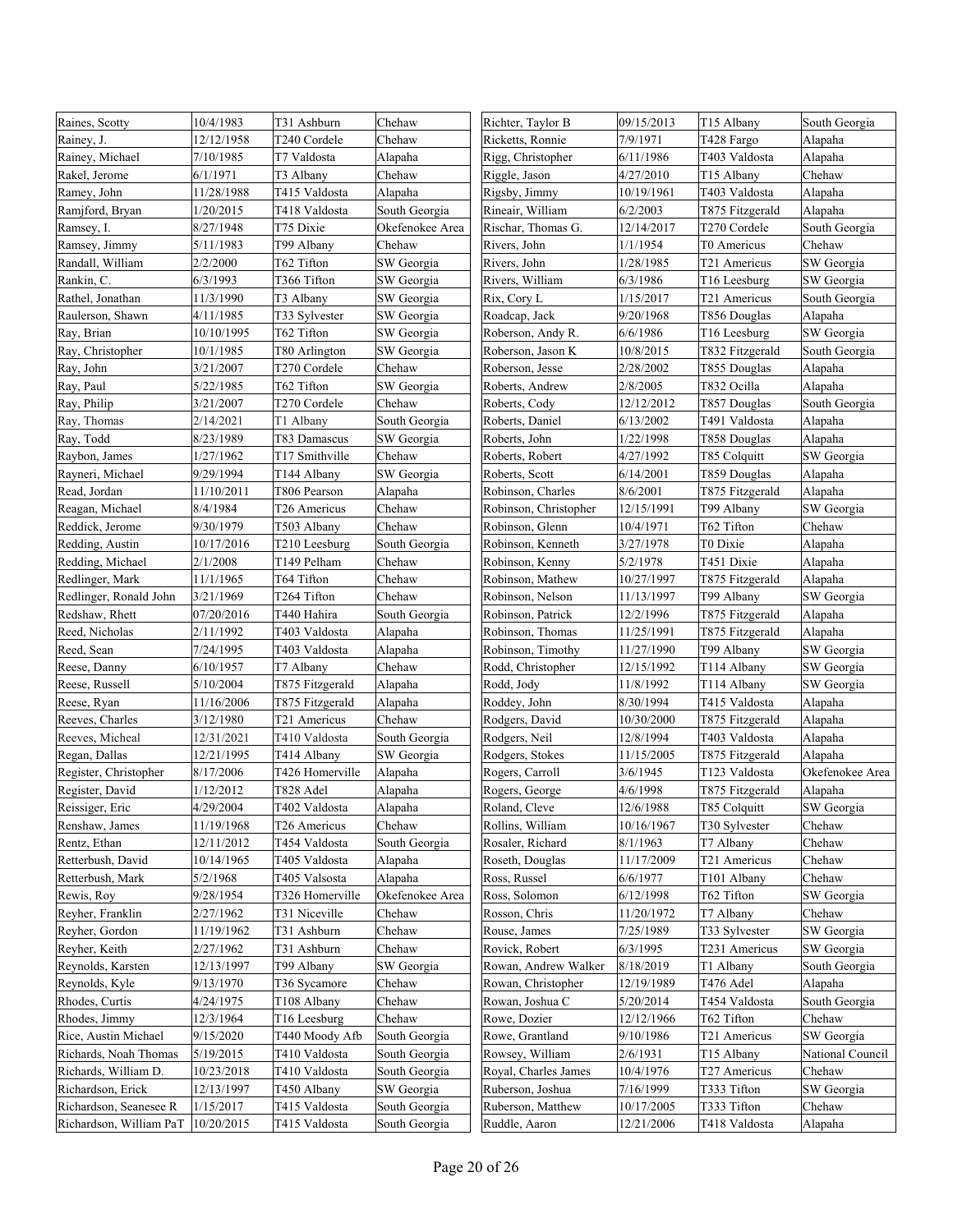| | | | |
|---|---|---|---|
| Raines, Scotty | 10/4/1983 | T31 Ashburn | Chehaw |
| Rainey, J. | 12/12/1958 | T240 Cordele | Chehaw |
| Rainey, Michael | 7/10/1985 | T7 Valdosta | Alapaha |
| Rakel, Jerome | 6/1/1971 | T3 Albany | Chehaw |
| Ramey, John | 11/28/1988 | T415 Valdosta | Alapaha |
| Ramjford, Bryan | 1/20/2015 | T418 Valdosta | South Georgia |
| Ramsey, I. | 8/27/1948 | T75 Dixie | Okefenokee Area |
| Ramsey, Jimmy | 5/11/1983 | T99 Albany | Chehaw |
| Randall, William | 2/2/2000 | T62 Tifton | SW Georgia |
| Rankin, C. | 6/3/1993 | T366 Tifton | SW Georgia |
| Rathel, Jonathan | 11/3/1990 | T3 Albany | SW Georgia |
| Raulerson, Shawn | 4/11/1985 | T33 Sylvester | SW Georgia |
| Ray, Brian | 10/10/1995 | T62 Tifton | SW Georgia |
| Ray, Christopher | 10/1/1985 | T80 Arlington | SW Georgia |
| Ray, John | 3/21/2007 | T270 Cordele | Chehaw |
| Ray, Paul | 5/22/1985 | T62 Tifton | SW Georgia |
| Ray, Philip | 3/21/2007 | T270 Cordele | Chehaw |
| Ray, Thomas | 2/14/2021 | T1 Albany | South Georgia |
| Ray, Todd | 8/23/1989 | T83 Damascus | SW Georgia |
| Raybon, James | 1/27/1962 | T17 Smithville | Chehaw |
| Rayneri, Michael | 9/29/1994 | T144 Albany | SW Georgia |
| Read, Jordan | 11/10/2011 | T806 Pearson | Alapaha |
| Reagan, Michael | 8/4/1984 | T26 Americus | Chehaw |
| Reddick, Jerome | 9/30/1979 | T503 Albany | Chehaw |
| Redding, Austin | 10/17/2016 | T210 Leesburg | South Georgia |
| Redding, Michael | 2/1/2008 | T149 Pelham | Chehaw |
| Redlinger, Mark | 11/1/1965 | T64 Tifton | Chehaw |
| Redlinger, Ronald John | 3/21/1969 | T264 Tifton | Chehaw |
| Redshaw, Rhett | 07/20/2016 | T440 Hahira | South Georgia |
| Reed, Nicholas | 2/11/1992 | T403 Valdosta | Alapaha |
| Reed, Sean | 7/24/1995 | T403 Valdosta | Alapaha |
| Reese, Danny | 6/10/1957 | T7 Albany | Chehaw |
| Reese, Russell | 5/10/2004 | T875 Fitzgerald | Alapaha |
| Reese, Ryan | 11/16/2006 | T875 Fitzgerald | Alapaha |
| Reeves, Charles | 3/12/1980 | T21 Americus | Chehaw |
| Reeves, Micheal | 12/31/2021 | T410 Valdosta | South Georgia |
| Regan, Dallas | 12/21/1995 | T414 Albany | SW Georgia |
| Register, Christopher | 8/17/2006 | T426 Homerville | Alapaha |
| Register, David | 1/12/2012 | T828 Adel | Alapaha |
| Reissiger, Eric | 4/29/2004 | T402 Valdosta | Alapaha |
| Renshaw, James | 11/19/1968 | T26 Americus | Chehaw |
| Rentz, Ethan | 12/11/2012 | T454 Valdosta | South Georgia |
| Retterbush, David | 10/14/1965 | T405 Valdosta | Alapaha |
| Retterbush, Mark | 5/2/1968 | T405 Valsosta | Alapaha |
| Rewis, Roy | 9/28/1954 | T326 Homerville | Okefenokee Area |
| Reyher, Franklin | 2/27/1962 | T31 Niceville | Chehaw |
| Reyher, Gordon | 11/19/1962 | T31 Ashburn | Chehaw |
| Reyher, Keith | 2/27/1962 | T31 Ashburn | Chehaw |
| Reynolds, Karsten | 12/13/1997 | T99 Albany | SW Georgia |
| Reynolds, Kyle | 9/13/1970 | T36 Sycamore | Chehaw |
| Rhodes, Curtis | 4/24/1975 | T108 Albany | Chehaw |
| Rhodes, Jimmy | 12/3/1964 | T16 Leesburg | Chehaw |
| Rice, Austin Michael | 9/15/2020 | T440 Moody Afb | South Georgia |
| Richards, Noah Thomas | 5/19/2015 | T410 Valdosta | South Georgia |
| Richards, William D. | 10/23/2018 | T410 Valdosta | South Georgia |
| Richardson, Erick | 12/13/1997 | T450 Albany | SW Georgia |
| Richardson, Seanesee R | 1/15/2017 | T415 Valdosta | South Georgia |
| Richardson, William PaT | 10/20/2015 | T415 Valdosta | South Georgia |
| Richter, Taylor B | 09/15/2013 | T15 Albany | South Georgia |
| Ricketts, Ronnie | 7/9/1971 | T428 Fargo | Alapaha |
| Rigg, Christopher | 6/11/1986 | T403 Valdosta | Alapaha |
| Riggle, Jason | 4/27/2010 | T15 Albany | Chehaw |
| Rigsby, Jimmy | 10/19/1961 | T403 Valdosta | Alapaha |
| Rineair, William | 6/2/2003 | T875 Fitzgerald | Alapaha |
| Rischar, Thomas G. | 12/14/2017 | T270 Cordele | South Georgia |
| Rivers, John | 1/1/1954 | T0 Americus | Chehaw |
| Rivers, John | 1/28/1985 | T21 Americus | SW Georgia |
| Rivers, William | 6/3/1986 | T16 Leesburg | SW Georgia |
| Rix, Cory L | 1/15/2017 | T21 Americus | South Georgia |
| Roadcap, Jack | 9/20/1968 | T856 Douglas | Alapaha |
| Roberson, Andy R. | 6/6/1986 | T16 Leesburg | SW Georgia |
| Roberson, Jason K | 10/8/2015 | T832 Fitzgerald | South Georgia |
| Roberson, Jesse | 2/28/2002 | T855 Douglas | Alapaha |
| Roberts, Andrew | 2/8/2005 | T832 Ocilla | Alapaha |
| Roberts, Cody | 12/12/2012 | T857 Douglas | South Georgia |
| Roberts, Daniel | 6/13/2002 | T491 Valdosta | Alapaha |
| Roberts, John | 1/22/1998 | T858 Douglas | Alapaha |
| Roberts, Robert | 4/27/1992 | T85 Colquitt | SW Georgia |
| Roberts, Scott | 6/14/2001 | T859 Douglas | Alapaha |
| Robinson, Charles | 8/6/2001 | T875 Fitzgerald | Alapaha |
| Robinson, Christopher | 12/15/1991 | T99 Albany | SW Georgia |
| Robinson, Glenn | 10/4/1971 | T62 Tifton | Chehaw |
| Robinson, Kenneth | 3/27/1978 | T0 Dixie | Alapaha |
| Robinson, Kenny | 5/2/1978 | T451 Dixie | Alapaha |
| Robinson, Mathew | 10/27/1997 | T875 Fitzgerald | Alapaha |
| Robinson, Nelson | 11/13/1997 | T99 Albany | SW Georgia |
| Robinson, Patrick | 12/2/1996 | T875 Fitzgerald | Alapaha |
| Robinson, Thomas | 11/25/1991 | T875 Fitzgerald | Alapaha |
| Robinson, Timothy | 11/27/1990 | T99 Albany | SW Georgia |
| Rodd, Christopher | 12/15/1992 | T114 Albany | SW Georgia |
| Rodd, Jody | 11/8/1992 | T114 Albany | SW Georgia |
| Roddey, John | 8/30/1994 | T415 Valdosta | Alapaha |
| Rodgers, David | 10/30/2000 | T875 Fitzgerald | Alapaha |
| Rodgers, Neil | 12/8/1994 | T403 Valdosta | Alapaha |
| Rodgers, Stokes | 11/15/2005 | T875 Fitzgerald | Alapaha |
| Rogers, Carroll | 3/6/1945 | T123 Valdosta | Okefenokee Area |
| Rogers, George | 4/6/1998 | T875 Fitzgerald | Alapaha |
| Roland, Cleve | 12/6/1988 | T85 Colquitt | SW Georgia |
| Rollins, William | 10/16/1967 | T30 Sylvester | Chehaw |
| Rosaler, Richard | 8/1/1963 | T7 Albany | Chehaw |
| Roseth, Douglas | 11/17/2009 | T21 Americus | Chehaw |
| Ross, Russel | 6/6/1977 | T101 Albany | Chehaw |
| Ross, Solomon | 6/12/1998 | T62 Tifton | SW Georgia |
| Rosson, Chris | 11/20/1972 | T7 Albany | Chehaw |
| Rouse, James | 7/25/1989 | T33 Sylvester | SW Georgia |
| Rovick, Robert | 6/3/1995 | T231 Americus | SW Georgia |
| Rowan, Andrew Walker | 8/18/2019 | T1 Albany | South Georgia |
| Rowan, Christopher | 12/19/1989 | T476 Adel | Alapaha |
| Rowan, Joshua C | 5/20/2014 | T454 Valdosta | South Georgia |
| Rowe, Dozier | 12/12/1966 | T62 Tifton | Chehaw |
| Rowe, Grantland | 9/10/1986 | T21 Americus | SW Georgia |
| Rowsey, William | 2/6/1931 | T15 Albany | National Council |
| Royal, Charles James | 10/4/1976 | T27 Americus | Chehaw |
| Ruberson, Joshua | 7/16/1999 | T333 Tifton | SW Georgia |
| Ruberson, Matthew | 10/17/2005 | T333 Tifton | Chehaw |
| Ruddle, Aaron | 12/21/2006 | T418 Valdosta | Alapaha |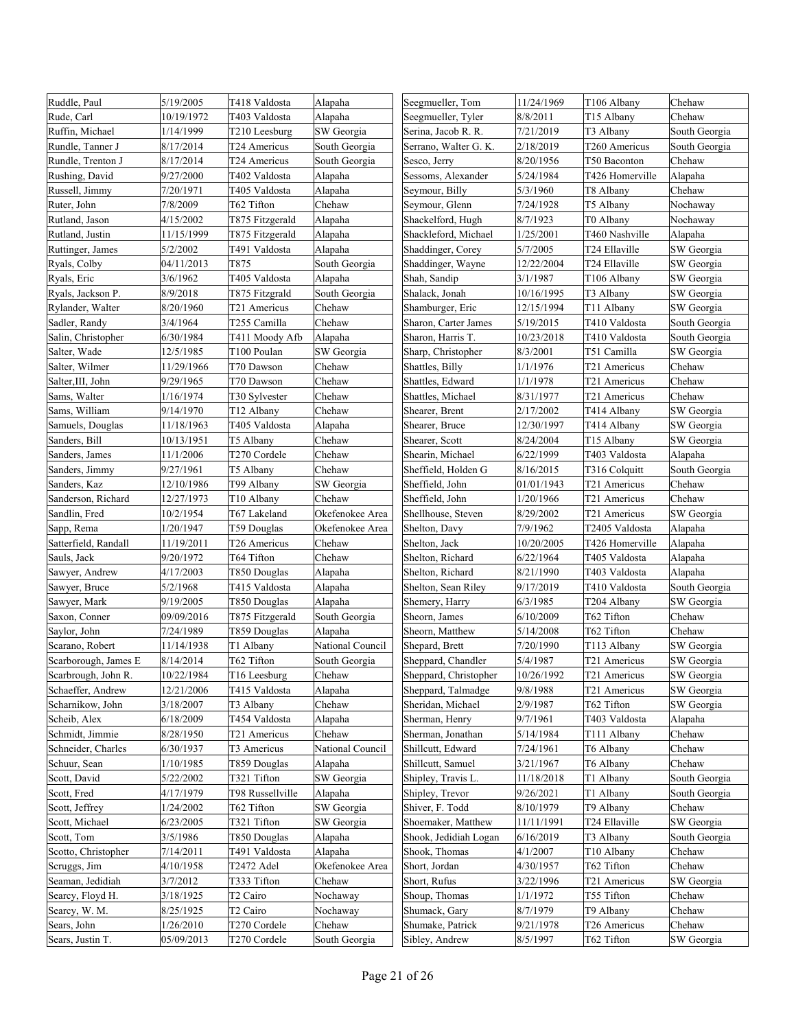| | | | |
|---|---|---|---|
| Ruddle, Paul | 5/19/2005 | T418 Valdosta | Alapaha |
| Rude, Carl | 10/19/1972 | T403 Valdosta | Alapaha |
| Ruffin, Michael | 1/14/1999 | T210 Leesburg | SW Georgia |
| Rundle, Tanner J | 8/17/2014 | T24 Americus | South Georgia |
| Rundle, Trenton J | 8/17/2014 | T24 Americus | South Georgia |
| Rushing, David | 9/27/2000 | T402 Valdosta | Alapaha |
| Russell, Jimmy | 7/20/1971 | T405 Valdosta | Alapaha |
| Ruter, John | 7/8/2009 | T62 Tifton | Chehaw |
| Rutland, Jason | 4/15/2002 | T875 Fitzgerald | Alapaha |
| Rutland, Justin | 11/15/1999 | T875 Fitzgerald | Alapaha |
| Ruttinger, James | 5/2/2002 | T491 Valdosta | Alapaha |
| Ryals, Colby | 04/11/2013 | T875 | South Georgia |
| Ryals, Eric | 3/6/1962 | T405 Valdosta | Alapaha |
| Ryals, Jackson P. | 8/9/2018 | T875 Fitzgrald | South Georgia |
| Rylander, Walter | 8/20/1960 | T21 Americus | Chehaw |
| Sadler, Randy | 3/4/1964 | T255 Camilla | Chehaw |
| Salin, Christopher | 6/30/1984 | T411 Moody Afb | Alapaha |
| Salter, Wade | 12/5/1985 | T100 Poulan | SW Georgia |
| Salter, Wilmer | 11/29/1966 | T70 Dawson | Chehaw |
| Salter,III, John | 9/29/1965 | T70 Dawson | Chehaw |
| Sams, Walter | 1/16/1974 | T30 Sylvester | Chehaw |
| Sams, William | 9/14/1970 | T12 Albany | Chehaw |
| Samuels, Douglas | 11/18/1963 | T405 Valdosta | Alapaha |
| Sanders, Bill | 10/13/1951 | T5 Albany | Chehaw |
| Sanders, James | 11/1/2006 | T270 Cordele | Chehaw |
| Sanders, Jimmy | 9/27/1961 | T5 Albany | Chehaw |
| Sanders, Kaz | 12/10/1986 | T99 Albany | SW Georgia |
| Sanderson, Richard | 12/27/1973 | T10 Albany | Chehaw |
| Sandlin, Fred | 10/2/1954 | T67 Lakeland | Okefenokee Area |
| Sapp, Rema | 1/20/1947 | T59 Douglas | Okefenokee Area |
| Satterfield, Randall | 11/19/2011 | T26 Americus | Chehaw |
| Sauls, Jack | 9/20/1972 | T64 Tifton | Chehaw |
| Sawyer, Andrew | 4/17/2003 | T850 Douglas | Alapaha |
| Sawyer, Bruce | 5/2/1968 | T415 Valdosta | Alapaha |
| Sawyer, Mark | 9/19/2005 | T850 Douglas | Alapaha |
| Saxon, Conner | 09/09/2016 | T875 Fitzgerald | South Georgia |
| Saylor, John | 7/24/1989 | T859 Douglas | Alapaha |
| Scarano, Robert | 11/14/1938 | T1 Albany | National Council |
| Scarborough, James E | 8/14/2014 | T62 Tifton | South Georgia |
| Scarbrough, John R. | 10/22/1984 | T16 Leesburg | Chehaw |
| Schaeffer, Andrew | 12/21/2006 | T415 Valdosta | Alapaha |
| Scharnikow, John | 3/18/2007 | T3 Albany | Chehaw |
| Scheib, Alex | 6/18/2009 | T454 Valdosta | Alapaha |
| Schmidt, Jimmie | 8/28/1950 | T21 Americus | Chehaw |
| Schneider, Charles | 6/30/1937 | T3 Americus | National Council |
| Schuur, Sean | 1/10/1985 | T859 Douglas | Alapaha |
| Scott, David | 5/22/2002 | T321 Tifton | SW Georgia |
| Scott, Fred | 4/17/1979 | T98 Russellville | Alapaha |
| Scott, Jeffrey | 1/24/2002 | T62 Tifton | SW Georgia |
| Scott, Michael | 6/23/2005 | T321 Tifton | SW Georgia |
| Scott, Tom | 3/5/1986 | T850 Douglas | Alapaha |
| Scotto, Christopher | 7/14/2011 | T491 Valdosta | Alapaha |
| Scruggs, Jim | 4/10/1958 | T2472 Adel | Okefenokee Area |
| Seaman, Jedidiah | 3/7/2012 | T333 Tifton | Chehaw |
| Searcy, Floyd H. | 3/18/1925 | T2 Cairo | Nochaway |
| Searcy, W. M. | 8/25/1925 | T2 Cairo | Nochaway |
| Sears, John | 1/26/2010 | T270 Cordele | Chehaw |
| Sears, Justin T. | 05/09/2013 | T270 Cordele | South Georgia |
| Seegmueller, Tom | 11/24/1969 | T106 Albany | Chehaw |
| Seegmueller, Tyler | 8/8/2011 | T15 Albany | Chehaw |
| Serina, Jacob R. R. | 7/21/2019 | T3 Albany | South Georgia |
| Serrano, Walter G. K. | 2/18/2019 | T260 Americus | South Georgia |
| Sesco, Jerry | 8/20/1956 | T50 Baconton | Chehaw |
| Sessoms, Alexander | 5/24/1984 | T426 Homerville | Alapaha |
| Seymour, Billy | 5/3/1960 | T8 Albany | Chehaw |
| Seymour, Glenn | 7/24/1928 | T5 Albany | Nochaway |
| Shackelford, Hugh | 8/7/1923 | T0 Albany | Nochaway |
| Shackleford, Michael | 1/25/2001 | T460 Nashville | Alapaha |
| Shaddinger, Corey | 5/7/2005 | T24 Ellaville | SW Georgia |
| Shaddinger, Wayne | 12/22/2004 | T24 Ellaville | SW Georgia |
| Shah, Sandip | 3/1/1987 | T106 Albany | SW Georgia |
| Shalack, Jonah | 10/16/1995 | T3 Albany | SW Georgia |
| Shamburger, Eric | 12/15/1994 | T11 Albany | SW Georgia |
| Sharon, Carter James | 5/19/2015 | T410 Valdosta | South Georgia |
| Sharon, Harris T. | 10/23/2018 | T410 Valdosta | South Georgia |
| Sharp, Christopher | 8/3/2001 | T51 Camilla | SW Georgia |
| Shattles, Billy | 1/1/1976 | T21 Americus | Chehaw |
| Shattles, Edward | 1/1/1978 | T21 Americus | Chehaw |
| Shattles, Michael | 8/31/1977 | T21 Americus | Chehaw |
| Shearer, Brent | 2/17/2002 | T414 Albany | SW Georgia |
| Shearer, Bruce | 12/30/1997 | T414 Albany | SW Georgia |
| Shearer, Scott | 8/24/2004 | T15 Albany | SW Georgia |
| Shearin, Michael | 6/22/1999 | T403 Valdosta | Alapaha |
| Sheffield, Holden G | 8/16/2015 | T316 Colquitt | South Georgia |
| Sheffield, John | 01/01/1943 | T21 Americus | Chehaw |
| Sheffield, John | 1/20/1966 | T21 Americus | Chehaw |
| Shellhouse, Steven | 8/29/2002 | T21 Americus | SW Georgia |
| Shelton, Davy | 7/9/1962 | T2405 Valdosta | Alapaha |
| Shelton, Jack | 10/20/2005 | T426 Homerville | Alapaha |
| Shelton, Richard | 6/22/1964 | T405 Valdosta | Alapaha |
| Shelton, Richard | 8/21/1990 | T403 Valdosta | Alapaha |
| Shelton, Sean Riley | 9/17/2019 | T410 Valdosta | South Georgia |
| Shemery, Harry | 6/3/1985 | T204 Albany | SW Georgia |
| Sheorn, James | 6/10/2009 | T62 Tifton | Chehaw |
| Sheorn, Matthew | 5/14/2008 | T62 Tifton | Chehaw |
| Shepard, Brett | 7/20/1990 | T113 Albany | SW Georgia |
| Sheppard, Chandler | 5/4/1987 | T21 Americus | SW Georgia |
| Sheppard, Christopher | 10/26/1992 | T21 Americus | SW Georgia |
| Sheppard, Talmadge | 9/8/1988 | T21 Americus | SW Georgia |
| Sheridan, Michael | 2/9/1987 | T62 Tifton | SW Georgia |
| Sherman, Henry | 9/7/1961 | T403 Valdosta | Alapaha |
| Sherman, Jonathan | 5/14/1984 | T111 Albany | Chehaw |
| Shillcutt, Edward | 7/24/1961 | T6 Albany | Chehaw |
| Shillcutt, Samuel | 3/21/1967 | T6 Albany | Chehaw |
| Shipley, Travis L. | 11/18/2018 | T1 Albany | South Georgia |
| Shipley, Trevor | 9/26/2021 | T1 Albany | South Georgia |
| Shiver, F. Todd | 8/10/1979 | T9 Albany | Chehaw |
| Shoemaker, Matthew | 11/11/1991 | T24 Ellaville | SW Georgia |
| Shook, Jedidiah Logan | 6/16/2019 | T3 Albany | South Georgia |
| Shook, Thomas | 4/1/2007 | T10 Albany | Chehaw |
| Short, Jordan | 4/30/1957 | T62 Tifton | Chehaw |
| Short, Rufus | 3/22/1996 | T21 Americus | SW Georgia |
| Shoup, Thomas | 1/1/1972 | T55 Tifton | Chehaw |
| Shumack, Gary | 8/7/1979 | T9 Albany | Chehaw |
| Shumake, Patrick | 9/21/1978 | T26 Americus | Chehaw |
| Sibley, Andrew | 8/5/1997 | T62 Tifton | SW Georgia |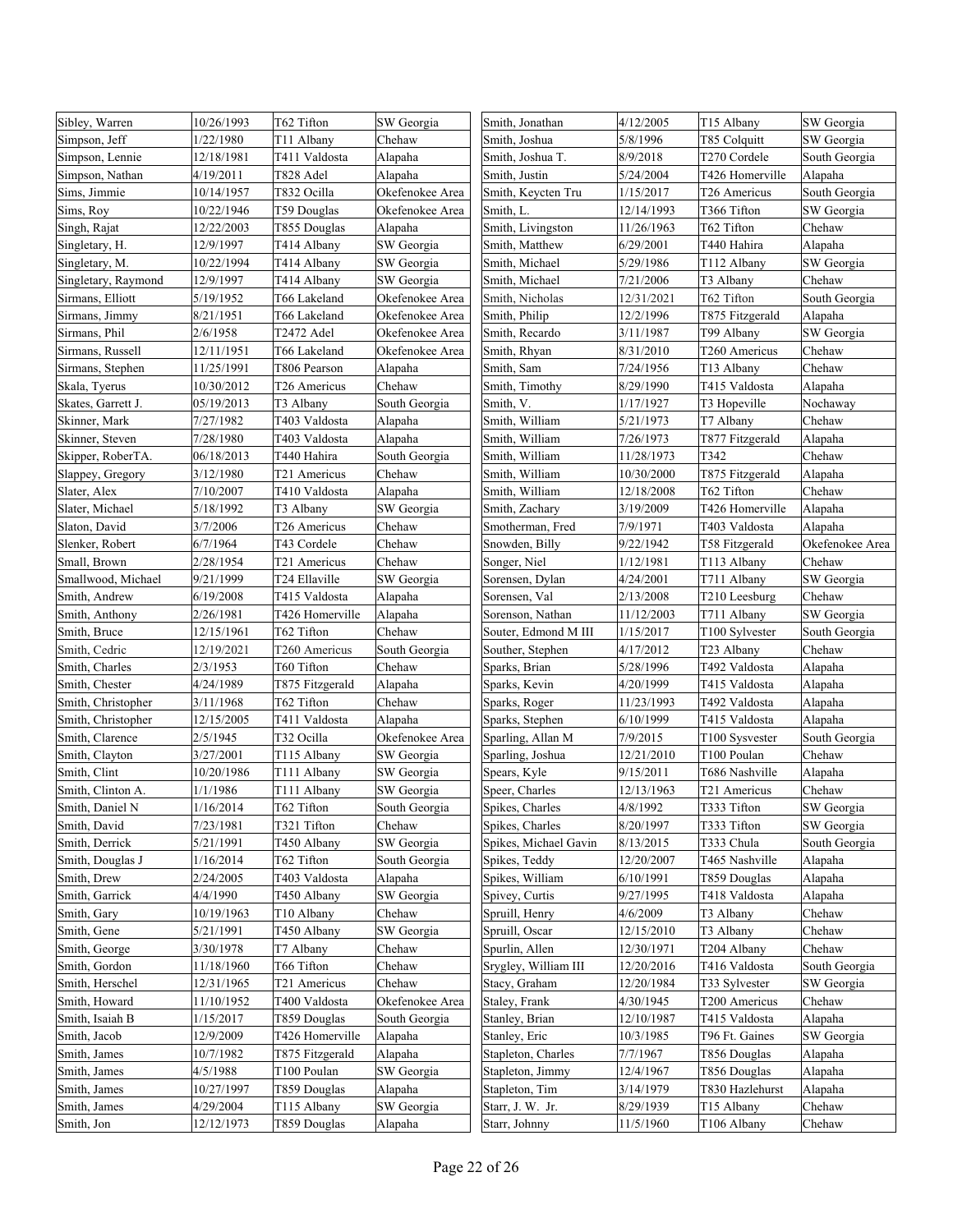| | | | |
|---|---|---|---|
| Sibley, Warren | 10/26/1993 | T62 Tifton | SW Georgia |
| Simpson, Jeff | 1/22/1980 | T11 Albany | Chehaw |
| Simpson, Lennie | 12/18/1981 | T411 Valdosta | Alapaha |
| Simpson, Nathan | 4/19/2011 | T828 Adel | Alapaha |
| Sims, Jimmie | 10/14/1957 | T832 Ocilla | Okefenokee Area |
| Sims, Roy | 10/22/1946 | T59 Douglas | Okefenokee Area |
| Singh, Rajat | 12/22/2003 | T855 Douglas | Alapaha |
| Singletary, H. | 12/9/1997 | T414 Albany | SW Georgia |
| Singletary, M. | 10/22/1994 | T414 Albany | SW Georgia |
| Singletary, Raymond | 12/9/1997 | T414 Albany | SW Georgia |
| Sirmans, Elliott | 5/19/1952 | T66 Lakeland | Okefenokee Area |
| Sirmans, Jimmy | 8/21/1951 | T66 Lakeland | Okefenokee Area |
| Sirmans, Phil | 2/6/1958 | T2472 Adel | Okefenokee Area |
| Sirmans, Russell | 12/11/1951 | T66 Lakeland | Okefenokee Area |
| Sirmans, Stephen | 11/25/1991 | T806 Pearson | Alapaha |
| Skala, Tyerus | 10/30/2012 | T26 Americus | Chehaw |
| Skates, Garrett J. | 05/19/2013 | T3 Albany | South Georgia |
| Skinner, Mark | 7/27/1982 | T403 Valdosta | Alapaha |
| Skinner, Steven | 7/28/1980 | T403 Valdosta | Alapaha |
| Skipper, RoberTA. | 06/18/2013 | T440 Hahira | South Georgia |
| Slappey, Gregory | 3/12/1980 | T21 Americus | Chehaw |
| Slater, Alex | 7/10/2007 | T410 Valdosta | Alapaha |
| Slater, Michael | 5/18/1992 | T3 Albany | SW Georgia |
| Slaton, David | 3/7/2006 | T26 Americus | Chehaw |
| Slenker, Robert | 6/7/1964 | T43 Cordele | Chehaw |
| Small, Brown | 2/28/1954 | T21 Americus | Chehaw |
| Smallwood, Michael | 9/21/1999 | T24 Ellaville | SW Georgia |
| Smith, Andrew | 6/19/2008 | T415 Valdosta | Alapaha |
| Smith, Anthony | 2/26/1981 | T426 Homerville | Alapaha |
| Smith, Bruce | 12/15/1961 | T62 Tifton | Chehaw |
| Smith, Cedric | 12/19/2021 | T260 Americus | South Georgia |
| Smith, Charles | 2/3/1953 | T60 Tifton | Chehaw |
| Smith, Chester | 4/24/1989 | T875 Fitzgerald | Alapaha |
| Smith, Christopher | 3/11/1968 | T62 Tifton | Chehaw |
| Smith, Christopher | 12/15/2005 | T411 Valdosta | Alapaha |
| Smith, Clarence | 2/5/1945 | T32 Ocilla | Okefenokee Area |
| Smith, Clayton | 3/27/2001 | T115 Albany | SW Georgia |
| Smith, Clint | 10/20/1986 | T111 Albany | SW Georgia |
| Smith, Clinton A. | 1/1/1986 | T111 Albany | SW Georgia |
| Smith, Daniel N | 1/16/2014 | T62 Tifton | South Georgia |
| Smith, David | 7/23/1981 | T321 Tifton | Chehaw |
| Smith, Derrick | 5/21/1991 | T450 Albany | SW Georgia |
| Smith, Douglas J | 1/16/2014 | T62 Tifton | South Georgia |
| Smith, Drew | 2/24/2005 | T403 Valdosta | Alapaha |
| Smith, Garrick | 4/4/1990 | T450 Albany | SW Georgia |
| Smith, Gary | 10/19/1963 | T10 Albany | Chehaw |
| Smith, Gene | 5/21/1991 | T450 Albany | SW Georgia |
| Smith, George | 3/30/1978 | T7 Albany | Chehaw |
| Smith, Gordon | 11/18/1960 | T66 Tifton | Chehaw |
| Smith, Herschel | 12/31/1965 | T21 Americus | Chehaw |
| Smith, Howard | 11/10/1952 | T400 Valdosta | Okefenokee Area |
| Smith, Isaiah B | 1/15/2017 | T859 Douglas | South Georgia |
| Smith, Jacob | 12/9/2009 | T426 Homerville | Alapaha |
| Smith, James | 10/7/1982 | T875 Fitzgerald | Alapaha |
| Smith, James | 4/5/1988 | T100 Poulan | SW Georgia |
| Smith, James | 10/27/1997 | T859 Douglas | Alapaha |
| Smith, James | 4/29/2004 | T115 Albany | SW Georgia |
| Smith, Jon | 12/12/1973 | T859 Douglas | Alapaha |
| Smith, Jonathan | 4/12/2005 | T15 Albany | SW Georgia |
| Smith, Joshua | 5/8/1996 | T85 Colquitt | SW Georgia |
| Smith, Joshua T. | 8/9/2018 | T270 Cordele | South Georgia |
| Smith, Justin | 5/24/2004 | T426 Homerville | Alapaha |
| Smith, Keycten Tru | 1/15/2017 | T26 Americus | South Georgia |
| Smith, L. | 12/14/1993 | T366 Tifton | SW Georgia |
| Smith, Livingston | 11/26/1963 | T62 Tifton | Chehaw |
| Smith, Matthew | 6/29/2001 | T440 Hahira | Alapaha |
| Smith, Michael | 5/29/1986 | T112 Albany | SW Georgia |
| Smith, Michael | 7/21/2006 | T3 Albany | Chehaw |
| Smith, Nicholas | 12/31/2021 | T62 Tifton | South Georgia |
| Smith, Philip | 12/2/1996 | T875 Fitzgerald | Alapaha |
| Smith, Recardo | 3/11/1987 | T99 Albany | SW Georgia |
| Smith, Rhyan | 8/31/2010 | T260 Americus | Chehaw |
| Smith, Sam | 7/24/1956 | T13 Albany | Chehaw |
| Smith, Timothy | 8/29/1990 | T415 Valdosta | Alapaha |
| Smith, V. | 1/17/1927 | T3 Hopeville | Nochaway |
| Smith, William | 5/21/1973 | T7 Albany | Chehaw |
| Smith, William | 7/26/1973 | T877 Fitzgerald | Alapaha |
| Smith, William | 11/28/1973 | T342 | Chehaw |
| Smith, William | 10/30/2000 | T875 Fitzgerald | Alapaha |
| Smith, William | 12/18/2008 | T62 Tifton | Chehaw |
| Smith, Zachary | 3/19/2009 | T426 Homerville | Alapaha |
| Smotherman, Fred | 7/9/1971 | T403 Valdosta | Alapaha |
| Snowden, Billy | 9/22/1942 | T58 Fitzgerald | Okefenokee Area |
| Songer, Niel | 1/12/1981 | T113 Albany | Chehaw |
| Sorensen, Dylan | 4/24/2001 | T711 Albany | SW Georgia |
| Sorensen, Val | 2/13/2008 | T210 Leesburg | Chehaw |
| Sorenson, Nathan | 11/12/2003 | T711 Albany | SW Georgia |
| Souter, Edmond M III | 1/15/2017 | T100 Sylvester | South Georgia |
| Souther, Stephen | 4/17/2012 | T23 Albany | Chehaw |
| Sparks, Brian | 5/28/1996 | T492 Valdosta | Alapaha |
| Sparks, Kevin | 4/20/1999 | T415 Valdosta | Alapaha |
| Sparks, Roger | 11/23/1993 | T492 Valdosta | Alapaha |
| Sparks, Stephen | 6/10/1999 | T415 Valdosta | Alapaha |
| Sparling, Allan M | 7/9/2015 | T100 Sysvester | South Georgia |
| Sparling, Joshua | 12/21/2010 | T100 Poulan | Chehaw |
| Spears, Kyle | 9/15/2011 | T686 Nashville | Alapaha |
| Speer, Charles | 12/13/1963 | T21 Americus | Chehaw |
| Spikes, Charles | 4/8/1992 | T333 Tifton | SW Georgia |
| Spikes, Charles | 8/20/1997 | T333 Tifton | SW Georgia |
| Spikes, Michael Gavin | 8/13/2015 | T333 Chula | South Georgia |
| Spikes, Teddy | 12/20/2007 | T465 Nashville | Alapaha |
| Spikes, William | 6/10/1991 | T859 Douglas | Alapaha |
| Spivey, Curtis | 9/27/1995 | T418 Valdosta | Alapaha |
| Spruill, Henry | 4/6/2009 | T3 Albany | Chehaw |
| Spruill, Oscar | 12/15/2010 | T3 Albany | Chehaw |
| Spurlin, Allen | 12/30/1971 | T204 Albany | Chehaw |
| Srygley, William III | 12/20/2016 | T416 Valdosta | South Georgia |
| Stacy, Graham | 12/20/1984 | T33 Sylvester | SW Georgia |
| Staley, Frank | 4/30/1945 | T200 Americus | Chehaw |
| Stanley, Brian | 12/10/1987 | T415 Valdosta | Alapaha |
| Stanley, Eric | 10/3/1985 | T96 Ft. Gaines | SW Georgia |
| Stapleton, Charles | 7/7/1967 | T856 Douglas | Alapaha |
| Stapleton, Jimmy | 12/4/1967 | T856 Douglas | Alapaha |
| Stapleton, Tim | 3/14/1979 | T830 Hazlehurst | Alapaha |
| Starr, J. W. Jr. | 8/29/1939 | T15 Albany | Chehaw |
| Starr, Johnny | 11/5/1960 | T106 Albany | Chehaw |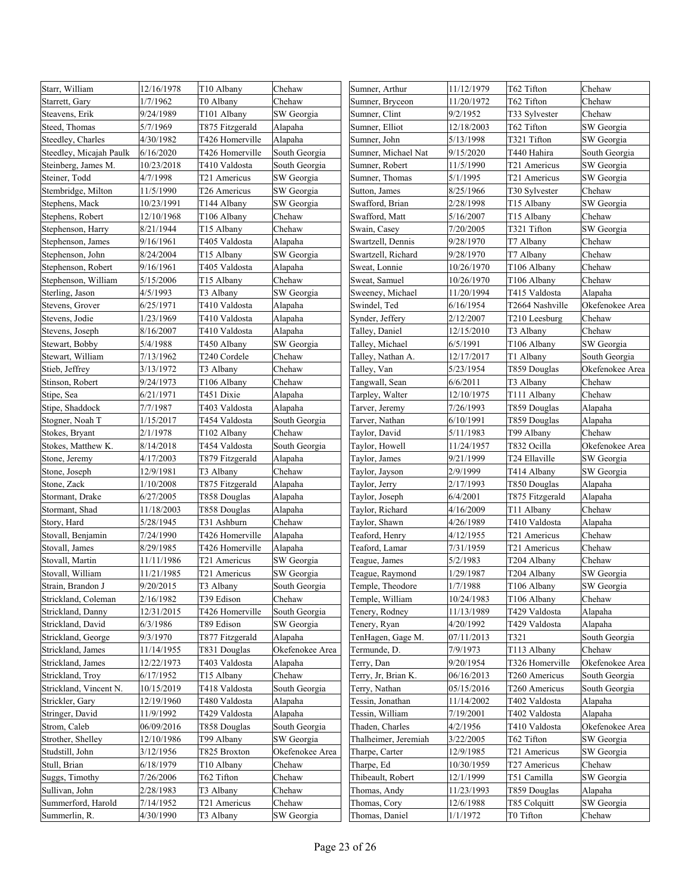| Starr, William | 12/16/1978 | T10 Albany | Chehaw |
|---|---|---|---|
| Starrett, Gary | 1/7/1962 | T0 Albany | Chehaw |
| Steavens, Erik | 9/24/1989 | T101 Albany | SW Georgia |
| Steed, Thomas | 5/7/1969 | T875 Fitzgerald | Alapaha |
| Steedley, Charles | 4/30/1982 | T426 Homerville | Alapaha |
| Steedley, Micajah Paulk | 6/16/2020 | T426 Homerville | South Georgia |
| Steinberg, James M. | 10/23/2018 | T410 Valdosta | South Georgia |
| Steiner, Todd | 4/7/1998 | T21 Americus | SW Georgia |
| Stembridge, Milton | 11/5/1990 | T26 Americus | SW Georgia |
| Stephens, Mack | 10/23/1991 | T144 Albany | SW Georgia |
| Stephens, Robert | 12/10/1968 | T106 Albany | Chehaw |
| Stephenson, Harry | 8/21/1944 | T15 Albany | Chehaw |
| Stephenson, James | 9/16/1961 | T405 Valdosta | Alapaha |
| Stephenson, John | 8/24/2004 | T15 Albany | SW Georgia |
| Stephenson, Robert | 9/16/1961 | T405 Valdosta | Alapaha |
| Stephenson, William | 5/15/2006 | T15 Albany | Chehaw |
| Sterling, Jason | 4/5/1993 | T3 Albany | SW Georgia |
| Stevens, Grover | 6/25/1971 | T410 Valdosta | Alapaha |
| Stevens, Jodie | 1/23/1969 | T410 Valdosta | Alapaha |
| Stevens, Joseph | 8/16/2007 | T410 Valdosta | Alapaha |
| Stewart, Bobby | 5/4/1988 | T450 Albany | SW Georgia |
| Stewart, William | 7/13/1962 | T240 Cordele | Chehaw |
| Stieb, Jeffrey | 3/13/1972 | T3 Albany | Chehaw |
| Stinson, Robert | 9/24/1973 | T106 Albany | Chehaw |
| Stipe, Sea | 6/21/1971 | T451 Dixie | Alapaha |
| Stipe, Shaddock | 7/7/1987 | T403 Valdosta | Alapaha |
| Stogner, Noah T | 1/15/2017 | T454 Valdosta | South Georgia |
| Stokes, Bryant | 2/1/1978 | T102 Albany | Chehaw |
| Stokes, Matthew K. | 8/14/2018 | T454 Valdosta | South Georgia |
| Stone, Jeremy | 4/17/2003 | T879 Fitzgerald | Alapaha |
| Stone, Joseph | 12/9/1981 | T3 Albany | Chehaw |
| Stone, Zack | 1/10/2008 | T875 Fitzgerald | Alapaha |
| Stormant, Drake | 6/27/2005 | T858 Douglas | Alapaha |
| Stormant, Shad | 11/18/2003 | T858 Douglas | Alapaha |
| Story, Hard | 5/28/1945 | T31 Ashburn | Chehaw |
| Stovall, Benjamin | 7/24/1990 | T426 Homerville | Alapaha |
| Stovall, James | 8/29/1985 | T426 Homerville | Alapaha |
| Stovall, Martin | 11/11/1986 | T21 Americus | SW Georgia |
| Stovall, William | 11/21/1985 | T21 Americus | SW Georgia |
| Strain, Brandon J | 9/20/2015 | T3 Albany | South Georgia |
| Strickland, Coleman | 2/16/1982 | T39 Edison | Chehaw |
| Strickland, Danny | 12/31/2015 | T426 Homerville | South Georgia |
| Strickland, David | 6/3/1986 | T89 Edison | SW Georgia |
| Strickland, George | 9/3/1970 | T877 Fitzgerald | Alapaha |
| Strickland, James | 11/14/1955 | T831 Douglas | Okefenokee Area |
| Strickland, James | 12/22/1973 | T403 Valdosta | Alapaha |
| Strickland, Troy | 6/17/1952 | T15 Albany | Chehaw |
| Strickland, Vincent N. | 10/15/2019 | T418 Valdosta | South Georgia |
| Strickler, Gary | 12/19/1960 | T480 Valdosta | Alapaha |
| Stringer, David | 11/9/1992 | T429 Valdosta | Alapaha |
| Strom, Caleb | 06/09/2016 | T858 Douglas | South Georgia |
| Strother, Shelley | 12/10/1986 | T99 Albany | SW Georgia |
| Studstill, John | 3/12/1956 | T825 Broxton | Okefenokee Area |
| Stull, Brian | 6/18/1979 | T10 Albany | Chehaw |
| Suggs, Timothy | 7/26/2006 | T62 Tifton | Chehaw |
| Sullivan, John | 2/28/1983 | T3 Albany | Chehaw |
| Summerford, Harold | 7/14/1952 | T21 Americus | Chehaw |
| Summerlin, R. | 4/30/1990 | T3 Albany | SW Georgia |
| Sumner, Arthur | 11/12/1979 | T62 Tifton | Chehaw |
| Sumner, Bryceon | 11/20/1972 | T62 Tifton | Chehaw |
| Sumner, Clint | 9/2/1952 | T33 Sylvester | Chehaw |
| Sumner, Elliot | 12/18/2003 | T62 Tifton | SW Georgia |
| Sumner, John | 5/13/1998 | T321 Tifton | SW Georgia |
| Sumner, Michael Nat | 9/15/2020 | T440 Hahira | South Georgia |
| Sumner, Robert | 11/5/1990 | T21 Americus | SW Georgia |
| Sumner, Thomas | 5/1/1995 | T21 Americus | SW Georgia |
| Sutton, James | 8/25/1966 | T30 Sylvester | Chehaw |
| Swafford, Brian | 2/28/1998 | T15 Albany | SW Georgia |
| Swafford, Matt | 5/16/2007 | T15 Albany | Chehaw |
| Swain, Casey | 7/20/2005 | T321 Tifton | SW Georgia |
| Swartzell, Dennis | 9/28/1970 | T7 Albany | Chehaw |
| Swartzell, Richard | 9/28/1970 | T7 Albany | Chehaw |
| Sweat, Lonnie | 10/26/1970 | T106 Albany | Chehaw |
| Sweat, Samuel | 10/26/1970 | T106 Albany | Chehaw |
| Sweeney, Michael | 11/20/1994 | T415 Valdosta | Alapaha |
| Swindel, Ted | 6/16/1954 | T2664 Nashville | Okefenokee Area |
| Synder, Jeffery | 2/12/2007 | T210 Leesburg | Chehaw |
| Talley, Daniel | 12/15/2010 | T3 Albany | Chehaw |
| Talley, Michael | 6/5/1991 | T106 Albany | SW Georgia |
| Talley, Nathan A. | 12/17/2017 | T1 Albany | South Georgia |
| Talley, Van | 5/23/1954 | T859 Douglas | Okefenokee Area |
| Tangwall, Sean | 6/6/2011 | T3 Albany | Chehaw |
| Tarpley, Walter | 12/10/1975 | T111 Albany | Chehaw |
| Tarver, Jeremy | 7/26/1993 | T859 Douglas | Alapaha |
| Tarver, Nathan | 6/10/1991 | T859 Douglas | Alapaha |
| Taylor, David | 5/11/1983 | T99 Albany | Chehaw |
| Taylor, Howell | 11/24/1957 | T832 Ocilla | Okefenokee Area |
| Taylor, James | 9/21/1999 | T24 Ellaville | SW Georgia |
| Taylor, Jayson | 2/9/1999 | T414 Albany | SW Georgia |
| Taylor, Jerry | 2/17/1993 | T850 Douglas | Alapaha |
| Taylor, Joseph | 6/4/2001 | T875 Fitzgerald | Alapaha |
| Taylor, Richard | 4/16/2009 | T11 Albany | Chehaw |
| Taylor, Shawn | 4/26/1989 | T410 Valdosta | Alapaha |
| Teaford, Henry | 4/12/1955 | T21 Americus | Chehaw |
| Teaford, Lamar | 7/31/1959 | T21 Americus | Chehaw |
| Teague, James | 5/2/1983 | T204 Albany | Chehaw |
| Teague, Raymond | 1/29/1987 | T204 Albany | SW Georgia |
| Temple, Theodore | 1/7/1988 | T106 Albany | SW Georgia |
| Temple, William | 10/24/1983 | T106 Albany | Chehaw |
| Tenery, Rodney | 11/13/1989 | T429 Valdosta | Alapaha |
| Tenery, Ryan | 4/20/1992 | T429 Valdosta | Alapaha |
| TenHagen, Gage M. | 07/11/2013 | T321 | South Georgia |
| Termunde, D. | 7/9/1973 | T113 Albany | Chehaw |
| Terry, Dan | 9/20/1954 | T326 Homerville | Okefenokee Area |
| Terry, Jr, Brian K. | 06/16/2013 | T260 Americus | South Georgia |
| Terry, Nathan | 05/15/2016 | T260 Americus | South Georgia |
| Tessin, Jonathan | 11/14/2002 | T402 Valdosta | Alapaha |
| Tessin, William | 7/19/2001 | T402 Valdosta | Alapaha |
| Thaden, Charles | 4/2/1956 | T410 Valdosta | Okefenokee Area |
| Thalheimer, Jeremiah | 3/22/2005 | T62 Tifton | SW Georgia |
| Tharpe, Carter | 12/9/1985 | T21 Americus | SW Georgia |
| Tharpe, Ed | 10/30/1959 | T27 Americus | Chehaw |
| Thibeault, Robert | 12/1/1999 | T51 Camilla | SW Georgia |
| Thomas, Andy | 11/23/1993 | T859 Douglas | Alapaha |
| Thomas, Cory | 12/6/1988 | T85 Colquitt | SW Georgia |
| Thomas, Daniel | 1/1/1972 | T0 Tifton | Chehaw |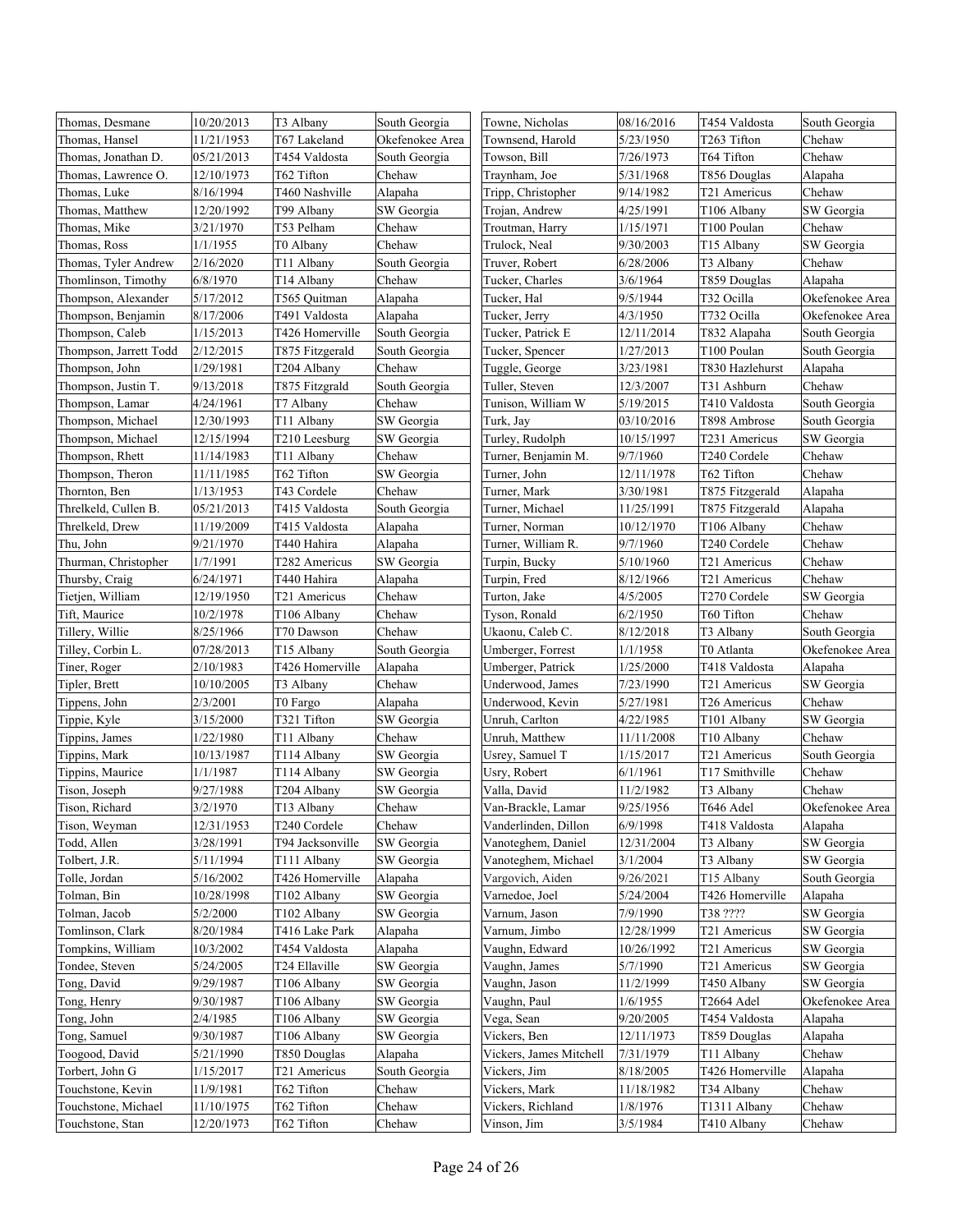| | | | |
|---|---|---|---|
| Thomas, Desmane | 10/20/2013 | T3 Albany | South Georgia |
| Thomas, Hansel | 11/21/1953 | T67 Lakeland | Okefenokee Area |
| Thomas, Jonathan D. | 05/21/2013 | T454 Valdosta | South Georgia |
| Thomas, Lawrence O. | 12/10/1973 | T62 Tifton | Chehaw |
| Thomas, Luke | 8/16/1994 | T460 Nashville | Alapaha |
| Thomas, Matthew | 12/20/1992 | T99 Albany | SW Georgia |
| Thomas, Mike | 3/21/1970 | T53 Pelham | Chehaw |
| Thomas, Ross | 1/1/1955 | T0 Albany | Chehaw |
| Thomas, Tyler Andrew | 2/16/2020 | T11 Albany | South Georgia |
| Thomlinson, Timothy | 6/8/1970 | T14 Albany | Chehaw |
| Thompson, Alexander | 5/17/2012 | T565 Quitman | Alapaha |
| Thompson, Benjamin | 8/17/2006 | T491 Valdosta | Alapaha |
| Thompson, Caleb | 1/15/2013 | T426 Homerville | South Georgia |
| Thompson, Jarrett Todd | 2/12/2015 | T875 Fitzgerald | South Georgia |
| Thompson, John | 1/29/1981 | T204 Albany | Chehaw |
| Thompson, Justin T. | 9/13/2018 | T875 Fitzgrald | South Georgia |
| Thompson, Lamar | 4/24/1961 | T7 Albany | Chehaw |
| Thompson, Michael | 12/30/1993 | T11 Albany | SW Georgia |
| Thompson, Michael | 12/15/1994 | T210 Leesburg | SW Georgia |
| Thompson, Rhett | 11/14/1983 | T11 Albany | Chehaw |
| Thompson, Theron | 11/11/1985 | T62 Tifton | SW Georgia |
| Thornton, Ben | 1/13/1953 | T43 Cordele | Chehaw |
| Threlkeld, Cullen B. | 05/21/2013 | T415 Valdosta | South Georgia |
| Threlkeld, Drew | 11/19/2009 | T415 Valdosta | Alapaha |
| Thu, John | 9/21/1970 | T440 Hahira | Alapaha |
| Thurman, Christopher | 1/7/1991 | T282 Americus | SW Georgia |
| Thursby, Craig | 6/24/1971 | T440 Hahira | Alapaha |
| Tietjen, William | 12/19/1950 | T21 Americus | Chehaw |
| Tift, Maurice | 10/2/1978 | T106 Albany | Chehaw |
| Tillery, Willie | 8/25/1966 | T70 Dawson | Chehaw |
| Tilley, Corbin L. | 07/28/2013 | T15 Albany | South Georgia |
| Tiner, Roger | 2/10/1983 | T426 Homerville | Alapaha |
| Tipler, Brett | 10/10/2005 | T3 Albany | Chehaw |
| Tippens, John | 2/3/2001 | T0 Fargo | Alapaha |
| Tippie, Kyle | 3/15/2000 | T321 Tifton | SW Georgia |
| Tippins, James | 1/22/1980 | T11 Albany | Chehaw |
| Tippins, Mark | 10/13/1987 | T114 Albany | SW Georgia |
| Tippins, Maurice | 1/1/1987 | T114 Albany | SW Georgia |
| Tison, Joseph | 9/27/1988 | T204 Albany | SW Georgia |
| Tison, Richard | 3/2/1970 | T13 Albany | Chehaw |
| Tison, Weyman | 12/31/1953 | T240 Cordele | Chehaw |
| Todd, Allen | 3/28/1991 | T94 Jacksonville | SW Georgia |
| Tolbert, J.R. | 5/11/1994 | T111 Albany | SW Georgia |
| Tolle, Jordan | 5/16/2002 | T426 Homerville | Alapaha |
| Tolman, Bin | 10/28/1998 | T102 Albany | SW Georgia |
| Tolman, Jacob | 5/2/2000 | T102 Albany | SW Georgia |
| Tomlinson, Clark | 8/20/1984 | T416 Lake Park | Alapaha |
| Tompkins, William | 10/3/2002 | T454 Valdosta | Alapaha |
| Tondee, Steven | 5/24/2005 | T24 Ellaville | SW Georgia |
| Tong, David | 9/29/1987 | T106 Albany | SW Georgia |
| Tong, Henry | 9/30/1987 | T106 Albany | SW Georgia |
| Tong, John | 2/4/1985 | T106 Albany | SW Georgia |
| Tong, Samuel | 9/30/1987 | T106 Albany | SW Georgia |
| Toogood, David | 5/21/1990 | T850 Douglas | Alapaha |
| Torbert, John G | 1/15/2017 | T21 Americus | South Georgia |
| Touchstone, Kevin | 11/9/1981 | T62 Tifton | Chehaw |
| Touchstone, Michael | 11/10/1975 | T62 Tifton | Chehaw |
| Touchstone, Stan | 12/20/1973 | T62 Tifton | Chehaw |
| Towne, Nicholas | 08/16/2016 | T454 Valdosta | South Georgia |
| Townsend, Harold | 5/23/1950 | T263 Tifton | Chehaw |
| Towson, Bill | 7/26/1973 | T64 Tifton | Chehaw |
| Traynham, Joe | 5/31/1968 | T856 Douglas | Alapaha |
| Tripp, Christopher | 9/14/1982 | T21 Americus | Chehaw |
| Trojan, Andrew | 4/25/1991 | T106 Albany | SW Georgia |
| Troutman, Harry | 1/15/1971 | T100 Poulan | Chehaw |
| Trulock, Neal | 9/30/2003 | T15 Albany | SW Georgia |
| Truver, Robert | 6/28/2006 | T3 Albany | Chehaw |
| Tucker, Charles | 3/6/1964 | T859 Douglas | Alapaha |
| Tucker, Hal | 9/5/1944 | T32 Ocilla | Okefenokee Area |
| Tucker, Jerry | 4/3/1950 | T732 Ocilla | Okefenokee Area |
| Tucker, Patrick E | 12/11/2014 | T832 Alapaha | South Georgia |
| Tucker, Spencer | 1/27/2013 | T100 Poulan | South Georgia |
| Tuggle, George | 3/23/1981 | T830 Hazlehurst | Alapaha |
| Tuller, Steven | 12/3/2007 | T31 Ashburn | Chehaw |
| Tunison, William W | 5/19/2015 | T410 Valdosta | South Georgia |
| Turk, Jay | 03/10/2016 | T898 Ambrose | South Georgia |
| Turley, Rudolph | 10/15/1997 | T231 Americus | SW Georgia |
| Turner, Benjamin M. | 9/7/1960 | T240 Cordele | Chehaw |
| Turner, John | 12/11/1978 | T62 Tifton | Chehaw |
| Turner, Mark | 3/30/1981 | T875 Fitzgerald | Alapaha |
| Turner, Michael | 11/25/1991 | T875 Fitzgerald | Alapaha |
| Turner, Norman | 10/12/1970 | T106 Albany | Chehaw |
| Turner, William R. | 9/7/1960 | T240 Cordele | Chehaw |
| Turpin, Bucky | 5/10/1960 | T21 Americus | Chehaw |
| Turpin, Fred | 8/12/1966 | T21 Americus | Chehaw |
| Turton, Jake | 4/5/2005 | T270 Cordele | SW Georgia |
| Tyson, Ronald | 6/2/1950 | T60 Tifton | Chehaw |
| Ukaonu, Caleb C. | 8/12/2018 | T3 Albany | South Georgia |
| Umberger, Forrest | 1/1/1958 | T0 Atlanta | Okefenokee Area |
| Umberger, Patrick | 1/25/2000 | T418 Valdosta | Alapaha |
| Underwood, James | 7/23/1990 | T21 Americus | SW Georgia |
| Underwood, Kevin | 5/27/1981 | T26 Americus | Chehaw |
| Unruh, Carlton | 4/22/1985 | T101 Albany | SW Georgia |
| Unruh, Matthew | 11/11/2008 | T10 Albany | Chehaw |
| Usrey, Samuel T | 1/15/2017 | T21 Americus | South Georgia |
| Usry, Robert | 6/1/1961 | T17 Smithville | Chehaw |
| Valla, David | 11/2/1982 | T3 Albany | Chehaw |
| Van-Brackle, Lamar | 9/25/1956 | T646 Adel | Okefenokee Area |
| Vanderlinden, Dillon | 6/9/1998 | T418 Valdosta | Alapaha |
| Vanoteghem, Daniel | 12/31/2004 | T3 Albany | SW Georgia |
| Vanoteghem, Michael | 3/1/2004 | T3 Albany | SW Georgia |
| Vargovich, Aiden | 9/26/2021 | T15 Albany | South Georgia |
| Varnedoe, Joel | 5/24/2004 | T426 Homerville | Alapaha |
| Varnum, Jason | 7/9/1990 | T38 ???? | SW Georgia |
| Varnum, Jimbo | 12/28/1999 | T21 Americus | SW Georgia |
| Vaughn, Edward | 10/26/1992 | T21 Americus | SW Georgia |
| Vaughn, James | 5/7/1990 | T21 Americus | SW Georgia |
| Vaughn, Jason | 11/2/1999 | T450 Albany | SW Georgia |
| Vaughn, Paul | 1/6/1955 | T2664 Adel | Okefenokee Area |
| Vega, Sean | 9/20/2005 | T454 Valdosta | Alapaha |
| Vickers, Ben | 12/11/1973 | T859 Douglas | Alapaha |
| Vickers, James Mitchell | 7/31/1979 | T11 Albany | Chehaw |
| Vickers, Jim | 8/18/2005 | T426 Homerville | Alapaha |
| Vickers, Mark | 11/18/1982 | T34 Albany | Chehaw |
| Vickers, Richland | 1/8/1976 | T1311 Albany | Chehaw |
| Vinson, Jim | 3/5/1984 | T410 Albany | Chehaw |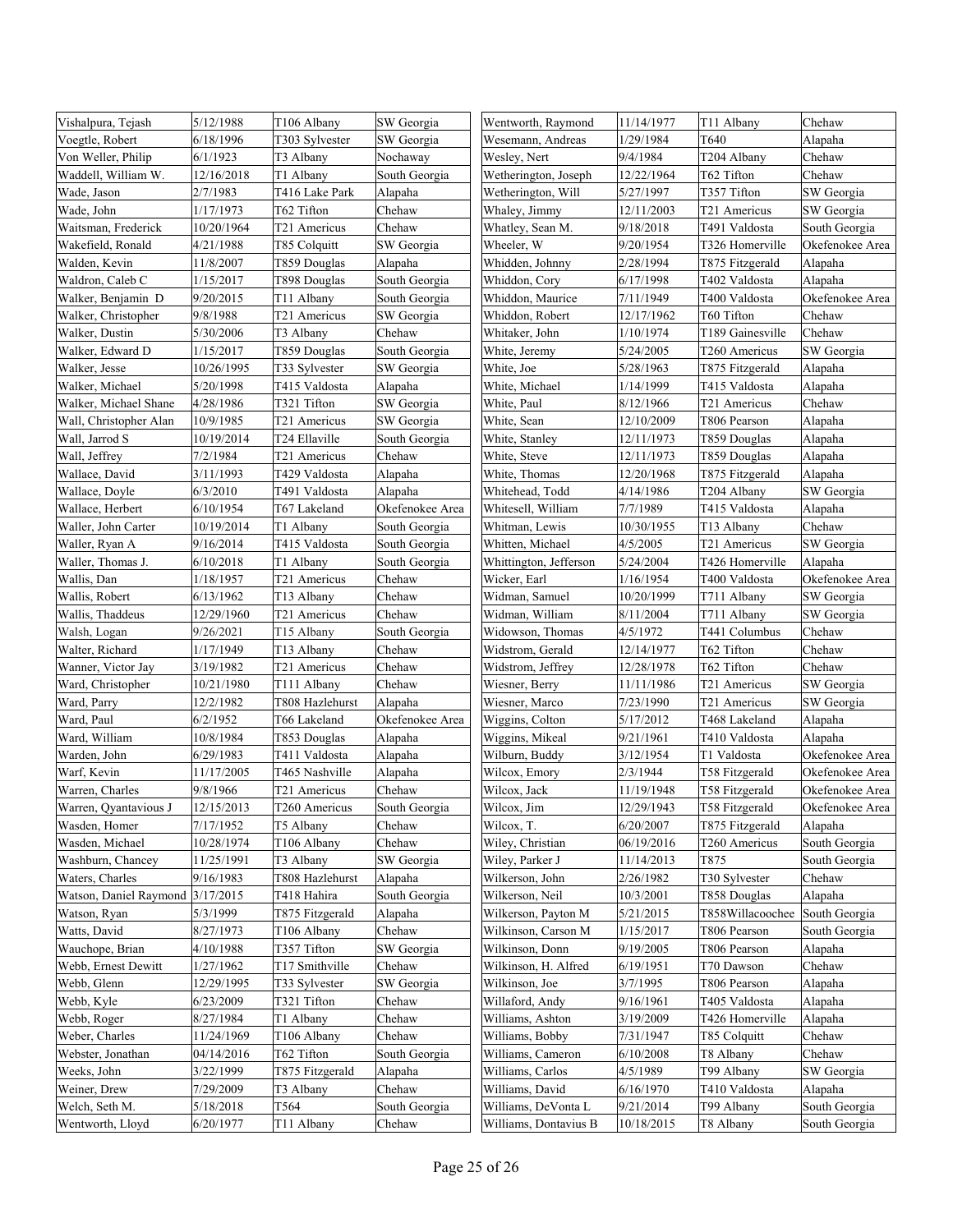| Vishalpura, Tejash | 5/12/1988 | T106 Albany | SW Georgia |
|---|---|---|---|
| Voegtle, Robert | 6/18/1996 | T303 Sylvester | SW Georgia |
| Von Weller, Philip | 6/1/1923 | T3 Albany | Nochaway |
| Waddell, William W. | 12/16/2018 | T1 Albany | South Georgia |
| Wade, Jason | 2/7/1983 | T416 Lake Park | Alapaha |
| Wade, John | 1/17/1973 | T62 Tifton | Chehaw |
| Waitsman, Frederick | 10/20/1964 | T21 Americus | Chehaw |
| Wakefield, Ronald | 4/21/1988 | T85 Colquitt | SW Georgia |
| Walden, Kevin | 11/8/2007 | T859 Douglas | Alapaha |
| Waldron, Caleb C | 1/15/2017 | T898 Douglas | South Georgia |
| Walker, Benjamin D | 9/20/2015 | T11 Albany | South Georgia |
| Walker, Christopher | 9/8/1988 | T21 Americus | SW Georgia |
| Walker, Dustin | 5/30/2006 | T3 Albany | Chehaw |
| Walker, Edward D | 1/15/2017 | T859 Douglas | South Georgia |
| Walker, Jesse | 10/26/1995 | T33 Sylvester | SW Georgia |
| Walker, Michael | 5/20/1998 | T415 Valdosta | Alapaha |
| Walker, Michael Shane | 4/28/1986 | T321 Tifton | SW Georgia |
| Wall, Christopher Alan | 10/9/1985 | T21 Americus | SW Georgia |
| Wall, Jarrod S | 10/19/2014 | T24 Ellaville | South Georgia |
| Wall, Jeffrey | 7/2/1984 | T21 Americus | Chehaw |
| Wallace, David | 3/11/1993 | T429 Valdosta | Alapaha |
| Wallace, Doyle | 6/3/2010 | T491 Valdosta | Alapaha |
| Wallace, Herbert | 6/10/1954 | T67 Lakeland | Okefenokee Area |
| Waller, John Carter | 10/19/2014 | T1 Albany | South Georgia |
| Waller, Ryan A | 9/16/2014 | T415 Valdosta | South Georgia |
| Waller, Thomas J. | 6/10/2018 | T1 Albany | South Georgia |
| Wallis, Dan | 1/18/1957 | T21 Americus | Chehaw |
| Wallis, Robert | 6/13/1962 | T13 Albany | Chehaw |
| Wallis, Thaddeus | 12/29/1960 | T21 Americus | Chehaw |
| Walsh, Logan | 9/26/2021 | T15 Albany | South Georgia |
| Walter, Richard | 1/17/1949 | T13 Albany | Chehaw |
| Wanner, Victor Jay | 3/19/1982 | T21 Americus | Chehaw |
| Ward, Christopher | 10/21/1980 | T111 Albany | Chehaw |
| Ward, Parry | 12/2/1982 | T808 Hazlehurst | Alapaha |
| Ward, Paul | 6/2/1952 | T66 Lakeland | Okefenokee Area |
| Ward, William | 10/8/1984 | T853 Douglas | Alapaha |
| Warden, John | 6/29/1983 | T411 Valdosta | Alapaha |
| Warf, Kevin | 11/17/2005 | T465 Nashville | Alapaha |
| Warren, Charles | 9/8/1966 | T21 Americus | Chehaw |
| Warren, Qyantavious J | 12/15/2013 | T260 Americus | South Georgia |
| Wasden, Homer | 7/17/1952 | T5 Albany | Chehaw |
| Wasden, Michael | 10/28/1974 | T106 Albany | Chehaw |
| Washburn, Chancey | 11/25/1991 | T3 Albany | SW Georgia |
| Waters, Charles | 9/16/1983 | T808 Hazlehurst | Alapaha |
| Watson, Daniel Raymond | 3/17/2015 | T418 Hahira | South Georgia |
| Watson, Ryan | 5/3/1999 | T875 Fitzgerald | Alapaha |
| Watts, David | 8/27/1973 | T106 Albany | Chehaw |
| Wauchope, Brian | 4/10/1988 | T357 Tifton | SW Georgia |
| Webb, Ernest Dewitt | 1/27/1962 | T17 Smithville | Chehaw |
| Webb, Glenn | 12/29/1995 | T33 Sylvester | SW Georgia |
| Webb, Kyle | 6/23/2009 | T321 Tifton | Chehaw |
| Webb, Roger | 8/27/1984 | T1 Albany | Chehaw |
| Weber, Charles | 11/24/1969 | T106 Albany | Chehaw |
| Webster, Jonathan | 04/14/2016 | T62 Tifton | South Georgia |
| Weeks, John | 3/22/1999 | T875 Fitzgerald | Alapaha |
| Weiner, Drew | 7/29/2009 | T3 Albany | Chehaw |
| Welch, Seth M. | 5/18/2018 | T564 | South Georgia |
| Wentworth, Lloyd | 6/20/1977 | T11 Albany | Chehaw |
| Wentworth, Raymond | 11/14/1977 | T11 Albany | Chehaw |
| Wesemann, Andreas | 1/29/1984 | T640 | Alapaha |
| Wesley, Nert | 9/4/1984 | T204 Albany | Chehaw |
| Wetherington, Joseph | 12/22/1964 | T62 Tifton | Chehaw |
| Wetherington, Will | 5/27/1997 | T357 Tifton | SW Georgia |
| Whaley, Jimmy | 12/11/2003 | T21 Americus | SW Georgia |
| Whatley, Sean M. | 9/18/2018 | T491 Valdosta | South Georgia |
| Wheeler, W | 9/20/1954 | T326 Homerville | Okefenokee Area |
| Whidden, Johnny | 2/28/1994 | T875 Fitzgerald | Alapaha |
| Whiddon, Cory | 6/17/1998 | T402 Valdosta | Alapaha |
| Whiddon, Maurice | 7/11/1949 | T400 Valdosta | Okefenokee Area |
| Whiddon, Robert | 12/17/1962 | T60 Tifton | Chehaw |
| Whitaker, John | 1/10/1974 | T189 Gainesville | Chehaw |
| White, Jeremy | 5/24/2005 | T260 Americus | SW Georgia |
| White, Joe | 5/28/1963 | T875 Fitzgerald | Alapaha |
| White, Michael | 1/14/1999 | T415 Valdosta | Alapaha |
| White, Paul | 8/12/1966 | T21 Americus | Chehaw |
| White, Sean | 12/10/2009 | T806 Pearson | Alapaha |
| White, Stanley | 12/11/1973 | T859 Douglas | Alapaha |
| White, Steve | 12/11/1973 | T859 Douglas | Alapaha |
| White, Thomas | 12/20/1968 | T875 Fitzgerald | Alapaha |
| Whitehead, Todd | 4/14/1986 | T204 Albany | SW Georgia |
| Whitesell, William | 7/7/1989 | T415 Valdosta | Alapaha |
| Whitman, Lewis | 10/30/1955 | T13 Albany | Chehaw |
| Whitten, Michael | 4/5/2005 | T21 Americus | SW Georgia |
| Whittington, Jefferson | 5/24/2004 | T426 Homerville | Alapaha |
| Wicker, Earl | 1/16/1954 | T400 Valdosta | Okefenokee Area |
| Widman, Samuel | 10/20/1999 | T711 Albany | SW Georgia |
| Widman, William | 8/11/2004 | T711 Albany | SW Georgia |
| Widowson, Thomas | 4/5/1972 | T441 Columbus | Chehaw |
| Widstrom, Gerald | 12/14/1977 | T62 Tifton | Chehaw |
| Widstrom, Jeffrey | 12/28/1978 | T62 Tifton | Chehaw |
| Wiesner, Berry | 11/11/1986 | T21 Americus | SW Georgia |
| Wiesner, Marco | 7/23/1990 | T21 Americus | SW Georgia |
| Wiggins, Colton | 5/17/2012 | T468 Lakeland | Alapaha |
| Wiggins, Mikeal | 9/21/1961 | T410 Valdosta | Alapaha |
| Wilburn, Buddy | 3/12/1954 | T1 Valdosta | Okefenokee Area |
| Wilcox, Emory | 2/3/1944 | T58 Fitzgerald | Okefenokee Area |
| Wilcox, Jack | 11/19/1948 | T58 Fitzgerald | Okefenokee Area |
| Wilcox, Jim | 12/29/1943 | T58 Fitzgerald | Okefenokee Area |
| Wilcox, T. | 6/20/2007 | T875 Fitzgerald | Alapaha |
| Wiley, Christian | 06/19/2016 | T260 Americus | South Georgia |
| Wiley, Parker J | 11/14/2013 | T875 | South Georgia |
| Wilkerson, John | 2/26/1982 | T30 Sylvester | Chehaw |
| Wilkerson, Neil | 10/3/2001 | T858 Douglas | Alapaha |
| Wilkerson, Payton M | 5/21/2015 | T858Willacoochee | South Georgia |
| Wilkinson, Carson M | 1/15/2017 | T806 Pearson | South Georgia |
| Wilkinson, Donn | 9/19/2005 | T806 Pearson | Alapaha |
| Wilkinson, H. Alfred | 6/19/1951 | T70 Dawson | Chehaw |
| Wilkinson, Joe | 3/7/1995 | T806 Pearson | Alapaha |
| Willaford, Andy | 9/16/1961 | T405 Valdosta | Alapaha |
| Williams, Ashton | 3/19/2009 | T426 Homerville | Alapaha |
| Williams, Bobby | 7/31/1947 | T85 Colquitt | Chehaw |
| Williams, Cameron | 6/10/2008 | T8 Albany | Chehaw |
| Williams, Carlos | 4/5/1989 | T99 Albany | SW Georgia |
| Williams, David | 6/16/1970 | T410 Valdosta | Alapaha |
| Williams, DeVonta L | 9/21/2014 | T99 Albany | South Georgia |
| Williams, Dontavius B | 10/18/2015 | T8 Albany | South Georgia |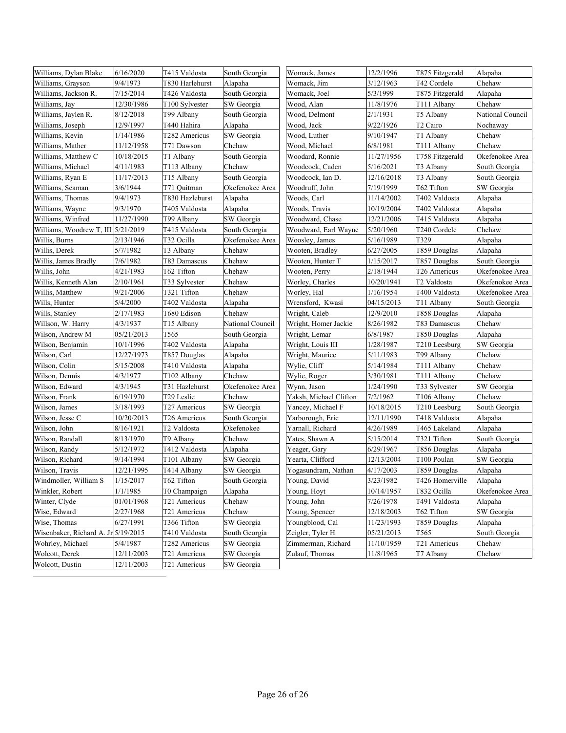| | | | |
|---|---|---|---|
| Williams, Dylan Blake | 6/16/2020 | T415 Valdosta | South Georgia |
| Williams, Grayson | 9/4/1973 | T830 Harlehurst | Alapaha |
| Williams, Jackson R. | 7/15/2014 | T426 Valdosta | South Georgia |
| Williams, Jay | 12/30/1986 | T100 Sylvester | SW Georgia |
| Williams, Jaylen R. | 8/12/2018 | T99 Albany | South Georgia |
| Williams, Joseph | 12/9/1997 | T440 Hahira | Alapaha |
| Williams, Kevin | 1/14/1986 | T282 Americus | SW Georgia |
| Williams, Mather | 11/12/1958 | T71 Dawson | Chehaw |
| Williams, Matthew C | 10/18/2015 | T1 Albany | South Georgia |
| Williams, Michael | 4/11/1983 | T113 Albany | Chehaw |
| Williams, Ryan E | 11/17/2013 | T15 Albany | South Georgia |
| Williams, Seaman | 3/6/1944 | T71 Quitman | Okefenokee Area |
| Williams, Thomas | 9/4/1973 | T830 Hazleburst | Alapaha |
| Williams, Wayne | 9/3/1970 | T405 Valdosta | Alapaha |
| Williams, Winfred | 11/27/1990 | T99 Albany | SW Georgia |
| Williams, Woodrew T, III | 5/21/2019 | T415 Valdosta | South Georgia |
| Willis, Burns | 2/13/1946 | T32 Ocilla | Okefenokee Area |
| Willis, Derek | 5/7/1982 | T3 Albany | Chehaw |
| Willis, James Bradly | 7/6/1982 | T83 Damascus | Chehaw |
| Willis, John | 4/21/1983 | T62 Tifton | Chehaw |
| Willis, Kenneth Alan | 2/10/1961 | T33 Sylvester | Chehaw |
| Willis, Matthew | 9/21/2006 | T321 Tifton | Chehaw |
| Wills, Hunter | 5/4/2000 | T402 Valdosta | Alapaha |
| Wills, Stanley | 2/17/1983 | T680 Edison | Chehaw |
| Willson, W. Harry | 4/3/1937 | T15 Albany | National Council |
| Wilson, Andrew M | 05/21/2013 | T565 | South Georgia |
| Wilson, Benjamin | 10/1/1996 | T402 Valdosta | Alapaha |
| Wilson, Carl | 12/27/1973 | T857 Douglas | Alapaha |
| Wilson, Colin | 5/15/2008 | T410 Valdosta | Alapaha |
| Wilson, Dennis | 4/3/1977 | T102 Albany | Chehaw |
| Wilson, Edward | 4/3/1945 | T31 Hazlehurst | Okefenokee Area |
| Wilson, Frank | 6/19/1970 | T29 Leslie | Chehaw |
| Wilson, James | 3/18/1993 | T27 Americus | SW Georgia |
| Wilson, Jesse C | 10/20/2013 | T26 Americus | South Georgia |
| Wilson, John | 8/16/1921 | T2 Valdosta | Okefenokee |
| Wilson, Randall | 8/13/1970 | T9 Albany | Chehaw |
| Wilson, Randy | 5/12/1972 | T412 Valdosta | Alapaha |
| Wilson, Richard | 9/14/1994 | T101 Albany | SW Georgia |
| Wilson, Travis | 12/21/1995 | T414 Albany | SW Georgia |
| Windmoller, William S | 1/15/2017 | T62 Tifton | South Georgia |
| Winkler, Robert | 1/1/1985 | T0 Champaign | Alapaha |
| Winter, Clyde | 01/01/1968 | T21 Americus | Chehaw |
| Wise, Edward | 2/27/1968 | T21 Americus | Chehaw |
| Wise, Thomas | 6/27/1991 | T366 Tifton | SW Georgia |
| Wisenbaker, Richard A. Jr | 5/19/2015 | T410 Valdosta | South Georgia |
| Wohrley, Michael | 5/4/1987 | T282 Americus | SW Georgia |
| Wolcott, Derek | 12/11/2003 | T21 Americus | SW Georgia |
| Wolcott, Dustin | 12/11/2003 | T21 Americus | SW Georgia |
| Womack, James | 12/2/1996 | T875 Fitzgerald | Alapaha |
| Womack, Jim | 3/12/1963 | T42 Cordele | Chehaw |
| Womack, Joel | 5/3/1999 | T875 Fitzgerald | Alapaha |
| Wood, Alan | 11/8/1976 | T111 Albany | Chehaw |
| Wood, Delmont | 2/1/1931 | T5 Albany | National Council |
| Wood, Jack | 9/22/1926 | T2 Cairo | Nochaway |
| Wood, Luther | 9/10/1947 | T1 Albany | Chehaw |
| Wood, Michael | 6/8/1981 | T111 Albany | Chehaw |
| Woodard, Ronnie | 11/27/1956 | T758 Fitzgerald | Okefenokee Area |
| Woodcock, Caden | 5/16/2021 | T3 Albany | South Georgia |
| Woodcock, Ian D. | 12/16/2018 | T3 Albany | South Georgia |
| Woodruff, John | 7/19/1999 | T62 Tifton | SW Georgia |
| Woods, Carl | 11/14/2002 | T402 Valdosta | Alapaha |
| Woods, Travis | 10/19/2004 | T402 Valdosta | Alapaha |
| Woodward, Chase | 12/21/2006 | T415 Valdosta | Alapaha |
| Woodward, Earl Wayne | 5/20/1960 | T240 Cordele | Chehaw |
| Woosley, James | 5/16/1989 | T329 | Alapaha |
| Wooten, Bradley | 6/27/2005 | T859 Douglas | Alapaha |
| Wooten, Hunter T | 1/15/2017 | T857 Douglas | South Georgia |
| Wooten, Perry | 2/18/1944 | T26 Americus | Okefenokee Area |
| Worley, Charles | 10/20/1941 | T2 Valdosta | Okefenokee Area |
| Worley, Hal | 1/16/1954 | T400 Valdosta | Okefenokee Area |
| Wrensford, Kwasi | 04/15/2013 | T11 Albany | South Georgia |
| Wright, Caleb | 12/9/2010 | T858 Douglas | Alapaha |
| Wright, Homer Jackie | 8/26/1982 | T83 Damascus | Chehaw |
| Wright, Lemar | 6/8/1987 | T850 Douglas | Alapaha |
| Wright, Louis III | 1/28/1987 | T210 Leesburg | SW Georgia |
| Wright, Maurice | 5/11/1983 | T99 Albany | Chehaw |
| Wylie, Cliff | 5/14/1984 | T111 Albany | Chehaw |
| Wylie, Roger | 3/30/1981 | T111 Albany | Chehaw |
| Wynn, Jason | 1/24/1990 | T33 Sylvester | SW Georgia |
| Yaksh, Michael Clifton | 7/2/1962 | T106 Albany | Chehaw |
| Yancey, Michael F | 10/18/2015 | T210 Leesburg | South Georgia |
| Yarborough, Eric | 12/11/1990 | T418 Valdosta | Alapaha |
| Yarnall, Richard | 4/26/1989 | T465 Lakeland | Alapaha |
| Yates, Shawn A | 5/15/2014 | T321 Tifton | South Georgia |
| Yeager, Gary | 6/29/1967 | T856 Douglas | Alapaha |
| Yearta, Clifford | 12/13/2004 | T100 Poulan | SW Georgia |
| Yogasundram, Nathan | 4/17/2003 | T859 Douglas | Alapaha |
| Young, David | 3/23/1982 | T426 Homerville | Alapaha |
| Young, Hoyt | 10/14/1957 | T832 Ocilla | Okefenokee Area |
| Young, John | 7/26/1978 | T491 Valdosta | Alapaha |
| Young, Spencer | 12/18/2003 | T62 Tifton | SW Georgia |
| Youngblood, Cal | 11/23/1993 | T859 Douglas | Alapaha |
| Zeigler, Tyler H | 05/21/2013 | T565 | South Georgia |
| Zimmerman, Richard | 11/10/1959 | T21 Americus | Chehaw |
| Zulauf, Thomas | 11/8/1965 | T7 Albany | Chehaw |